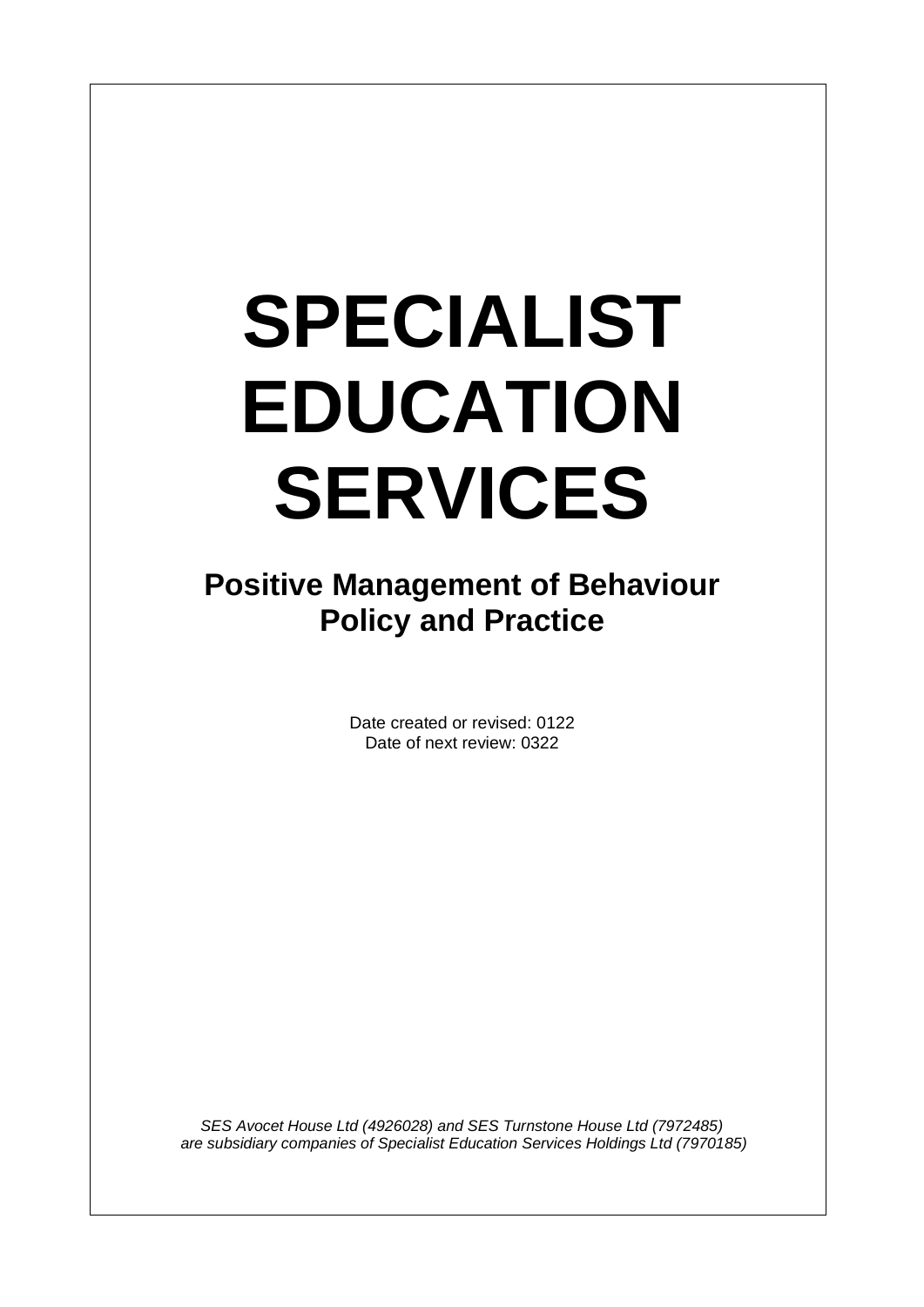# SPECIALIST EDUCATION SERVICES

## Positive Management of Behaviour Policy and Practice

Date created or revised: 0122
Date of next review: 0322

*SES Avocet House Ltd (4926028) and SES Turnstone House Ltd (7972485) are subsidiary companies of Specialist Education Services Holdings Ltd (7970185)*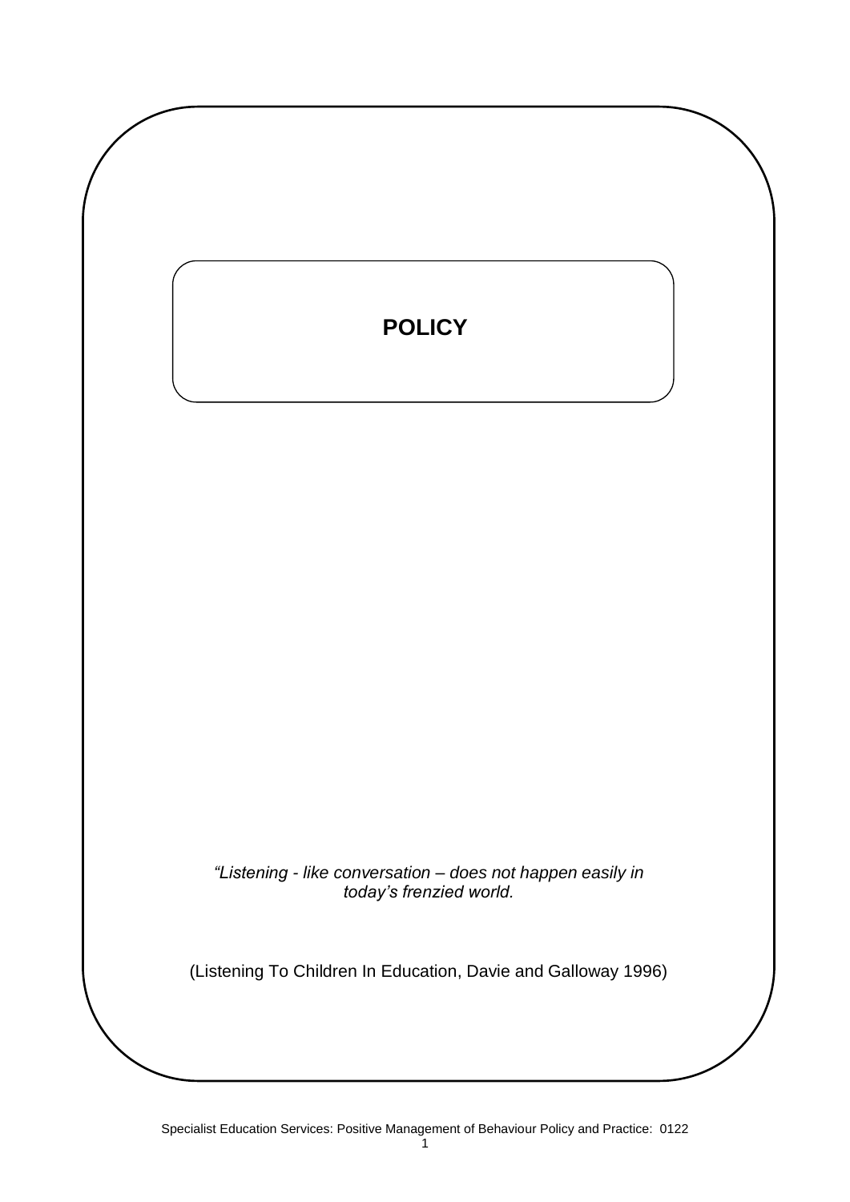# POLICY

*"Listening - like conversation – does not happen easily in today's frenzied world.*

(Listening To Children In Education, Davie and Galloway 1996)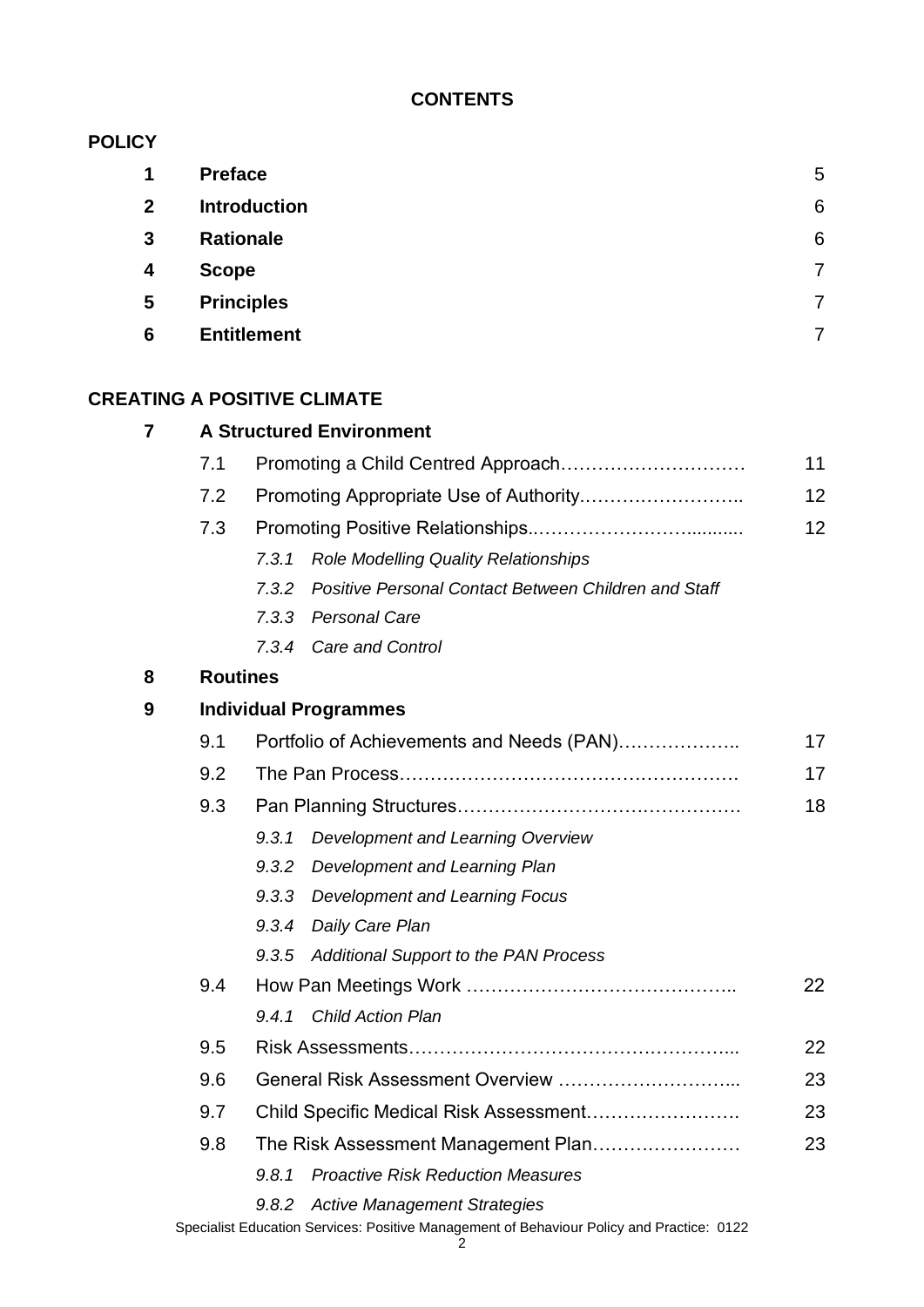# CONTENTS

## POLICY

| | | |
|---|---|---|
| **1** | **Preface** | 5 |
| **2** | **Introduction** | 6 |
| **3** | **Rationale** | 6 |
| **4** | **Scope** | 7 |
| **5** | **Principles** | 7 |
| **6** | **Entitlement** | 7 |

## CREATING A POSITIVE CLIMATE

**7 A Structured Environment**

| | | |
|---|---|---|
| 7.1 | Promoting a Child Centred Approach………………………… | 11 |
| 7.2 | Promoting Appropriate Use of Authority……….…………….. | 12 |
| 7.3 | Promoting Positive Relationships..……………………........... | 12 |

- *7.3.1 Role Modelling Quality Relationships*
- *7.3.2 Positive Personal Contact Between Children and Staff*
- *7.3.3 Personal Care*
- *7.3.4 Care and Control*

**8 Routines**

**9 Individual Programmes**

| | | |
|---|---|---|
| 9.1 | Portfolio of Achievements and Needs (PAN)……………….. | 17 |
| 9.2 | The Pan Process……………………………………………… | 17 |
| 9.3 | Pan Planning Structures………………………………………. | 18 |

- *9.3.1 Development and Learning Overview*
- *9.3.2 Development and Learning Plan*
- *9.3.3 Development and Learning Focus*
- *9.3.4 Daily Care Plan*
- *9.3.5 Additional Support to the PAN Process*

| | | |
|---|---|---|
| 9.4 | How Pan Meetings Work …………………………………….. | 22 |

- *9.4.1 Child Action Plan*

| | | |
|---|---|---|
| 9.5 | Risk Assessments…………………………………….………... | 22 |
| 9.6 | General Risk Assessment Overview ………….…………... | 23 |
| 9.7 | Child Specific Medical Risk Assessment……………………. | 23 |
| 9.8 | The Risk Assessment Management Plan……….…………… | 23 |

- *9.8.1 Proactive Risk Reduction Measures*
- *9.8.2 Active Management Strategies*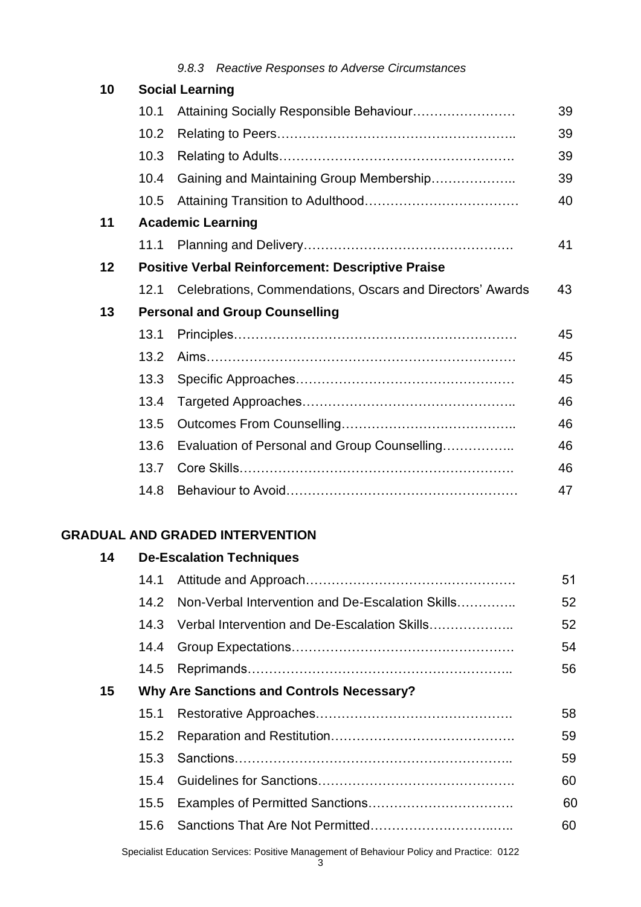*9.8.3 Reactive Responses to Adverse Circumstances*

| | | | |
|---|---|---|---|
| **10** | **Social Learning** | | |
| | 10.1 | Attaining Socially Responsible Behaviour…………………… | 39 |
| | 10.2 | Relating to Peers……………………………………………… | 39 |
| | 10.3 | Relating to Adults……………………………………………. | 39 |
| | 10.4 | Gaining and Maintaining Group Membership……………….. | 39 |
| | 10.5 | Attaining Transition to Adulthood……………………………… | 40 |
| **11** | **Academic Learning** | | |
| | 11.1 | Planning and Delivery…………………………………………. | 41 |
| **12** | **Positive Verbal Reinforcement: Descriptive Praise** | | |
| | 12.1 | Celebrations, Commendations, Oscars and Directors' Awards | 43 |
| **13** | **Personal and Group Counselling** | | |
| | 13.1 | Principles……………………………………………………… | 45 |
| | 13.2 | Aims…………………………………………………………… | 45 |
| | 13.3 | Specific Approaches…………………………………………… | 45 |
| | 13.4 | Targeted Approaches………………………………………….. | 46 |
| | 13.5 | Outcomes From Counselling………………………………….. | 46 |
| | 13.6 | Evaluation of Personal and Group Counselling…………….. | 46 |
| | 13.7 | Core Skills……………………………………………………. | 46 |
| | 14.8 | Behaviour to Avoid……………………………………………… | 47 |

**GRADUAL AND GRADED INTERVENTION**

| | | | |
|---|---|---|---|
| **14** | **De-Escalation Techniques** | | |
| | 14.1 | Attitude and Approach…………………………………………. | 51 |
| | 14.2 | Non-Verbal Intervention and De-Escalation Skills………….. | 52 |
| | 14.3 | Verbal Intervention and De-Escalation Skills……………….. | 52 |
| | 14.4 | Group Expectations……………………………………………. | 54 |
| | 14.5 | Reprimands…………………………………………………….. | 56 |
| **15** | **Why Are Sanctions and Controls Necessary?** | | |
| | 15.1 | Restorative Approaches………………………………………. | 58 |
| | 15.2 | Reparation and Restitution……………………………………. | 59 |
| | 15.3 | Sanctions……………………………………………………….. | 59 |
| | 15.4 | Guidelines for Sanctions………………………………………. | 60 |
| | 15.5 | Examples of Permitted Sanctions……………………………. | 60 |
| | 15.6 | Sanctions That Are Not Permitted…………………………….. | 60 |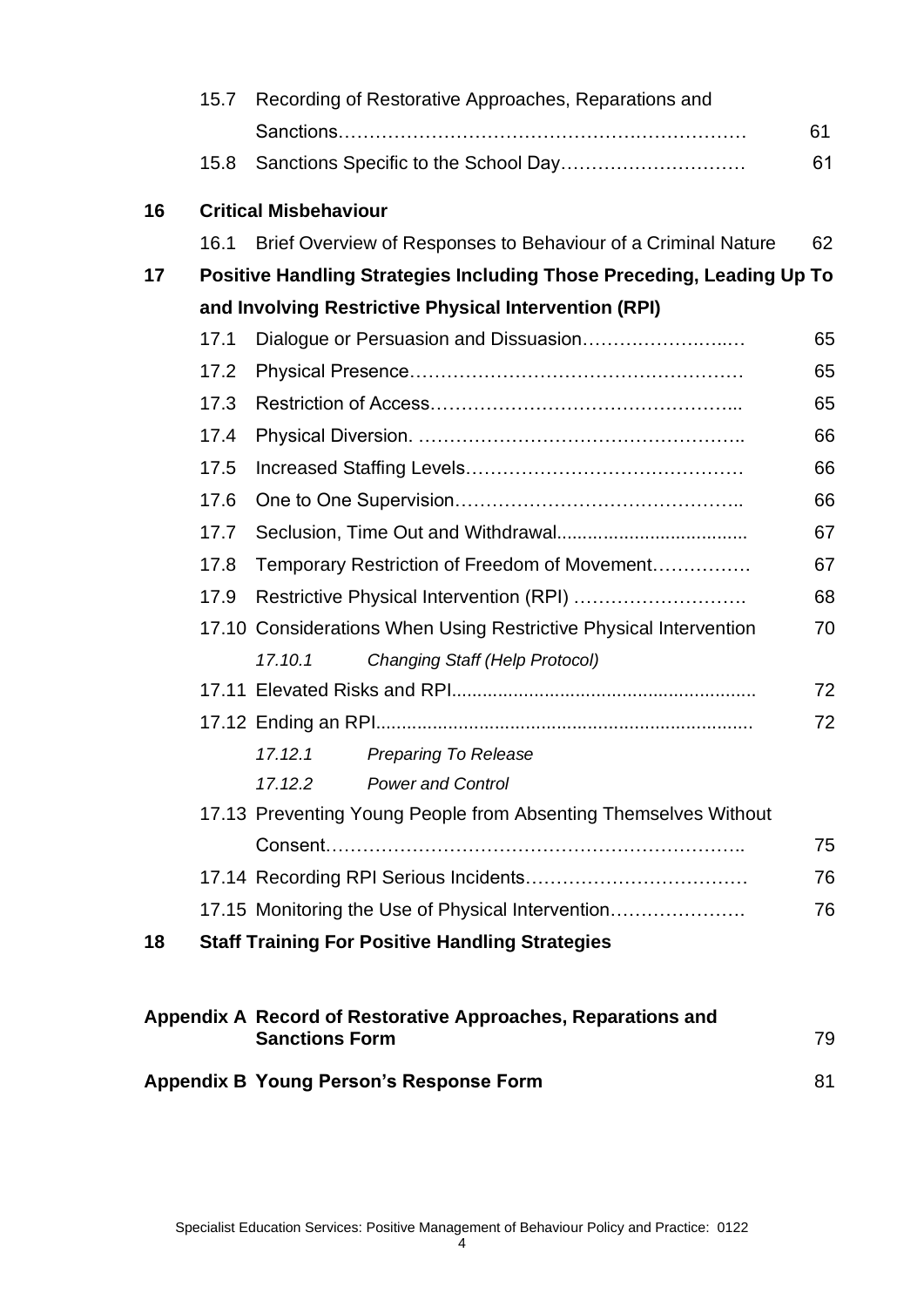| | | | |
|---|---|---|---|
| | 15.7 | Recording of Restorative Approaches, Reparations and Sanctions | 61 |
| | 15.8 | Sanctions Specific to the School Day | 61 |
| **16** | | **Critical Misbehaviour** | |
| | 16.1 | Brief Overview of Responses to Behaviour of a Criminal Nature | 62 |
| **17** | | **Positive Handling Strategies Including Those Preceding, Leading Up To and Involving Restrictive Physical Intervention (RPI)** | |
| | 17.1 | Dialogue or Persuasion and Dissuasion | 65 |
| | 17.2 | Physical Presence | 65 |
| | 17.3 | Restriction of Access | 65 |
| | 17.4 | Physical Diversion. | 66 |
| | 17.5 | Increased Staffing Levels | 66 |
| | 17.6 | One to One Supervision | 66 |
| | 17.7 | Seclusion, Time Out and Withdrawal | 67 |
| | 17.8 | Temporary Restriction of Freedom of Movement | 67 |
| | 17.9 | Restrictive Physical Intervention (RPI) | 68 |
| | 17.10 | Considerations When Using Restrictive Physical Intervention | 70 |
| | | *17.10.1 Changing Staff (Help Protocol)* | |
| | 17.11 | Elevated Risks and RPI | 72 |
| | 17.12 | Ending an RPI | 72 |
| | | *17.12.1 Preparing To Release* | |
| | | *17.12.2 Power and Control* | |
| | 17.13 | Preventing Young People from Absenting Themselves Without Consent | 75 |
| | 17.14 | Recording RPI Serious Incidents | 76 |
| | 17.15 | Monitoring the Use of Physical Intervention | 76 |
| **18** | | **Staff Training For Positive Handling Strategies** | |

| | | |
|---|---|---|
| **Appendix A** | **Record of Restorative Approaches, Reparations and Sanctions Form** | 79 |
| **Appendix B** | **Young Person's Response Form** | 81 |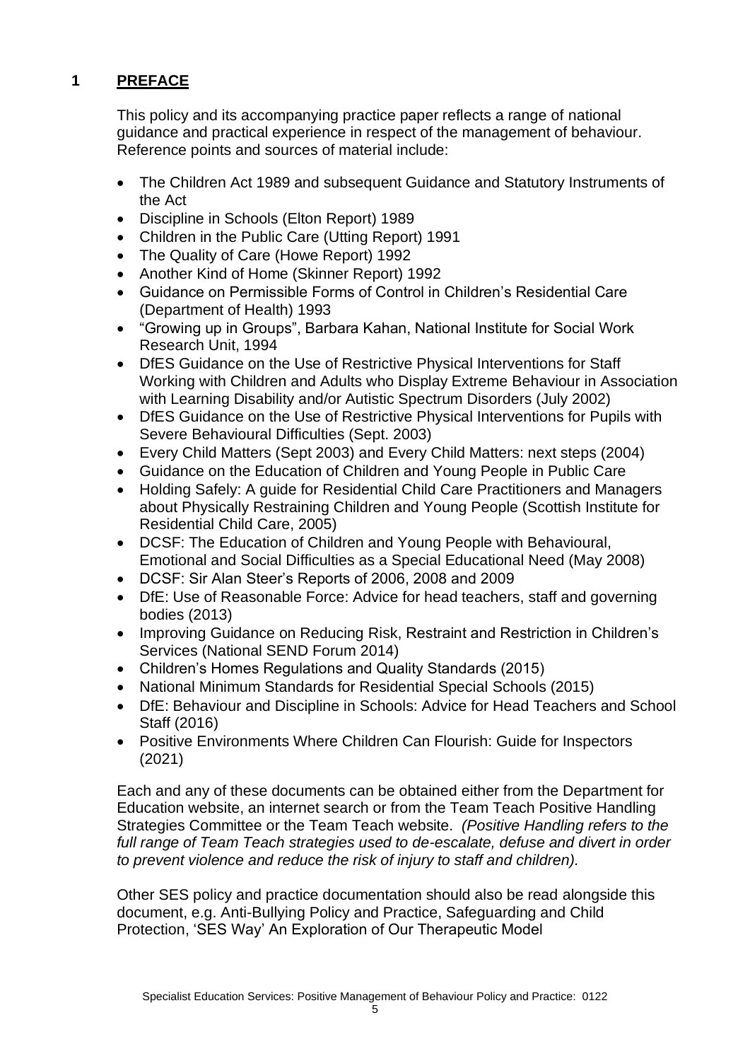## 1 PREFACE

This policy and its accompanying practice paper reflects a range of national guidance and practical experience in respect of the management of behaviour. Reference points and sources of material include:

- The Children Act 1989 and subsequent Guidance and Statutory Instruments of the Act
- Discipline in Schools (Elton Report) 1989
- Children in the Public Care (Utting Report) 1991
- The Quality of Care (Howe Report) 1992
- Another Kind of Home (Skinner Report) 1992
- Guidance on Permissible Forms of Control in Children's Residential Care (Department of Health) 1993
- "Growing up in Groups", Barbara Kahan, National Institute for Social Work Research Unit, 1994
- DfES Guidance on the Use of Restrictive Physical Interventions for Staff Working with Children and Adults who Display Extreme Behaviour in Association with Learning Disability and/or Autistic Spectrum Disorders (July 2002)
- DfES Guidance on the Use of Restrictive Physical Interventions for Pupils with Severe Behavioural Difficulties (Sept. 2003)
- Every Child Matters (Sept 2003) and Every Child Matters: next steps (2004)
- Guidance on the Education of Children and Young People in Public Care
- Holding Safely: A guide for Residential Child Care Practitioners and Managers about Physically Restraining Children and Young People (Scottish Institute for Residential Child Care, 2005)
- DCSF: The Education of Children and Young People with Behavioural, Emotional and Social Difficulties as a Special Educational Need (May 2008)
- DCSF: Sir Alan Steer's Reports of 2006, 2008 and 2009
- DfE: Use of Reasonable Force: Advice for head teachers, staff and governing bodies (2013)
- Improving Guidance on Reducing Risk, Restraint and Restriction in Children's Services (National SEND Forum 2014)
- Children's Homes Regulations and Quality Standards (2015)
- National Minimum Standards for Residential Special Schools (2015)
- DfE: Behaviour and Discipline in Schools: Advice for Head Teachers and School Staff (2016)
- Positive Environments Where Children Can Flourish: Guide for Inspectors (2021)

Each and any of these documents can be obtained either from the Department for Education website, an internet search or from the Team Teach Positive Handling Strategies Committee or the Team Teach website. *(Positive Handling refers to the full range of Team Teach strategies used to de-escalate, defuse and divert in order to prevent violence and reduce the risk of injury to staff and children).*

Other SES policy and practice documentation should also be read alongside this document, e.g. Anti-Bullying Policy and Practice, Safeguarding and Child Protection, 'SES Way' An Exploration of Our Therapeutic Model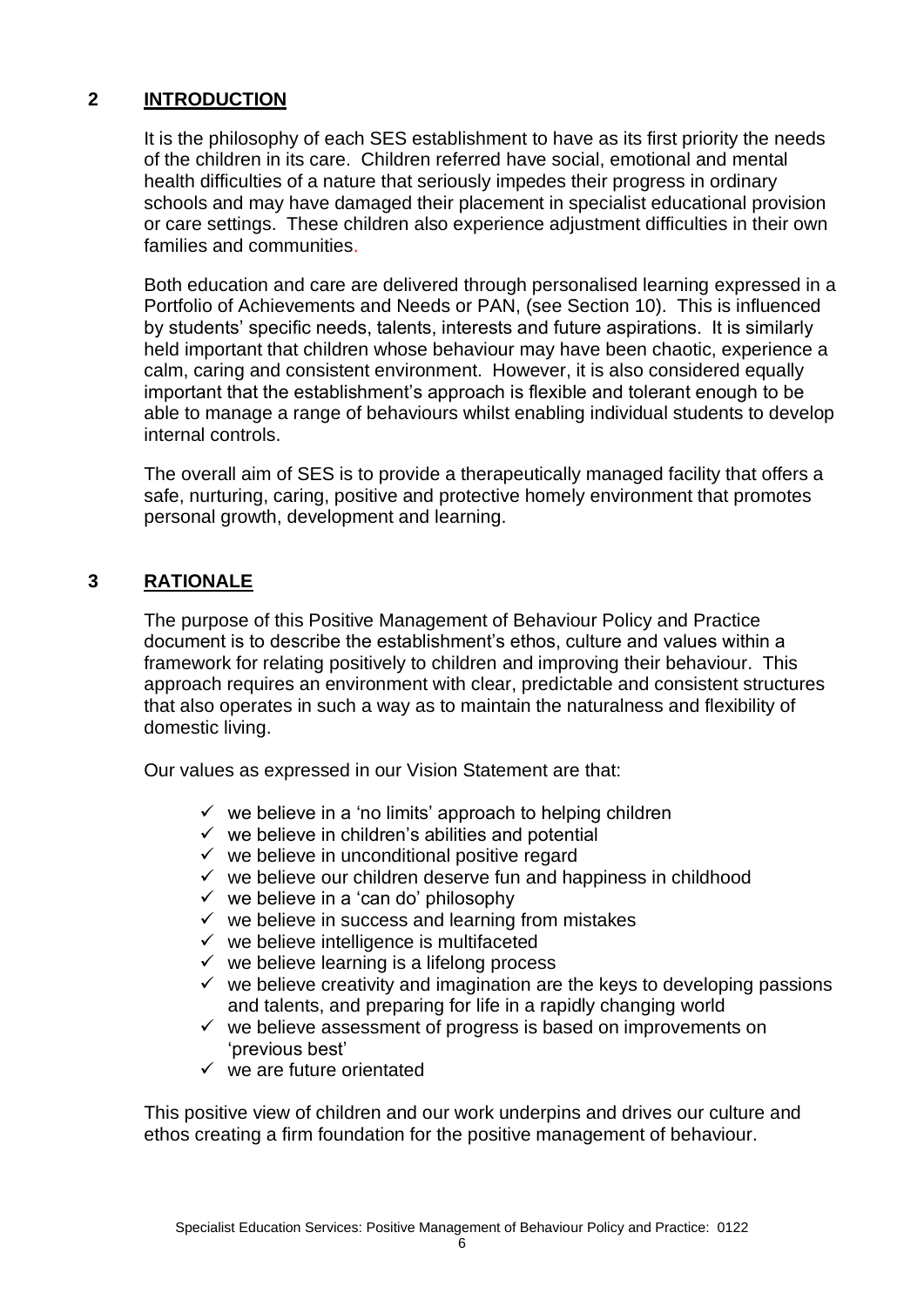## 2 INTRODUCTION

It is the philosophy of each SES establishment to have as its first priority the needs of the children in its care. Children referred have social, emotional and mental health difficulties of a nature that seriously impedes their progress in ordinary schools and may have damaged their placement in specialist educational provision or care settings. These children also experience adjustment difficulties in their own families and communities.

Both education and care are delivered through personalised learning expressed in a Portfolio of Achievements and Needs or PAN, (see Section 10). This is influenced by students' specific needs, talents, interests and future aspirations. It is similarly held important that children whose behaviour may have been chaotic, experience a calm, caring and consistent environment. However, it is also considered equally important that the establishment's approach is flexible and tolerant enough to be able to manage a range of behaviours whilst enabling individual students to develop internal controls.

The overall aim of SES is to provide a therapeutically managed facility that offers a safe, nurturing, caring, positive and protective homely environment that promotes personal growth, development and learning.

## 3 RATIONALE

The purpose of this Positive Management of Behaviour Policy and Practice document is to describe the establishment's ethos, culture and values within a framework for relating positively to children and improving their behaviour. This approach requires an environment with clear, predictable and consistent structures that also operates in such a way as to maintain the naturalness and flexibility of domestic living.

Our values as expressed in our Vision Statement are that:

- ✓ we believe in a 'no limits' approach to helping children
- ✓ we believe in children's abilities and potential
- ✓ we believe in unconditional positive regard
- ✓ we believe our children deserve fun and happiness in childhood
- ✓ we believe in a 'can do' philosophy
- ✓ we believe in success and learning from mistakes
- ✓ we believe intelligence is multifaceted
- ✓ we believe learning is a lifelong process
- ✓ we believe creativity and imagination are the keys to developing passions and talents, and preparing for life in a rapidly changing world
- ✓ we believe assessment of progress is based on improvements on 'previous best'
- ✓ we are future orientated

This positive view of children and our work underpins and drives our culture and ethos creating a firm foundation for the positive management of behaviour.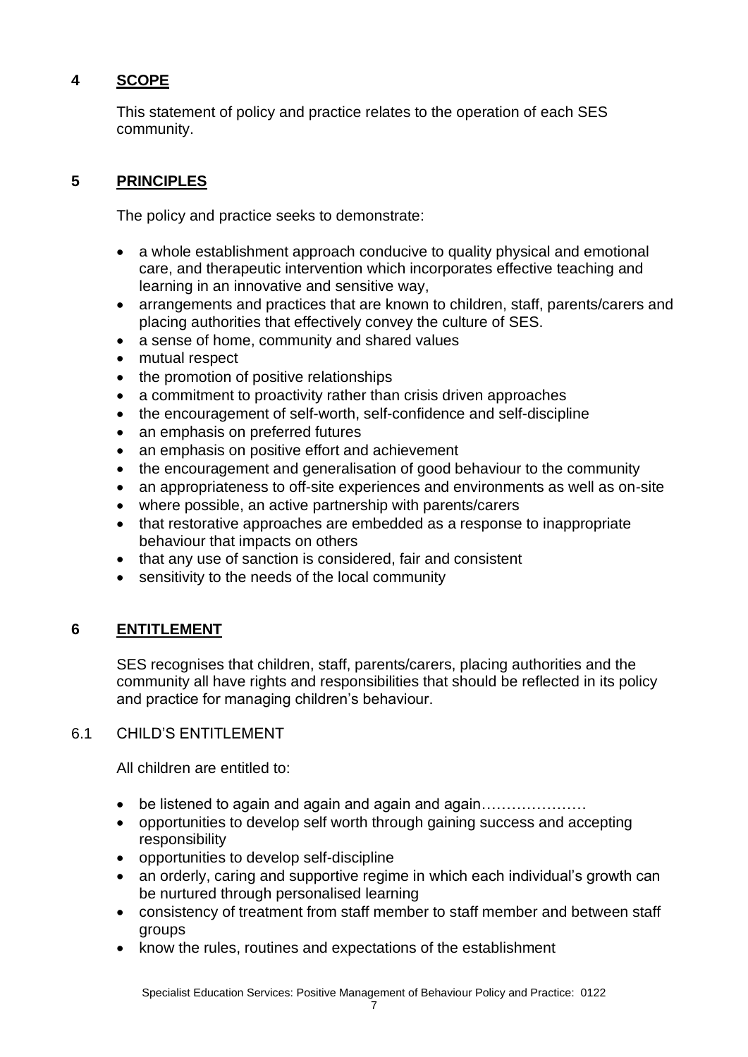## 4 SCOPE

This statement of policy and practice relates to the operation of each SES community.

## 5 PRINCIPLES

The policy and practice seeks to demonstrate:

- a whole establishment approach conducive to quality physical and emotional care, and therapeutic intervention which incorporates effective teaching and learning in an innovative and sensitive way,
- arrangements and practices that are known to children, staff, parents/carers and placing authorities that effectively convey the culture of SES.
- a sense of home, community and shared values
- mutual respect
- the promotion of positive relationships
- a commitment to proactivity rather than crisis driven approaches
- the encouragement of self-worth, self-confidence and self-discipline
- an emphasis on preferred futures
- an emphasis on positive effort and achievement
- the encouragement and generalisation of good behaviour to the community
- an appropriateness to off-site experiences and environments as well as on-site
- where possible, an active partnership with parents/carers
- that restorative approaches are embedded as a response to inappropriate behaviour that impacts on others
- that any use of sanction is considered, fair and consistent
- sensitivity to the needs of the local community

## 6 ENTITLEMENT

SES recognises that children, staff, parents/carers, placing authorities and the community all have rights and responsibilities that should be reflected in its policy and practice for managing children's behaviour.

### 6.1 CHILD'S ENTITLEMENT

All children are entitled to:

- be listened to again and again and again and again…………………
- opportunities to develop self worth through gaining success and accepting responsibility
- opportunities to develop self-discipline
- an orderly, caring and supportive regime in which each individual's growth can be nurtured through personalised learning
- consistency of treatment from staff member to staff member and between staff groups
- know the rules, routines and expectations of the establishment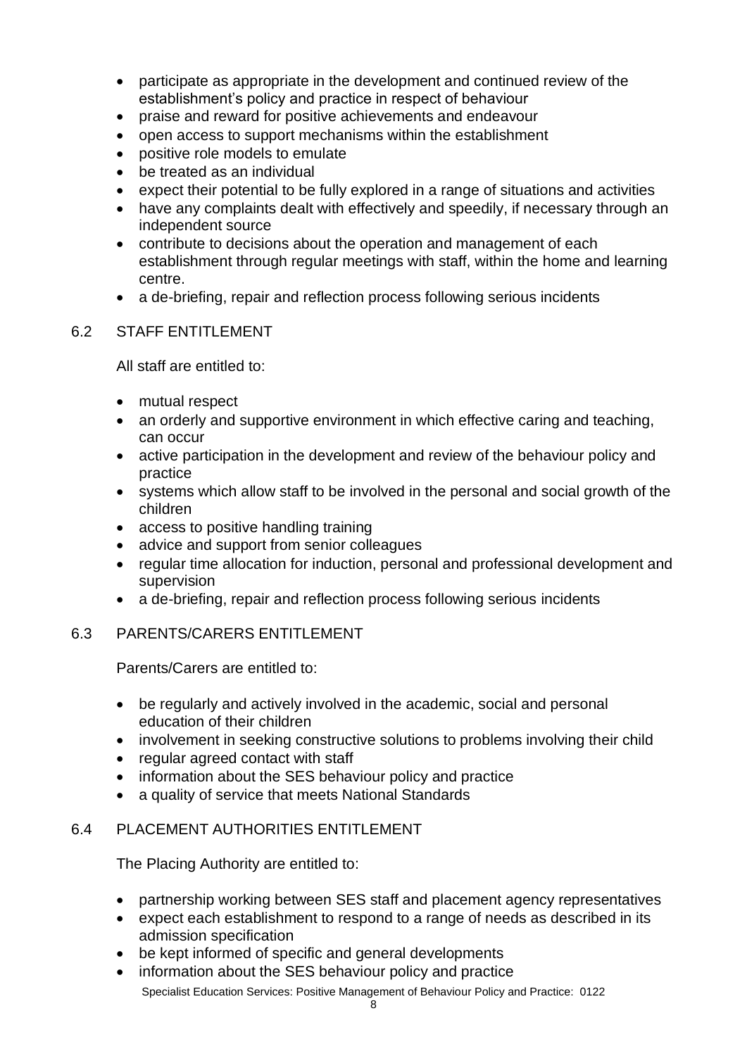- participate as appropriate in the development and continued review of the establishment's policy and practice in respect of behaviour
- praise and reward for positive achievements and endeavour
- open access to support mechanisms within the establishment
- positive role models to emulate
- be treated as an individual
- expect their potential to be fully explored in a range of situations and activities
- have any complaints dealt with effectively and speedily, if necessary through an independent source
- contribute to decisions about the operation and management of each establishment through regular meetings with staff, within the home and learning centre.
- a de-briefing, repair and reflection process following serious incidents

## 6.2 STAFF ENTITLEMENT

All staff are entitled to:

- mutual respect
- an orderly and supportive environment in which effective caring and teaching, can occur
- active participation in the development and review of the behaviour policy and practice
- systems which allow staff to be involved in the personal and social growth of the children
- access to positive handling training
- advice and support from senior colleagues
- regular time allocation for induction, personal and professional development and supervision
- a de-briefing, repair and reflection process following serious incidents

## 6.3 PARENTS/CARERS ENTITLEMENT

Parents/Carers are entitled to:

- be regularly and actively involved in the academic, social and personal education of their children
- involvement in seeking constructive solutions to problems involving their child
- regular agreed contact with staff
- information about the SES behaviour policy and practice
- a quality of service that meets National Standards

## 6.4 PLACEMENT AUTHORITIES ENTITLEMENT

The Placing Authority are entitled to:

- partnership working between SES staff and placement agency representatives
- expect each establishment to respond to a range of needs as described in its admission specification
- be kept informed of specific and general developments
- information about the SES behaviour policy and practice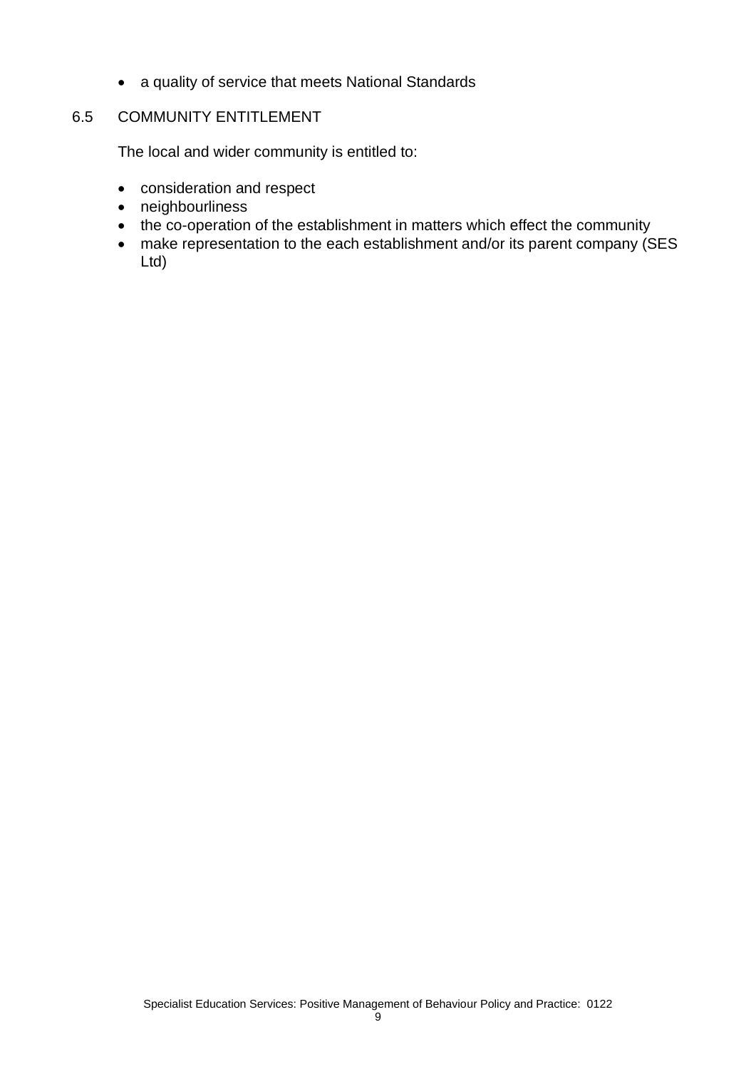- a quality of service that meets National Standards

## 6.5 COMMUNITY ENTITLEMENT

The local and wider community is entitled to:

- consideration and respect
- neighbourliness
- the co-operation of the establishment in matters which effect the community
- make representation to the each establishment and/or its parent company (SES Ltd)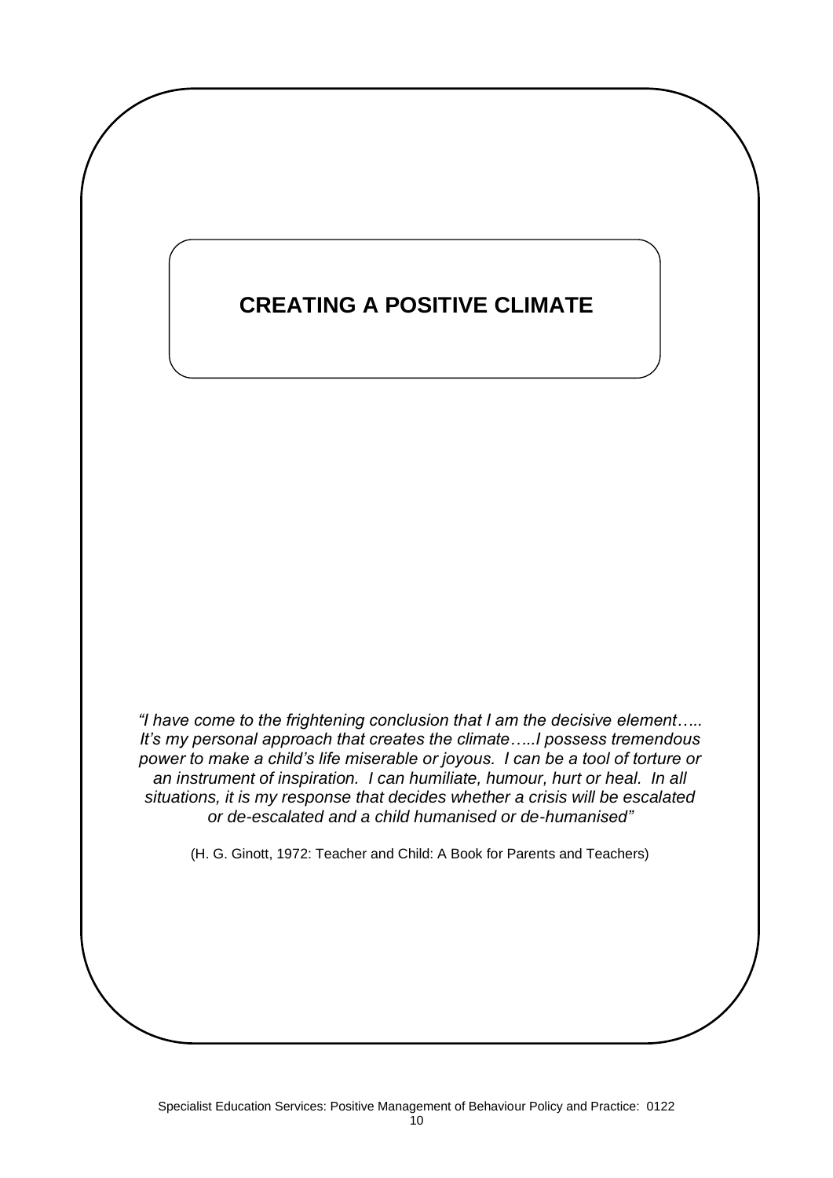# CREATING A POSITIVE CLIMATE

*"I have come to the frightening conclusion that I am the decisive element….. It's my personal approach that creates the climate…..I possess tremendous power to make a child's life miserable or joyous. I can be a tool of torture or an instrument of inspiration. I can humiliate, humour, hurt or heal. In all situations, it is my response that decides whether a crisis will be escalated or de-escalated and a child humanised or de-humanised"*

(H. G. Ginott, 1972: Teacher and Child: A Book for Parents and Teachers)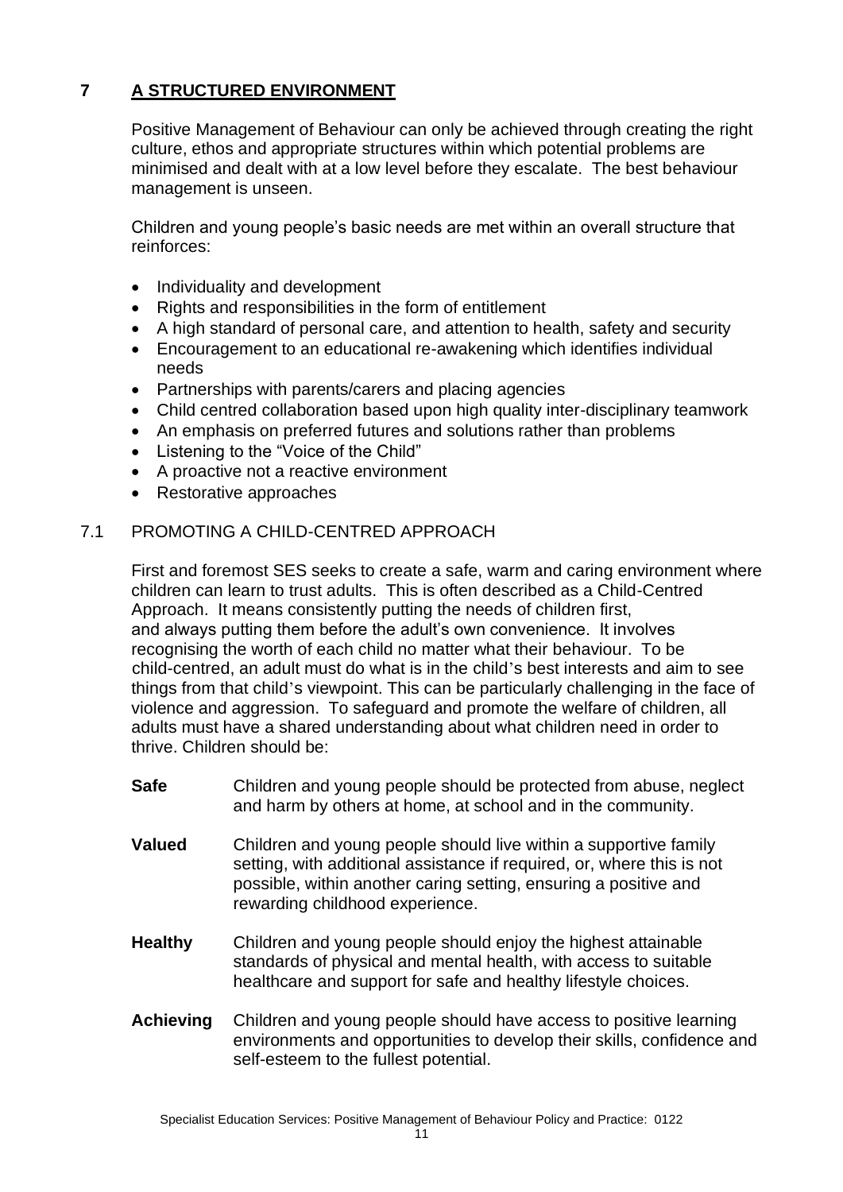## 7 A STRUCTURED ENVIRONMENT

Positive Management of Behaviour can only be achieved through creating the right culture, ethos and appropriate structures within which potential problems are minimised and dealt with at a low level before they escalate. The best behaviour management is unseen.

Children and young people's basic needs are met within an overall structure that reinforces:

- Individuality and development
- Rights and responsibilities in the form of entitlement
- A high standard of personal care, and attention to health, safety and security
- Encouragement to an educational re-awakening which identifies individual needs
- Partnerships with parents/carers and placing agencies
- Child centred collaboration based upon high quality inter-disciplinary teamwork
- An emphasis on preferred futures and solutions rather than problems
- Listening to the "Voice of the Child"
- A proactive not a reactive environment
- Restorative approaches

### 7.1 PROMOTING A CHILD-CENTRED APPROACH

First and foremost SES seeks to create a safe, warm and caring environment where children can learn to trust adults. This is often described as a Child-Centred Approach. It means consistently putting the needs of children first, and always putting them before the adult's own convenience. It involves recognising the worth of each child no matter what their behaviour. To be child-centred, an adult must do what is in the child's best interests and aim to see things from that child's viewpoint. This can be particularly challenging in the face of violence and aggression. To safeguard and promote the welfare of children, all adults must have a shared understanding about what children need in order to thrive. Children should be:

**Safe** Children and young people should be protected from abuse, neglect and harm by others at home, at school and in the community.

**Valued** Children and young people should live within a supportive family setting, with additional assistance if required, or, where this is not possible, within another caring setting, ensuring a positive and rewarding childhood experience.

**Healthy** Children and young people should enjoy the highest attainable standards of physical and mental health, with access to suitable healthcare and support for safe and healthy lifestyle choices.

**Achieving** Children and young people should have access to positive learning environments and opportunities to develop their skills, confidence and self-esteem to the fullest potential.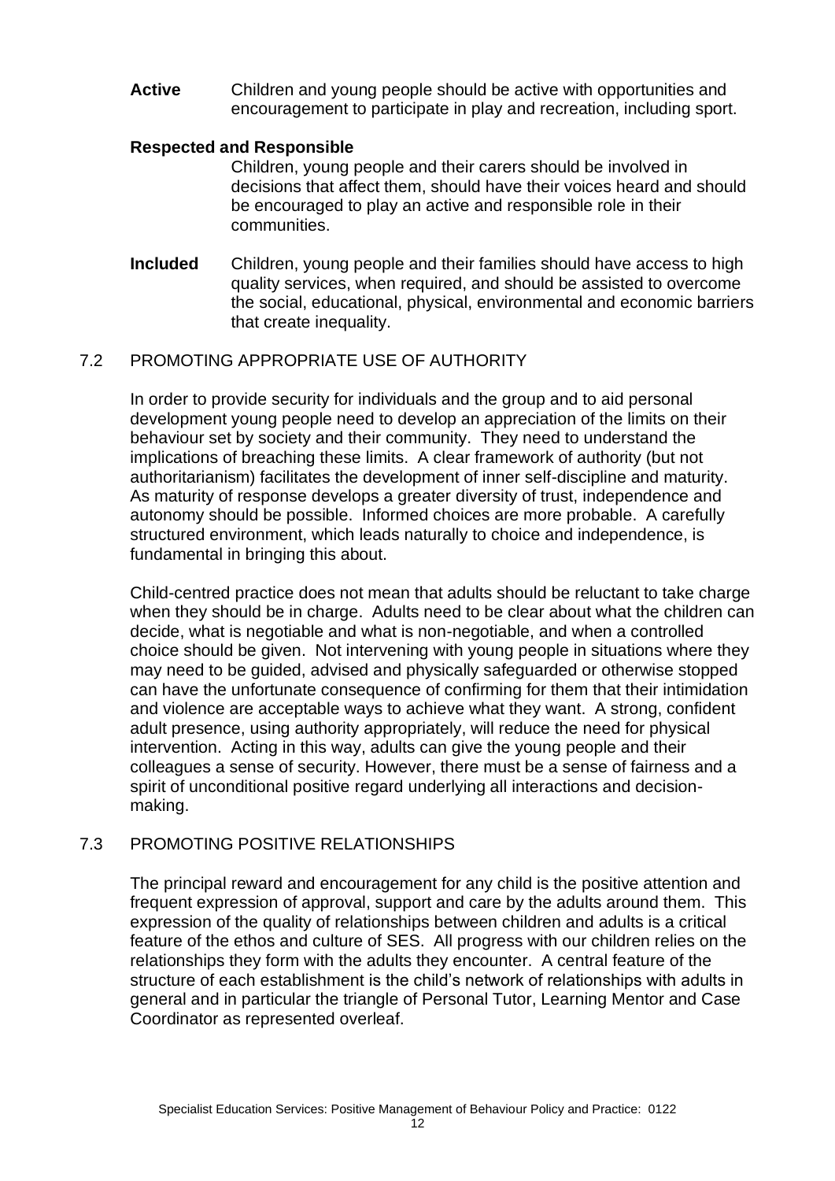**Active** Children and young people should be active with opportunities and encouragement to participate in play and recreation, including sport.

**Respected and Responsible**
Children, young people and their carers should be involved in decisions that affect them, should have their voices heard and should be encouraged to play an active and responsible role in their communities.

**Included** Children, young people and their families should have access to high quality services, when required, and should be assisted to overcome the social, educational, physical, environmental and economic barriers that create inequality.

## 7.2 PROMOTING APPROPRIATE USE OF AUTHORITY

In order to provide security for individuals and the group and to aid personal development young people need to develop an appreciation of the limits on their behaviour set by society and their community. They need to understand the implications of breaching these limits. A clear framework of authority (but not authoritarianism) facilitates the development of inner self-discipline and maturity. As maturity of response develops a greater diversity of trust, independence and autonomy should be possible. Informed choices are more probable. A carefully structured environment, which leads naturally to choice and independence, is fundamental in bringing this about.

Child-centred practice does not mean that adults should be reluctant to take charge when they should be in charge. Adults need to be clear about what the children can decide, what is negotiable and what is non-negotiable, and when a controlled choice should be given. Not intervening with young people in situations where they may need to be guided, advised and physically safeguarded or otherwise stopped can have the unfortunate consequence of confirming for them that their intimidation and violence are acceptable ways to achieve what they want. A strong, confident adult presence, using authority appropriately, will reduce the need for physical intervention. Acting in this way, adults can give the young people and their colleagues a sense of security. However, there must be a sense of fairness and a spirit of unconditional positive regard underlying all interactions and decision-making.

## 7.3 PROMOTING POSITIVE RELATIONSHIPS

The principal reward and encouragement for any child is the positive attention and frequent expression of approval, support and care by the adults around them. This expression of the quality of relationships between children and adults is a critical feature of the ethos and culture of SES. All progress with our children relies on the relationships they form with the adults they encounter. A central feature of the structure of each establishment is the child's network of relationships with adults in general and in particular the triangle of Personal Tutor, Learning Mentor and Case Coordinator as represented overleaf.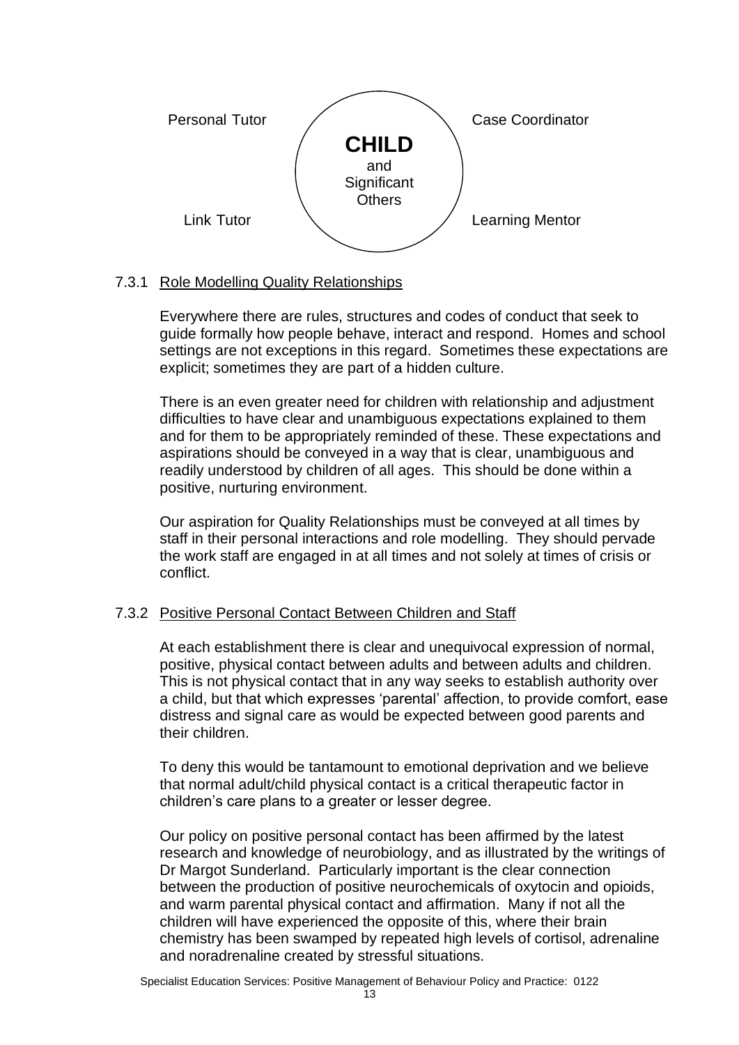Personal Tutor

Case Coordinator

**CHILD**
and
Significant
Others

Link Tutor

Learning Mentor

#### 7.3.1 Role Modelling Quality Relationships

Everywhere there are rules, structures and codes of conduct that seek to guide formally how people behave, interact and respond. Homes and school settings are not exceptions in this regard. Sometimes these expectations are explicit; sometimes they are part of a hidden culture.

There is an even greater need for children with relationship and adjustment difficulties to have clear and unambiguous expectations explained to them and for them to be appropriately reminded of these. These expectations and aspirations should be conveyed in a way that is clear, unambiguous and readily understood by children of all ages. This should be done within a positive, nurturing environment.

Our aspiration for Quality Relationships must be conveyed at all times by staff in their personal interactions and role modelling. They should pervade the work staff are engaged in at all times and not solely at times of crisis or conflict.

#### 7.3.2 Positive Personal Contact Between Children and Staff

At each establishment there is clear and unequivocal expression of normal, positive, physical contact between adults and between adults and children. This is not physical contact that in any way seeks to establish authority over a child, but that which expresses 'parental' affection, to provide comfort, ease distress and signal care as would be expected between good parents and their children.

To deny this would be tantamount to emotional deprivation and we believe that normal adult/child physical contact is a critical therapeutic factor in children's care plans to a greater or lesser degree.

Our policy on positive personal contact has been affirmed by the latest research and knowledge of neurobiology, and as illustrated by the writings of Dr Margot Sunderland. Particularly important is the clear connection between the production of positive neurochemicals of oxytocin and opioids, and warm parental physical contact and affirmation. Many if not all the children will have experienced the opposite of this, where their brain chemistry has been swamped by repeated high levels of cortisol, adrenaline and noradrenaline created by stressful situations.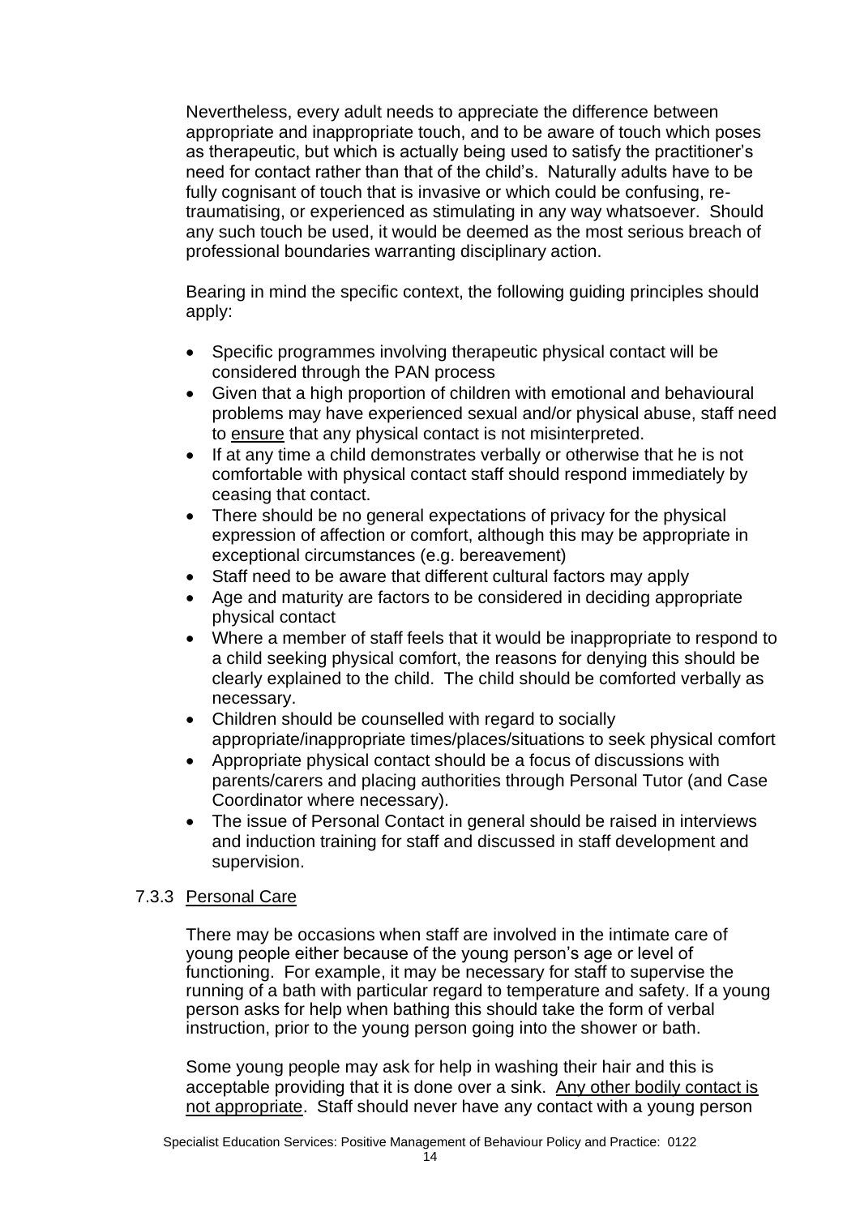Nevertheless, every adult needs to appreciate the difference between appropriate and inappropriate touch, and to be aware of touch which poses as therapeutic, but which is actually being used to satisfy the practitioner's need for contact rather than that of the child's. Naturally adults have to be fully cognisant of touch that is invasive or which could be confusing, re-traumatising, or experienced as stimulating in any way whatsoever. Should any such touch be used, it would be deemed as the most serious breach of professional boundaries warranting disciplinary action.

Bearing in mind the specific context, the following guiding principles should apply:

- Specific programmes involving therapeutic physical contact will be considered through the PAN process
- Given that a high proportion of children with emotional and behavioural problems may have experienced sexual and/or physical abuse, staff need to <u>ensure</u> that any physical contact is not misinterpreted.
- If at any time a child demonstrates verbally or otherwise that he is not comfortable with physical contact staff should respond immediately by ceasing that contact.
- There should be no general expectations of privacy for the physical expression of affection or comfort, although this may be appropriate in exceptional circumstances (e.g. bereavement)
- Staff need to be aware that different cultural factors may apply
- Age and maturity are factors to be considered in deciding appropriate physical contact
- Where a member of staff feels that it would be inappropriate to respond to a child seeking physical comfort, the reasons for denying this should be clearly explained to the child. The child should be comforted verbally as necessary.
- Children should be counselled with regard to socially appropriate/inappropriate times/places/situations to seek physical comfort
- Appropriate physical contact should be a focus of discussions with parents/carers and placing authorities through Personal Tutor (and Case Coordinator where necessary).
- The issue of Personal Contact in general should be raised in interviews and induction training for staff and discussed in staff development and supervision.

### 7.3.3 <u>Personal Care</u>

There may be occasions when staff are involved in the intimate care of young people either because of the young person's age or level of functioning. For example, it may be necessary for staff to supervise the running of a bath with particular regard to temperature and safety. If a young person asks for help when bathing this should take the form of verbal instruction, prior to the young person going into the shower or bath.

Some young people may ask for help in washing their hair and this is acceptable providing that it is done over a sink. <u>Any other bodily contact is not appropriate</u>. Staff should never have any contact with a young person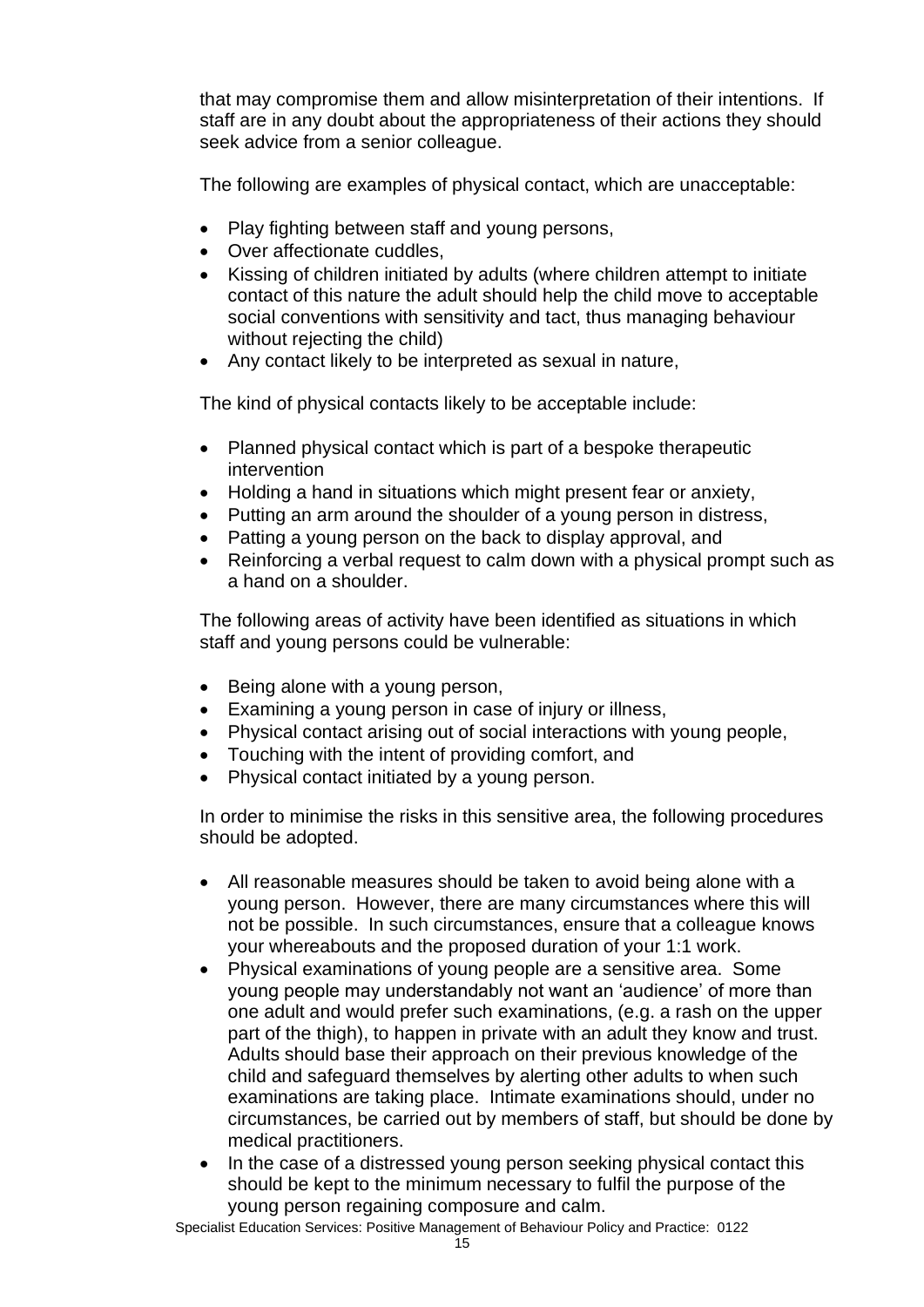that may compromise them and allow misinterpretation of their intentions. If staff are in any doubt about the appropriateness of their actions they should seek advice from a senior colleague.

The following are examples of physical contact, which are unacceptable:

- Play fighting between staff and young persons,
- Over affectionate cuddles,
- Kissing of children initiated by adults (where children attempt to initiate contact of this nature the adult should help the child move to acceptable social conventions with sensitivity and tact, thus managing behaviour without rejecting the child)
- Any contact likely to be interpreted as sexual in nature,

The kind of physical contacts likely to be acceptable include:

- Planned physical contact which is part of a bespoke therapeutic intervention
- Holding a hand in situations which might present fear or anxiety,
- Putting an arm around the shoulder of a young person in distress,
- Patting a young person on the back to display approval, and
- Reinforcing a verbal request to calm down with a physical prompt such as a hand on a shoulder.

The following areas of activity have been identified as situations in which staff and young persons could be vulnerable:

- Being alone with a young person,
- Examining a young person in case of injury or illness,
- Physical contact arising out of social interactions with young people,
- Touching with the intent of providing comfort, and
- Physical contact initiated by a young person.

In order to minimise the risks in this sensitive area, the following procedures should be adopted.

- All reasonable measures should be taken to avoid being alone with a young person. However, there are many circumstances where this will not be possible. In such circumstances, ensure that a colleague knows your whereabouts and the proposed duration of your 1:1 work.
- Physical examinations of young people are a sensitive area. Some young people may understandably not want an 'audience' of more than one adult and would prefer such examinations, (e.g. a rash on the upper part of the thigh), to happen in private with an adult they know and trust. Adults should base their approach on their previous knowledge of the child and safeguard themselves by alerting other adults to when such examinations are taking place. Intimate examinations should, under no circumstances, be carried out by members of staff, but should be done by medical practitioners.
- In the case of a distressed young person seeking physical contact this should be kept to the minimum necessary to fulfil the purpose of the young person regaining composure and calm.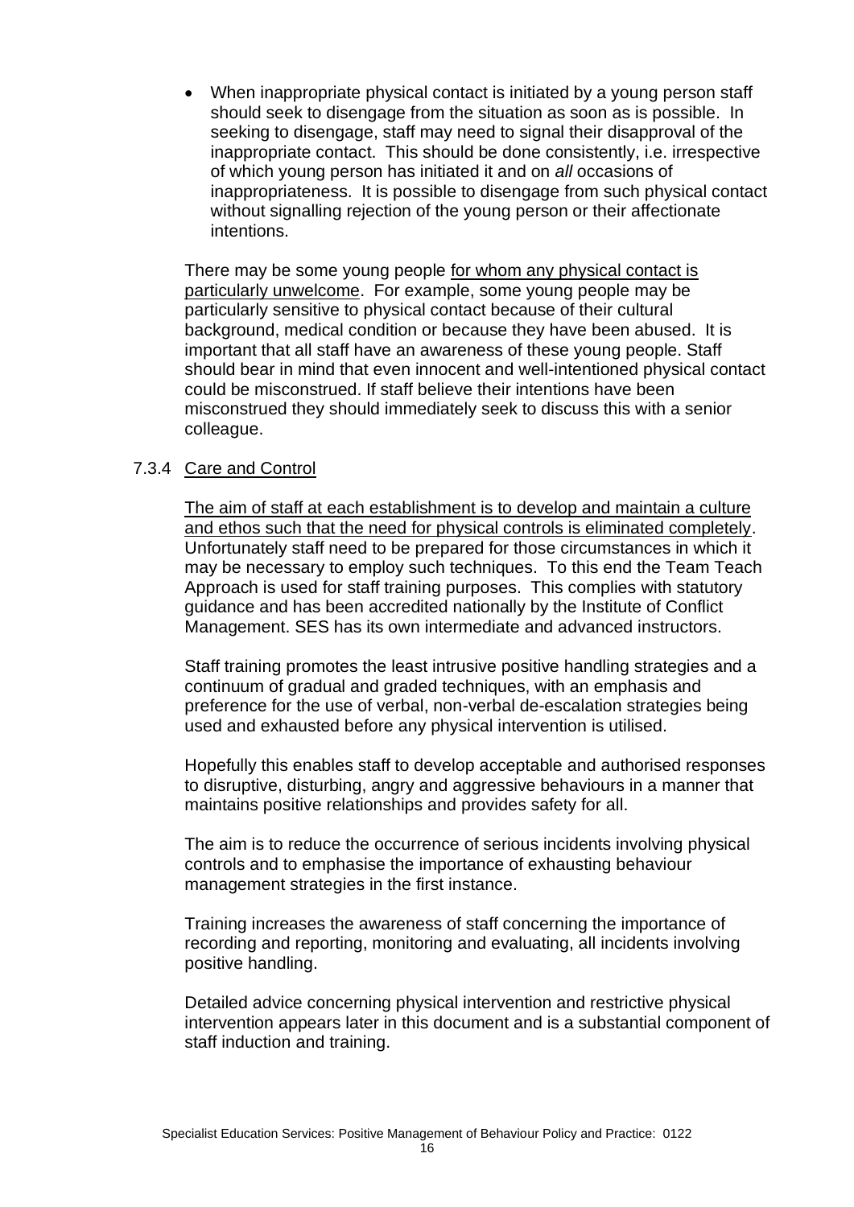- When inappropriate physical contact is initiated by a young person staff should seek to disengage from the situation as soon as is possible. In seeking to disengage, staff may need to signal their disapproval of the inappropriate contact. This should be done consistently, i.e. irrespective of which young person has initiated it and on *all* occasions of inappropriateness. It is possible to disengage from such physical contact without signalling rejection of the young person or their affectionate intentions.

There may be some young people <u>for whom any physical contact is particularly unwelcome</u>. For example, some young people may be particularly sensitive to physical contact because of their cultural background, medical condition or because they have been abused. It is important that all staff have an awareness of these young people. Staff should bear in mind that even innocent and well-intentioned physical contact could be misconstrued. If staff believe their intentions have been misconstrued they should immediately seek to discuss this with a senior colleague.

#### 7.3.4 <u>Care and Control</u>

<u>The aim of staff at each establishment is to develop and maintain a culture and ethos such that the need for physical controls is eliminated completely</u>. Unfortunately staff need to be prepared for those circumstances in which it may be necessary to employ such techniques. To this end the Team Teach Approach is used for staff training purposes. This complies with statutory guidance and has been accredited nationally by the Institute of Conflict Management. SES has its own intermediate and advanced instructors.

Staff training promotes the least intrusive positive handling strategies and a continuum of gradual and graded techniques, with an emphasis and preference for the use of verbal, non-verbal de-escalation strategies being used and exhausted before any physical intervention is utilised.

Hopefully this enables staff to develop acceptable and authorised responses to disruptive, disturbing, angry and aggressive behaviours in a manner that maintains positive relationships and provides safety for all.

The aim is to reduce the occurrence of serious incidents involving physical controls and to emphasise the importance of exhausting behaviour management strategies in the first instance.

Training increases the awareness of staff concerning the importance of recording and reporting, monitoring and evaluating, all incidents involving positive handling.

Detailed advice concerning physical intervention and restrictive physical intervention appears later in this document and is a substantial component of staff induction and training.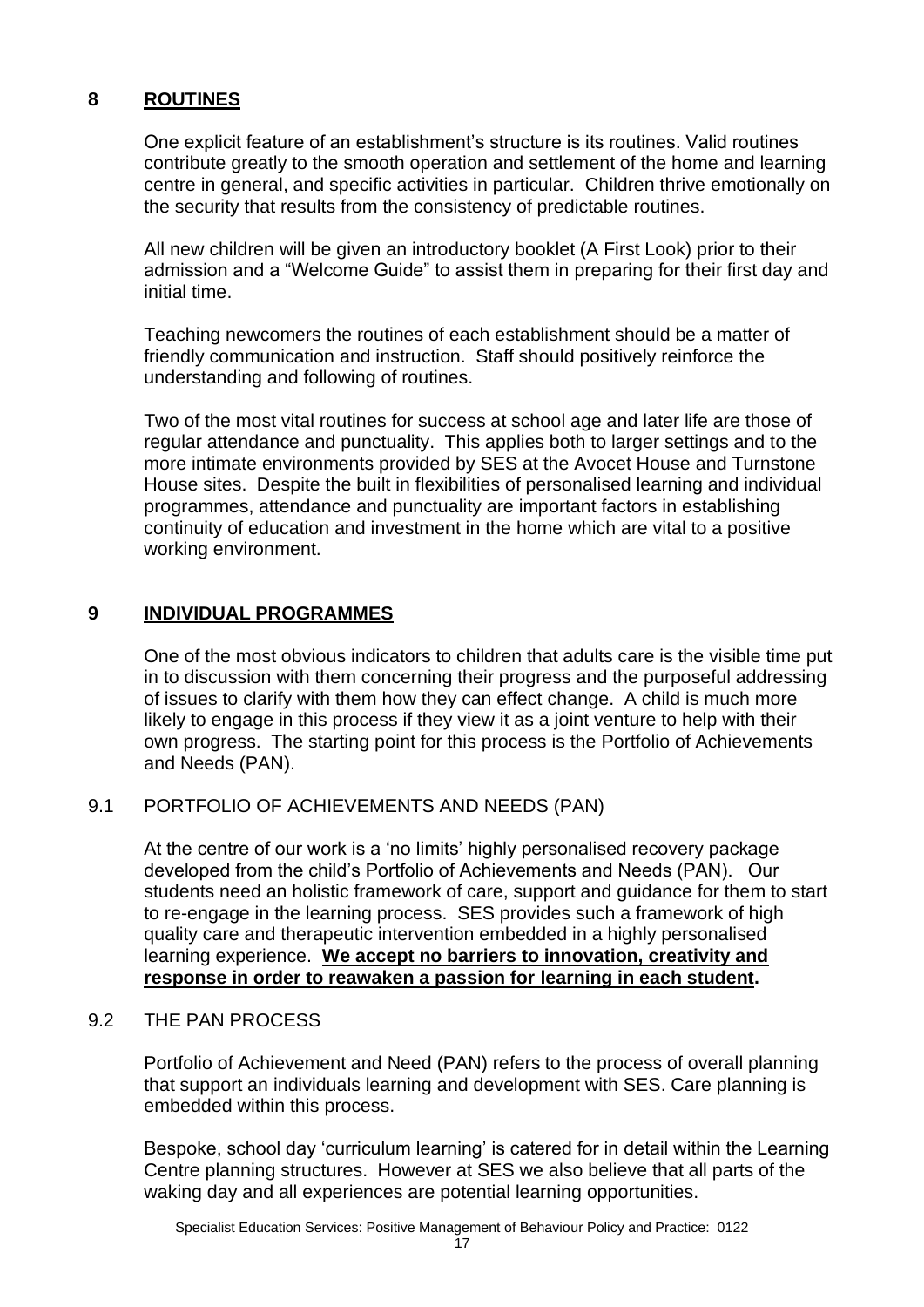## 8 ROUTINES

One explicit feature of an establishment's structure is its routines. Valid routines contribute greatly to the smooth operation and settlement of the home and learning centre in general, and specific activities in particular. Children thrive emotionally on the security that results from the consistency of predictable routines.

All new children will be given an introductory booklet (A First Look) prior to their admission and a "Welcome Guide" to assist them in preparing for their first day and initial time.

Teaching newcomers the routines of each establishment should be a matter of friendly communication and instruction. Staff should positively reinforce the understanding and following of routines.

Two of the most vital routines for success at school age and later life are those of regular attendance and punctuality. This applies both to larger settings and to the more intimate environments provided by SES at the Avocet House and Turnstone House sites. Despite the built in flexibilities of personalised learning and individual programmes, attendance and punctuality are important factors in establishing continuity of education and investment in the home which are vital to a positive working environment.

## 9 INDIVIDUAL PROGRAMMES

One of the most obvious indicators to children that adults care is the visible time put in to discussion with them concerning their progress and the purposeful addressing of issues to clarify with them how they can effect change. A child is much more likely to engage in this process if they view it as a joint venture to help with their own progress. The starting point for this process is the Portfolio of Achievements and Needs (PAN).

### 9.1 PORTFOLIO OF ACHIEVEMENTS AND NEEDS (PAN)

At the centre of our work is a 'no limits' highly personalised recovery package developed from the child's Portfolio of Achievements and Needs (PAN). Our students need an holistic framework of care, support and guidance for them to start to re-engage in the learning process. SES provides such a framework of high quality care and therapeutic intervention embedded in a highly personalised learning experience. **We accept no barriers to innovation, creativity and response in order to reawaken a passion for learning in each student.**

### 9.2 THE PAN PROCESS

Portfolio of Achievement and Need (PAN) refers to the process of overall planning that support an individuals learning and development with SES. Care planning is embedded within this process.

Bespoke, school day 'curriculum learning' is catered for in detail within the Learning Centre planning structures. However at SES we also believe that all parts of the waking day and all experiences are potential learning opportunities.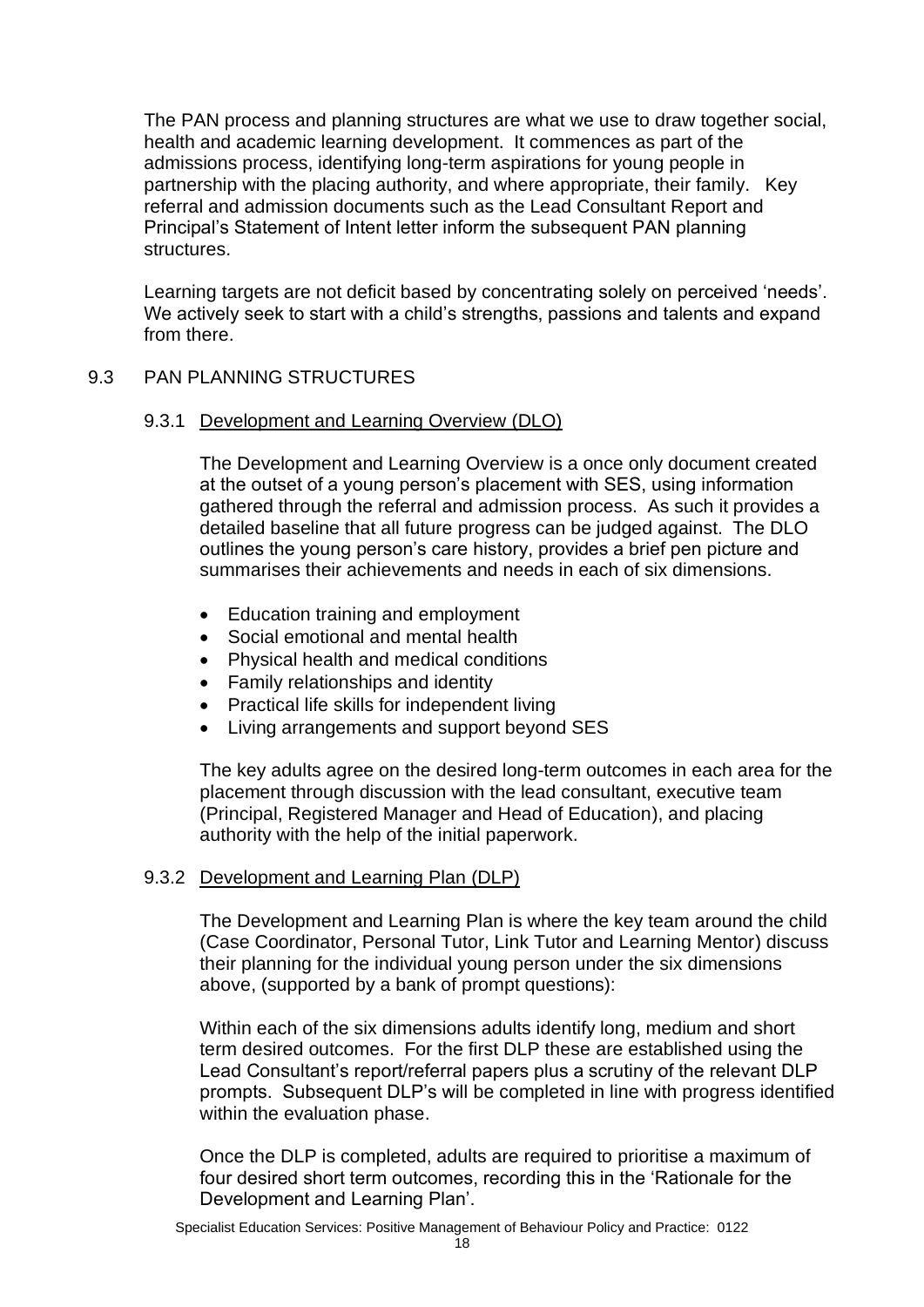The PAN process and planning structures are what we use to draw together social, health and academic learning development. It commences as part of the admissions process, identifying long-term aspirations for young people in partnership with the placing authority, and where appropriate, their family. Key referral and admission documents such as the Lead Consultant Report and Principal's Statement of Intent letter inform the subsequent PAN planning structures.

Learning targets are not deficit based by concentrating solely on perceived 'needs'. We actively seek to start with a child's strengths, passions and talents and expand from there.

## 9.3 PAN PLANNING STRUCTURES

### 9.3.1 Development and Learning Overview (DLO)

The Development and Learning Overview is a once only document created at the outset of a young person's placement with SES, using information gathered through the referral and admission process. As such it provides a detailed baseline that all future progress can be judged against. The DLO outlines the young person's care history, provides a brief pen picture and summarises their achievements and needs in each of six dimensions.

- Education training and employment
- Social emotional and mental health
- Physical health and medical conditions
- Family relationships and identity
- Practical life skills for independent living
- Living arrangements and support beyond SES

The key adults agree on the desired long-term outcomes in each area for the placement through discussion with the lead consultant, executive team (Principal, Registered Manager and Head of Education), and placing authority with the help of the initial paperwork.

### 9.3.2 Development and Learning Plan (DLP)

The Development and Learning Plan is where the key team around the child (Case Coordinator, Personal Tutor, Link Tutor and Learning Mentor) discuss their planning for the individual young person under the six dimensions above, (supported by a bank of prompt questions):

Within each of the six dimensions adults identify long, medium and short term desired outcomes. For the first DLP these are established using the Lead Consultant's report/referral papers plus a scrutiny of the relevant DLP prompts. Subsequent DLP's will be completed in line with progress identified within the evaluation phase.

Once the DLP is completed, adults are required to prioritise a maximum of four desired short term outcomes, recording this in the 'Rationale for the Development and Learning Plan'.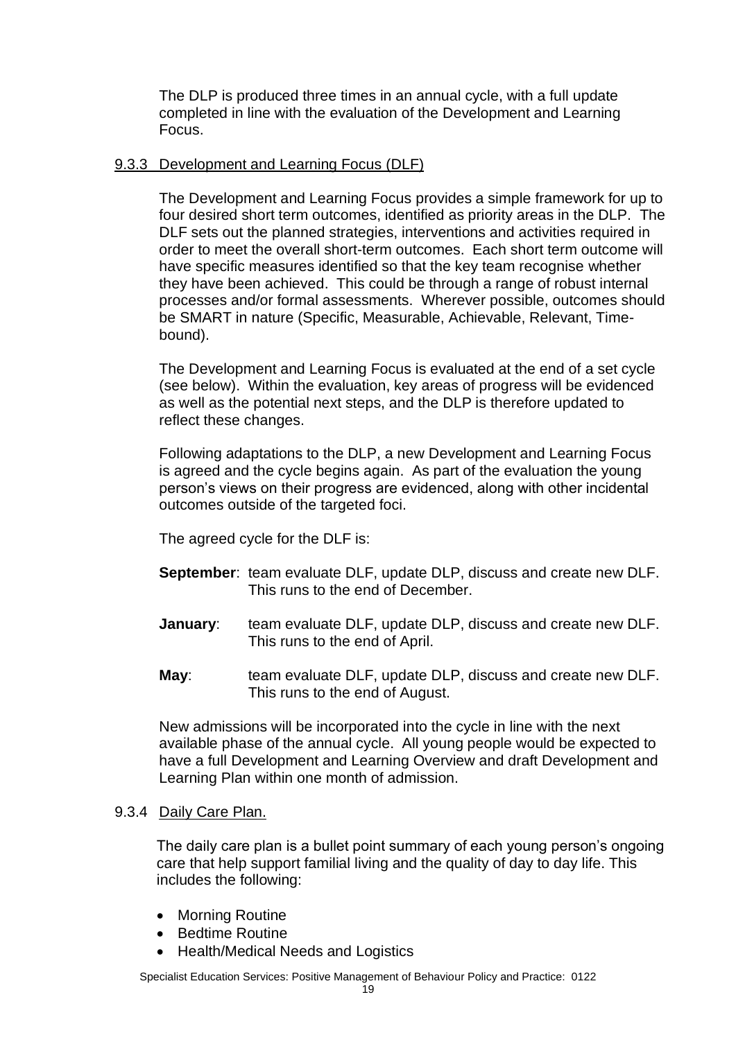The DLP is produced three times in an annual cycle, with a full update completed in line with the evaluation of the Development and Learning Focus.

### 9.3.3 Development and Learning Focus (DLF)

The Development and Learning Focus provides a simple framework for up to four desired short term outcomes, identified as priority areas in the DLP. The DLF sets out the planned strategies, interventions and activities required in order to meet the overall short-term outcomes. Each short term outcome will have specific measures identified so that the key team recognise whether they have been achieved. This could be through a range of robust internal processes and/or formal assessments. Wherever possible, outcomes should be SMART in nature (Specific, Measurable, Achievable, Relevant, Time-bound).

The Development and Learning Focus is evaluated at the end of a set cycle (see below). Within the evaluation, key areas of progress will be evidenced as well as the potential next steps, and the DLP is therefore updated to reflect these changes.

Following adaptations to the DLP, a new Development and Learning Focus is agreed and the cycle begins again. As part of the evaluation the young person's views on their progress are evidenced, along with other incidental outcomes outside of the targeted foci.

The agreed cycle for the DLF is:

**September**: team evaluate DLF, update DLP, discuss and create new DLF. This runs to the end of December.

**January**: team evaluate DLF, update DLP, discuss and create new DLF. This runs to the end of April.

**May**: team evaluate DLF, update DLP, discuss and create new DLF. This runs to the end of August.

New admissions will be incorporated into the cycle in line with the next available phase of the annual cycle. All young people would be expected to have a full Development and Learning Overview and draft Development and Learning Plan within one month of admission.

### 9.3.4 Daily Care Plan.

The daily care plan is a bullet point summary of each young person's ongoing care that help support familial living and the quality of day to day life. This includes the following:

- Morning Routine
- Bedtime Routine
- Health/Medical Needs and Logistics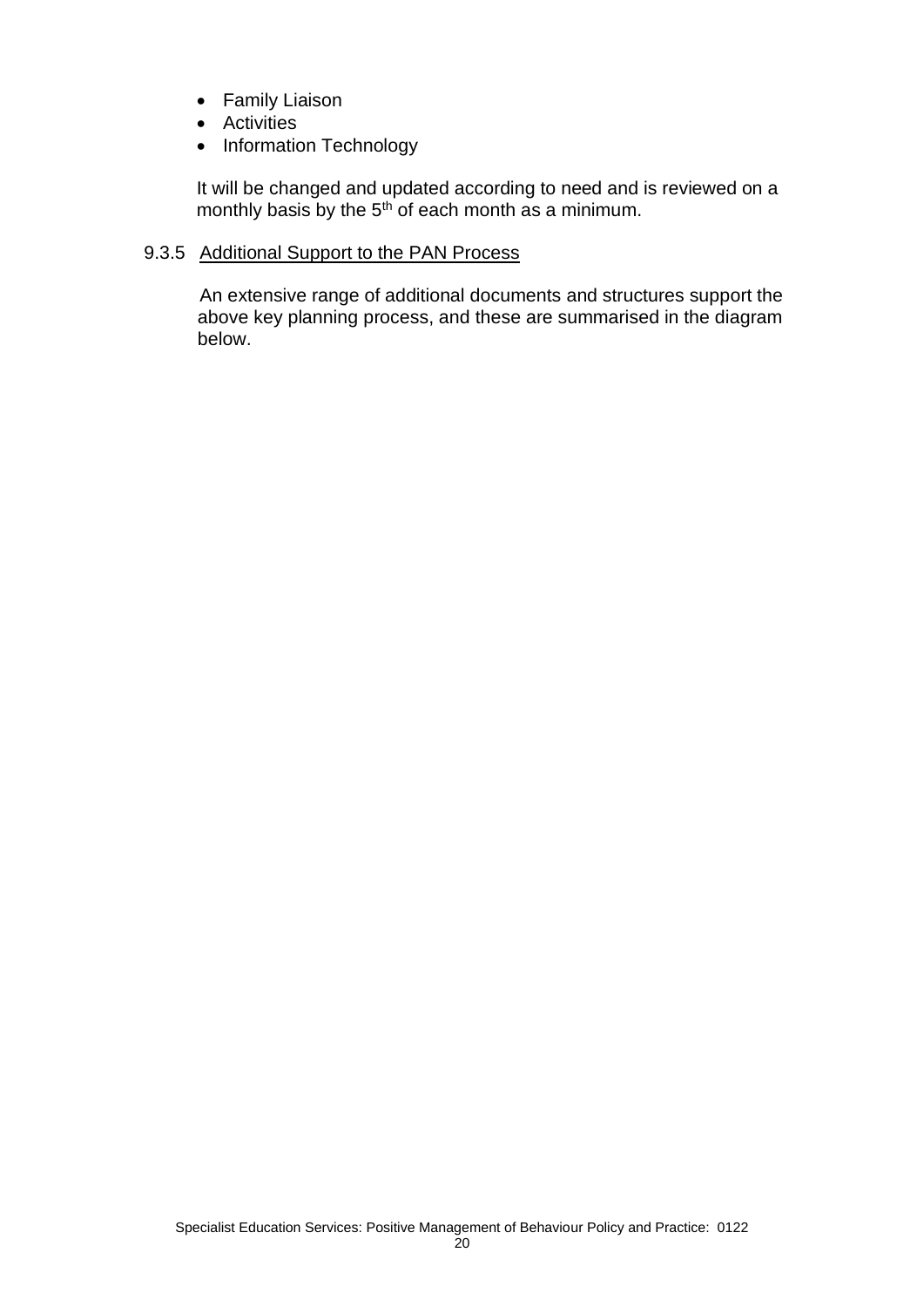- Family Liaison
- Activities
- Information Technology

It will be changed and updated according to need and is reviewed on a monthly basis by the 5th of each month as a minimum.

#### 9.3.5 Additional Support to the PAN Process

An extensive range of additional documents and structures support the above key planning process, and these are summarised in the diagram below.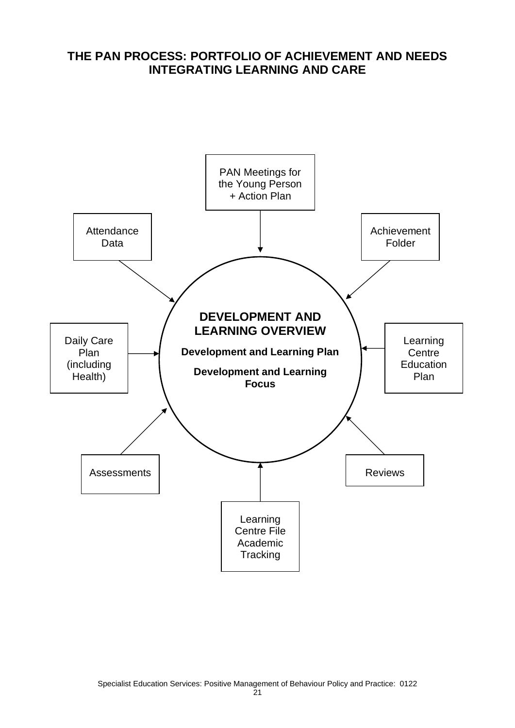## THE PAN PROCESS: PORTFOLIO OF ACHIEVEMENT AND NEEDS INTEGRATING LEARNING AND CARE

PAN Meetings for the Young Person + Action Plan

Attendance Data

Achievement Folder

**DEVELOPMENT AND LEARNING OVERVIEW**

**Development and Learning Plan**

**Development and Learning Focus**

Daily Care Plan (including Health)

Learning Centre Education Plan

Assessments

Reviews

Learning Centre File Academic Tracking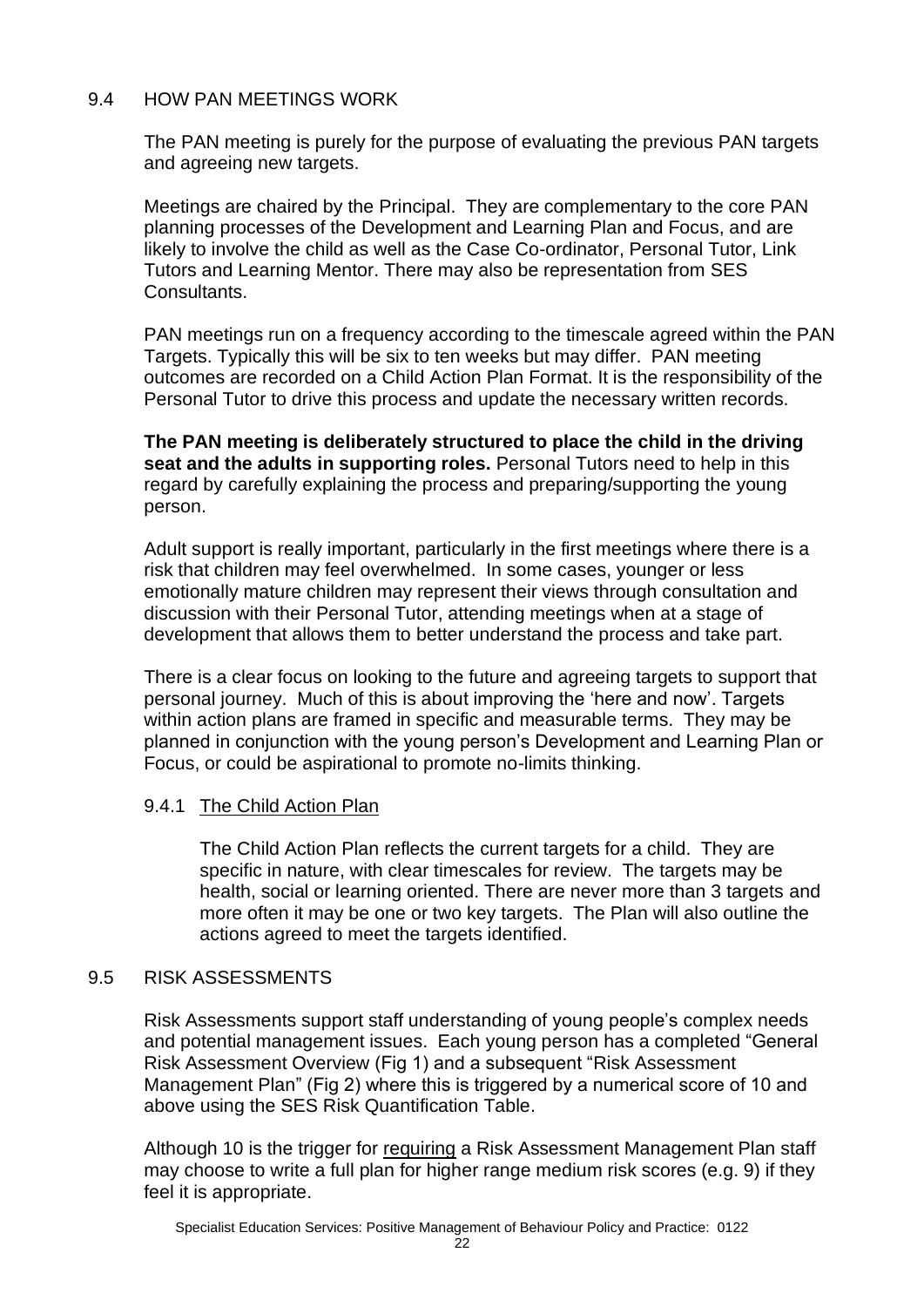## 9.4 HOW PAN MEETINGS WORK

The PAN meeting is purely for the purpose of evaluating the previous PAN targets and agreeing new targets.

Meetings are chaired by the Principal. They are complementary to the core PAN planning processes of the Development and Learning Plan and Focus, and are likely to involve the child as well as the Case Co-ordinator, Personal Tutor, Link Tutors and Learning Mentor. There may also be representation from SES Consultants.

PAN meetings run on a frequency according to the timescale agreed within the PAN Targets. Typically this will be six to ten weeks but may differ. PAN meeting outcomes are recorded on a Child Action Plan Format. It is the responsibility of the Personal Tutor to drive this process and update the necessary written records.

**The PAN meeting is deliberately structured to place the child in the driving seat and the adults in supporting roles.** Personal Tutors need to help in this regard by carefully explaining the process and preparing/supporting the young person.

Adult support is really important, particularly in the first meetings where there is a risk that children may feel overwhelmed. In some cases, younger or less emotionally mature children may represent their views through consultation and discussion with their Personal Tutor, attending meetings when at a stage of development that allows them to better understand the process and take part.

There is a clear focus on looking to the future and agreeing targets to support that personal journey. Much of this is about improving the 'here and now'. Targets within action plans are framed in specific and measurable terms. They may be planned in conjunction with the young person's Development and Learning Plan or Focus, or could be aspirational to promote no-limits thinking.

### 9.4.1 The Child Action Plan

The Child Action Plan reflects the current targets for a child. They are specific in nature, with clear timescales for review. The targets may be health, social or learning oriented. There are never more than 3 targets and more often it may be one or two key targets. The Plan will also outline the actions agreed to meet the targets identified.

## 9.5 RISK ASSESSMENTS

Risk Assessments support staff understanding of young people's complex needs and potential management issues. Each young person has a completed "General Risk Assessment Overview (Fig 1) and a subsequent "Risk Assessment Management Plan" (Fig 2) where this is triggered by a numerical score of 10 and above using the SES Risk Quantification Table.

Although 10 is the trigger for requiring a Risk Assessment Management Plan staff may choose to write a full plan for higher range medium risk scores (e.g. 9) if they feel it is appropriate.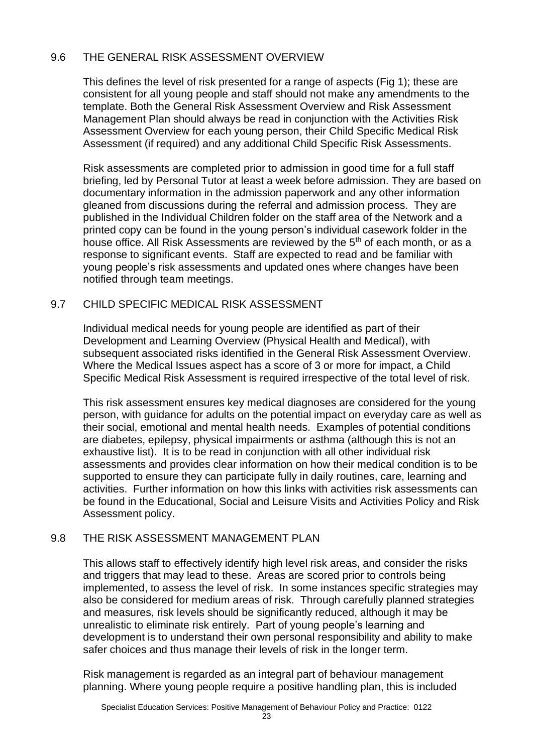## 9.6 THE GENERAL RISK ASSESSMENT OVERVIEW

This defines the level of risk presented for a range of aspects (Fig 1); these are consistent for all young people and staff should not make any amendments to the template. Both the General Risk Assessment Overview and Risk Assessment Management Plan should always be read in conjunction with the Activities Risk Assessment Overview for each young person, their Child Specific Medical Risk Assessment (if required) and any additional Child Specific Risk Assessments.

Risk assessments are completed prior to admission in good time for a full staff briefing, led by Personal Tutor at least a week before admission. They are based on documentary information in the admission paperwork and any other information gleaned from discussions during the referral and admission process. They are published in the Individual Children folder on the staff area of the Network and a printed copy can be found in the young person's individual casework folder in the house office. All Risk Assessments are reviewed by the 5th of each month, or as a response to significant events. Staff are expected to read and be familiar with young people's risk assessments and updated ones where changes have been notified through team meetings.

## 9.7 CHILD SPECIFIC MEDICAL RISK ASSESSMENT

Individual medical needs for young people are identified as part of their Development and Learning Overview (Physical Health and Medical), with subsequent associated risks identified in the General Risk Assessment Overview. Where the Medical Issues aspect has a score of 3 or more for impact, a Child Specific Medical Risk Assessment is required irrespective of the total level of risk.

This risk assessment ensures key medical diagnoses are considered for the young person, with guidance for adults on the potential impact on everyday care as well as their social, emotional and mental health needs. Examples of potential conditions are diabetes, epilepsy, physical impairments or asthma (although this is not an exhaustive list). It is to be read in conjunction with all other individual risk assessments and provides clear information on how their medical condition is to be supported to ensure they can participate fully in daily routines, care, learning and activities. Further information on how this links with activities risk assessments can be found in the Educational, Social and Leisure Visits and Activities Policy and Risk Assessment policy.

## 9.8 THE RISK ASSESSMENT MANAGEMENT PLAN

This allows staff to effectively identify high level risk areas, and consider the risks and triggers that may lead to these. Areas are scored prior to controls being implemented, to assess the level of risk. In some instances specific strategies may also be considered for medium areas of risk. Through carefully planned strategies and measures, risk levels should be significantly reduced, although it may be unrealistic to eliminate risk entirely. Part of young people's learning and development is to understand their own personal responsibility and ability to make safer choices and thus manage their levels of risk in the longer term.

Risk management is regarded as an integral part of behaviour management planning. Where young people require a positive handling plan, this is included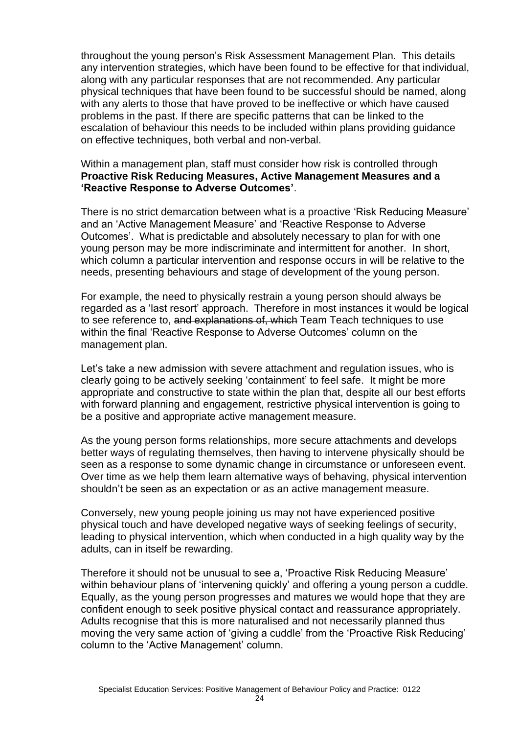throughout the young person's Risk Assessment Management Plan. This details any intervention strategies, which have been found to be effective for that individual, along with any particular responses that are not recommended. Any particular physical techniques that have been found to be successful should be named, along with any alerts to those that have proved to be ineffective or which have caused problems in the past. If there are specific patterns that can be linked to the escalation of behaviour this needs to be included within plans providing guidance on effective techniques, both verbal and non-verbal.

Within a management plan, staff must consider how risk is controlled through **Proactive Risk Reducing Measures, Active Management Measures and a 'Reactive Response to Adverse Outcomes'**.

There is no strict demarcation between what is a proactive 'Risk Reducing Measure' and an 'Active Management Measure' and 'Reactive Response to Adverse Outcomes'. What is predictable and absolutely necessary to plan for with one young person may be more indiscriminate and intermittent for another. In short, which column a particular intervention and response occurs in will be relative to the needs, presenting behaviours and stage of development of the young person.

For example, the need to physically restrain a young person should always be regarded as a 'last resort' approach. Therefore in most instances it would be logical to see reference to, ~~and explanations of, which~~ Team Teach techniques to use within the final 'Reactive Response to Adverse Outcomes' column on the management plan.

Let's take a new admission with severe attachment and regulation issues, who is clearly going to be actively seeking 'containment' to feel safe. It might be more appropriate and constructive to state within the plan that, despite all our best efforts with forward planning and engagement, restrictive physical intervention is going to be a positive and appropriate active management measure.

As the young person forms relationships, more secure attachments and develops better ways of regulating themselves, then having to intervene physically should be seen as a response to some dynamic change in circumstance or unforeseen event. Over time as we help them learn alternative ways of behaving, physical intervention shouldn't be seen as an expectation or as an active management measure.

Conversely, new young people joining us may not have experienced positive physical touch and have developed negative ways of seeking feelings of security, leading to physical intervention, which when conducted in a high quality way by the adults, can in itself be rewarding.

Therefore it should not be unusual to see a, 'Proactive Risk Reducing Measure' within behaviour plans of 'intervening quickly' and offering a young person a cuddle. Equally, as the young person progresses and matures we would hope that they are confident enough to seek positive physical contact and reassurance appropriately. Adults recognise that this is more naturalised and not necessarily planned thus moving the very same action of 'giving a cuddle' from the 'Proactive Risk Reducing' column to the 'Active Management' column.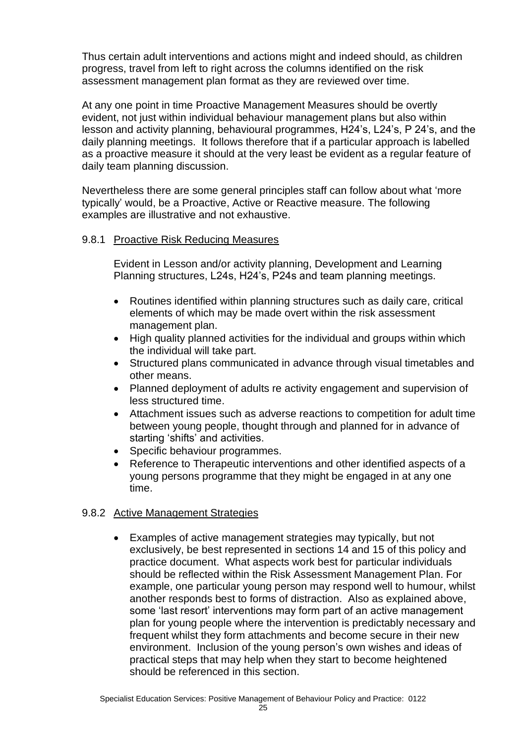Thus certain adult interventions and actions might and indeed should, as children progress, travel from left to right across the columns identified on the risk assessment management plan format as they are reviewed over time.

At any one point in time Proactive Management Measures should be overtly evident, not just within individual behaviour management plans but also within lesson and activity planning, behavioural programmes, H24's, L24's, P 24's, and the daily planning meetings. It follows therefore that if a particular approach is labelled as a proactive measure it should at the very least be evident as a regular feature of daily team planning discussion.

Nevertheless there are some general principles staff can follow about what 'more typically' would, be a Proactive, Active or Reactive measure. The following examples are illustrative and not exhaustive.

### 9.8.1 Proactive Risk Reducing Measures

Evident in Lesson and/or activity planning, Development and Learning Planning structures, L24s, H24's, P24s and team planning meetings.

- Routines identified within planning structures such as daily care, critical elements of which may be made overt within the risk assessment management plan.
- High quality planned activities for the individual and groups within which the individual will take part.
- Structured plans communicated in advance through visual timetables and other means.
- Planned deployment of adults re activity engagement and supervision of less structured time.
- Attachment issues such as adverse reactions to competition for adult time between young people, thought through and planned for in advance of starting 'shifts' and activities.
- Specific behaviour programmes.
- Reference to Therapeutic interventions and other identified aspects of a young persons programme that they might be engaged in at any one time.

### 9.8.2 Active Management Strategies

- Examples of active management strategies may typically, but not exclusively, be best represented in sections 14 and 15 of this policy and practice document. What aspects work best for particular individuals should be reflected within the Risk Assessment Management Plan. For example, one particular young person may respond well to humour, whilst another responds best to forms of distraction. Also as explained above, some 'last resort' interventions may form part of an active management plan for young people where the intervention is predictably necessary and frequent whilst they form attachments and become secure in their new environment. Inclusion of the young person's own wishes and ideas of practical steps that may help when they start to become heightened should be referenced in this section.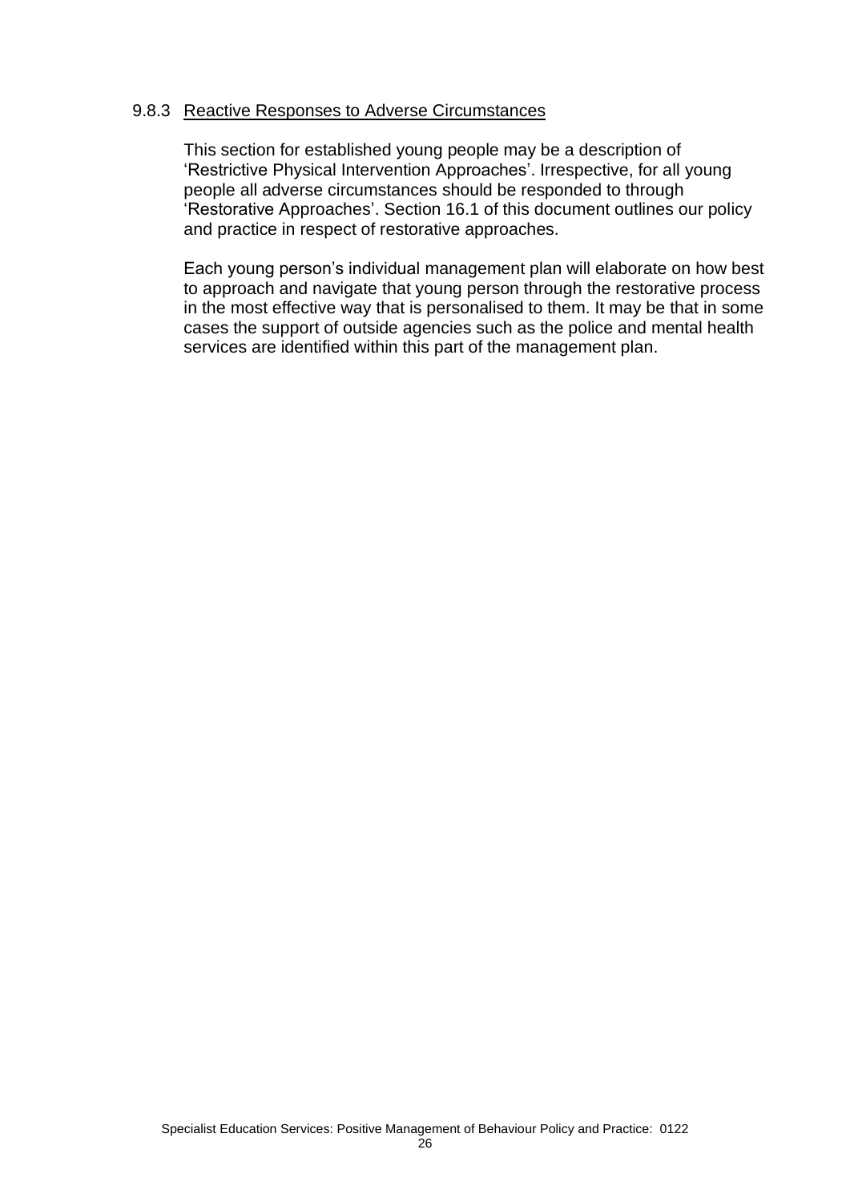#### 9.8.3 Reactive Responses to Adverse Circumstances

This section for established young people may be a description of 'Restrictive Physical Intervention Approaches'. Irrespective, for all young people all adverse circumstances should be responded to through 'Restorative Approaches'. Section 16.1 of this document outlines our policy and practice in respect of restorative approaches.

Each young person's individual management plan will elaborate on how best to approach and navigate that young person through the restorative process in the most effective way that is personalised to them. It may be that in some cases the support of outside agencies such as the police and mental health services are identified within this part of the management plan.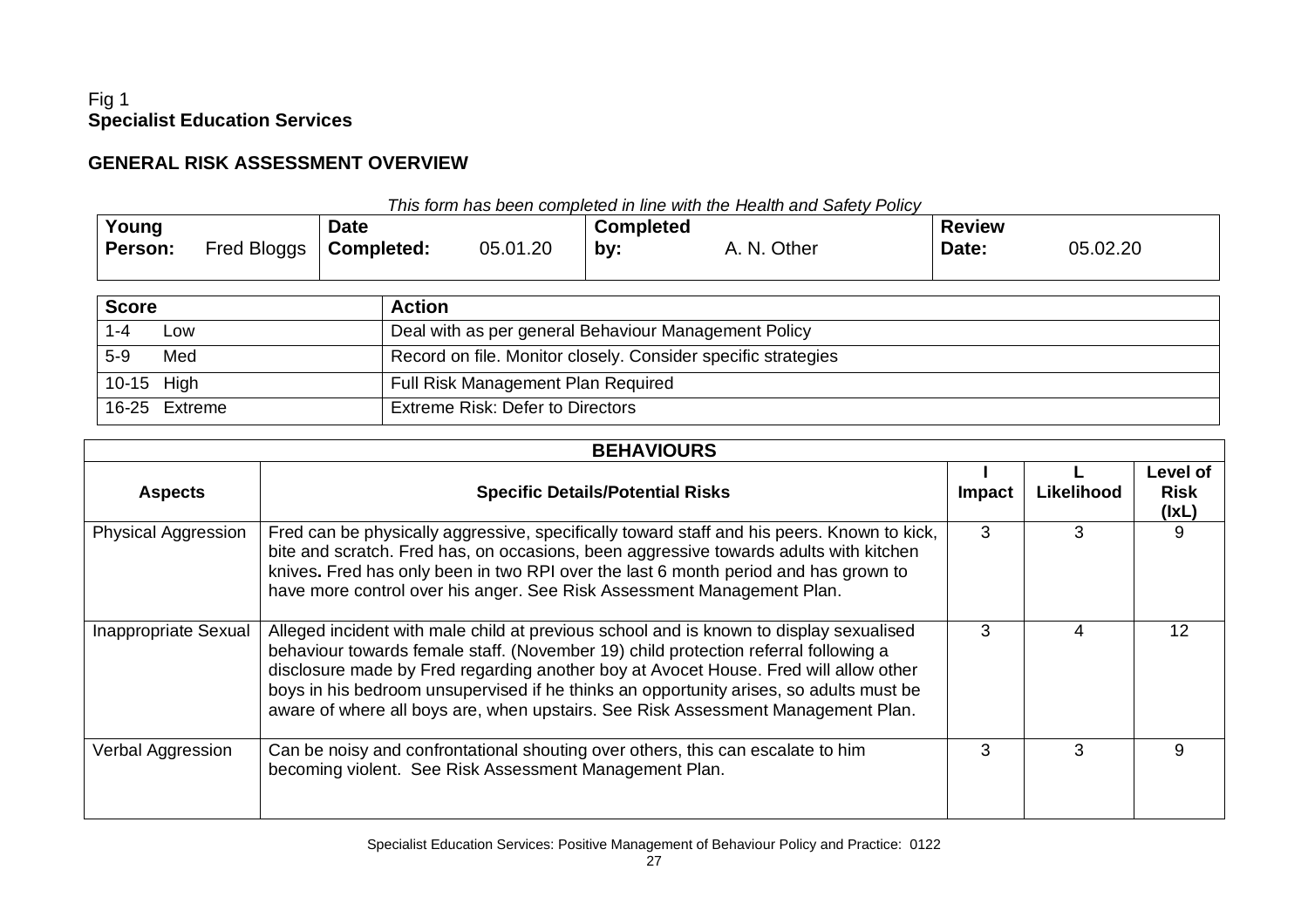Fig 1
**Specialist Education Services**

## GENERAL RISK ASSESSMENT OVERVIEW

*This form has been completed in line with the Health and Safety Policy*

| **Young Person:** Fred Bloggs | **Date Completed:** 05.01.20 | **Completed by:** A. N. Other | **Review Date:** 05.02.20 |
|---|---|---|---|

| **Score** | **Action** |
|---|---|
| 1-4 Low | Deal with as per general Behaviour Management Policy |
| 5-9 Med | Record on file. Monitor closely. Consider specific strategies |
| 10-15 High | Full Risk Management Plan Required |
| 16-25 Extreme | Extreme Risk: Defer to Directors |

| **BEHAVIOURS** | | | | |
|---|---|---|---|---|
| **Aspects** | **Specific Details/Potential Risks** | **I Impact** | **L Likelihood** | **Level of Risk (IxL)** |
| Physical Aggression | Fred can be physically aggressive, specifically toward staff and his peers. Known to kick, bite and scratch. Fred has, on occasions, been aggressive towards adults with kitchen knives**.** Fred has only been in two RPI over the last 6 month period and has grown to have more control over his anger. See Risk Assessment Management Plan. | 3 | 3 | 9 |
| Inappropriate Sexual | Alleged incident with male child at previous school and is known to display sexualised behaviour towards female staff. (November 19) child protection referral following a disclosure made by Fred regarding another boy at Avocet House. Fred will allow other boys in his bedroom unsupervised if he thinks an opportunity arises, so adults must be aware of where all boys are, when upstairs. See Risk Assessment Management Plan. | 3 | 4 | 12 |
| Verbal Aggression | Can be noisy and confrontational shouting over others, this can escalate to him becoming violent. See Risk Assessment Management Plan. | 3 | 3 | 9 |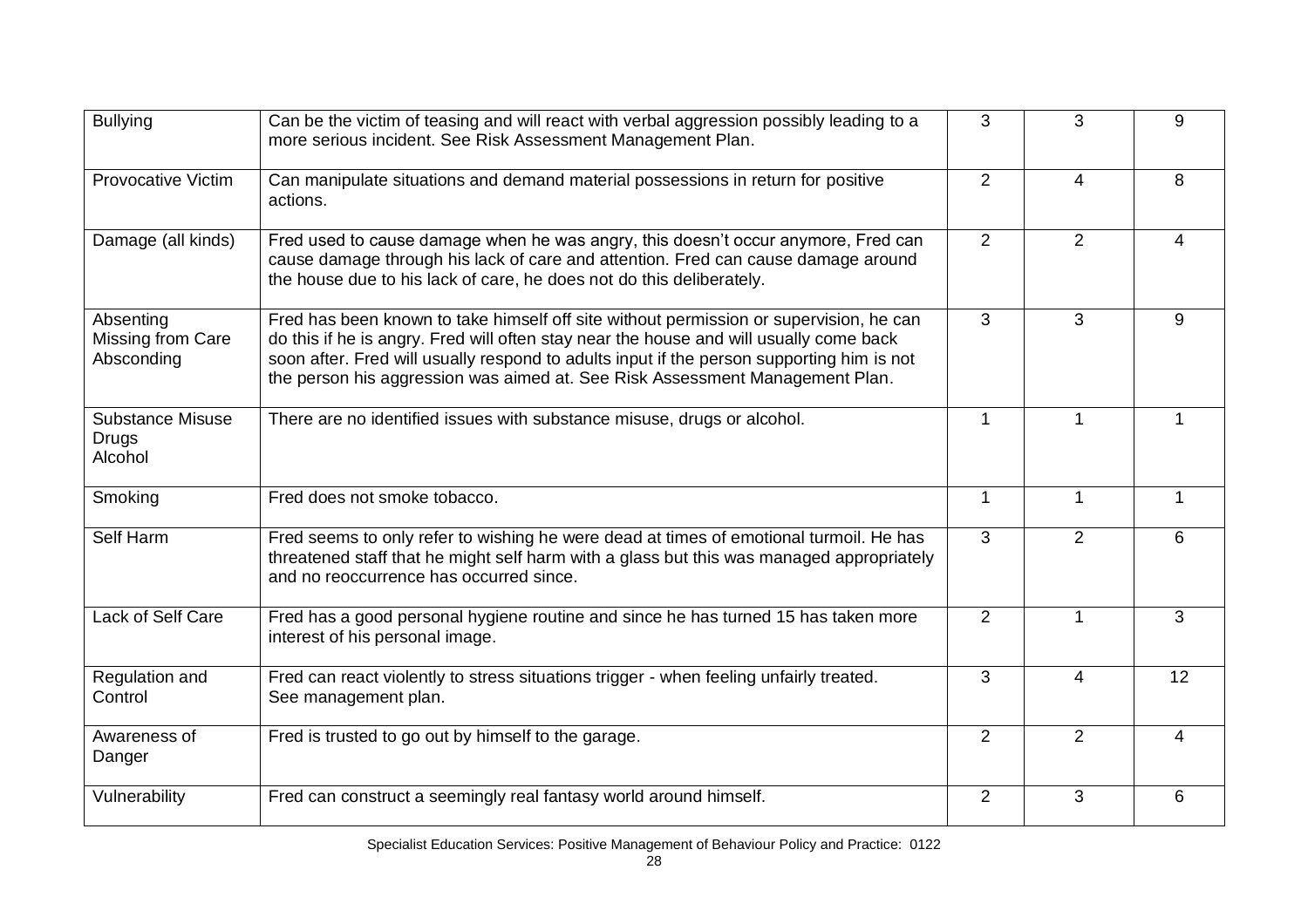| | | | | |
|---|---|---|---|---|
| Bullying | Can be the victim of teasing and will react with verbal aggression possibly leading to a more serious incident. See Risk Assessment Management Plan. | 3 | 3 | 9 |
| Provocative Victim | Can manipulate situations and demand material possessions in return for positive actions. | 2 | 4 | 8 |
| Damage (all kinds) | Fred used to cause damage when he was angry, this doesn't occur anymore, Fred can cause damage through his lack of care and attention. Fred can cause damage around the house due to his lack of care, he does not do this deliberately. | 2 | 2 | 4 |
| Absenting<br>Missing from Care<br>Absconding | Fred has been known to take himself off site without permission or supervision, he can do this if he is angry. Fred will often stay near the house and will usually come back soon after. Fred will usually respond to adults input if the person supporting him is not the person his aggression was aimed at. See Risk Assessment Management Plan. | 3 | 3 | 9 |
| Substance Misuse<br>Drugs<br>Alcohol | There are no identified issues with substance misuse, drugs or alcohol. | 1 | 1 | 1 |
| Smoking | Fred does not smoke tobacco. | 1 | 1 | 1 |
| Self Harm | Fred seems to only refer to wishing he were dead at times of emotional turmoil. He has threatened staff that he might self harm with a glass but this was managed appropriately and no reoccurrence has occurred since. | 3 | 2 | 6 |
| Lack of Self Care | Fred has a good personal hygiene routine and since he has turned 15 has taken more interest of his personal image. | 2 | 1 | 3 |
| Regulation and Control | Fred can react violently to stress situations trigger - when feeling unfairly treated.<br>See management plan. | 3 | 4 | 12 |
| Awareness of Danger | Fred is trusted to go out by himself to the garage. | 2 | 2 | 4 |
| Vulnerability | Fred can construct a seemingly real fantasy world around himself. | 2 | 3 | 6 |

Specialist Education Services: Positive Management of Behaviour Policy and Practice: 0122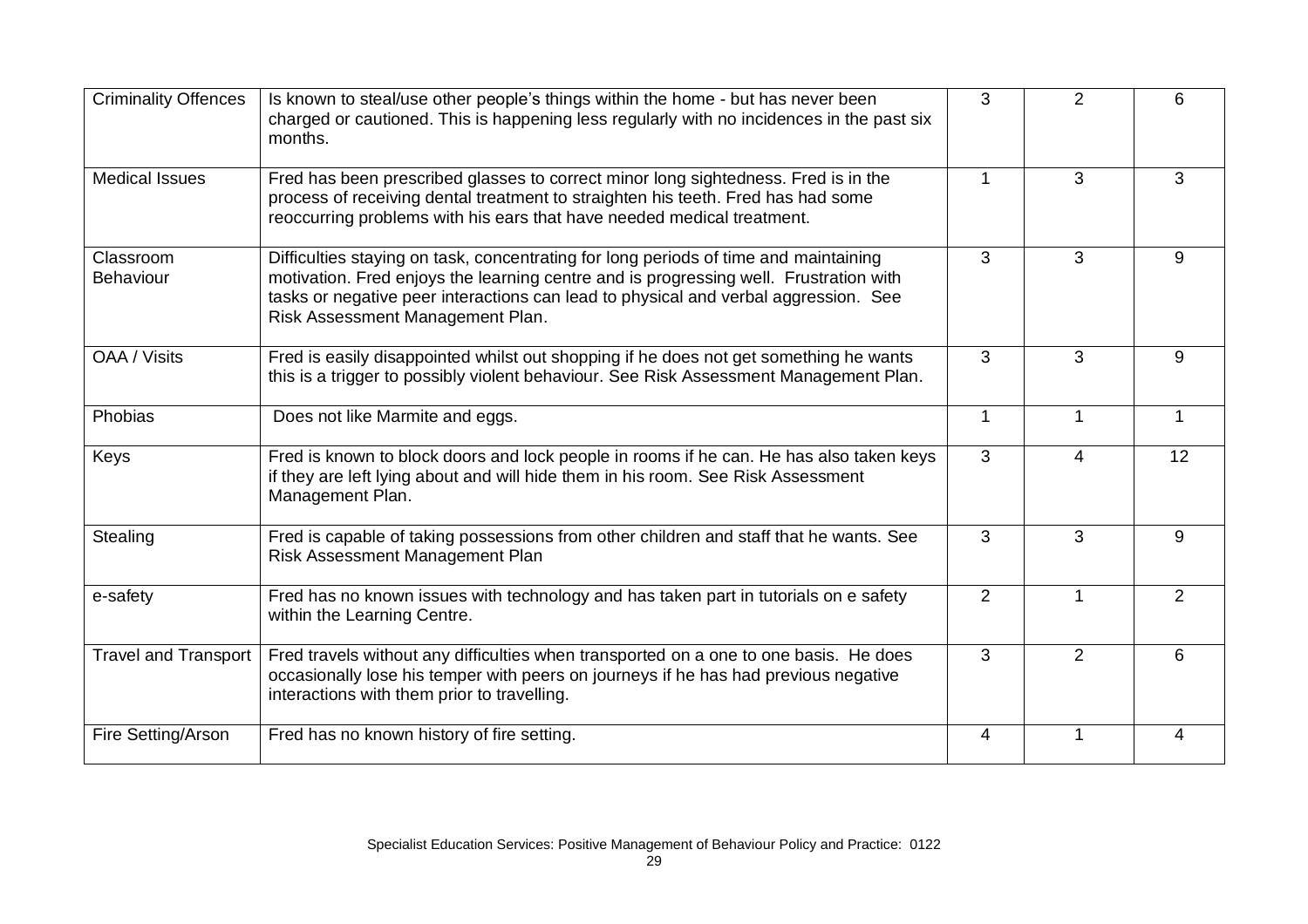| | | | | |
|---|---|---|---|---|
| Criminality Offences | Is known to steal/use other people's things within the home - but has never been charged or cautioned. This is happening less regularly with no incidences in the past six months. | 3 | 2 | 6 |
| Medical Issues | Fred has been prescribed glasses to correct minor long sightedness. Fred is in the process of receiving dental treatment to straighten his teeth. Fred has had some reoccurring problems with his ears that have needed medical treatment. | 1 | 3 | 3 |
| Classroom Behaviour | Difficulties staying on task, concentrating for long periods of time and maintaining motivation. Fred enjoys the learning centre and is progressing well. Frustration with tasks or negative peer interactions can lead to physical and verbal aggression. See Risk Assessment Management Plan. | 3 | 3 | 9 |
| OAA / Visits | Fred is easily disappointed whilst out shopping if he does not get something he wants this is a trigger to possibly violent behaviour. See Risk Assessment Management Plan. | 3 | 3 | 9 |
| Phobias | Does not like Marmite and eggs. | 1 | 1 | 1 |
| Keys | Fred is known to block doors and lock people in rooms if he can. He has also taken keys if they are left lying about and will hide them in his room. See Risk Assessment Management Plan. | 3 | 4 | 12 |
| Stealing | Fred is capable of taking possessions from other children and staff that he wants. See Risk Assessment Management Plan | 3 | 3 | 9 |
| e-safety | Fred has no known issues with technology and has taken part in tutorials on e safety within the Learning Centre. | 2 | 1 | 2 |
| Travel and Transport | Fred travels without any difficulties when transported on a one to one basis. He does occasionally lose his temper with peers on journeys if he has had previous negative interactions with them prior to travelling. | 3 | 2 | 6 |
| Fire Setting/Arson | Fred has no known history of fire setting. | 4 | 1 | 4 |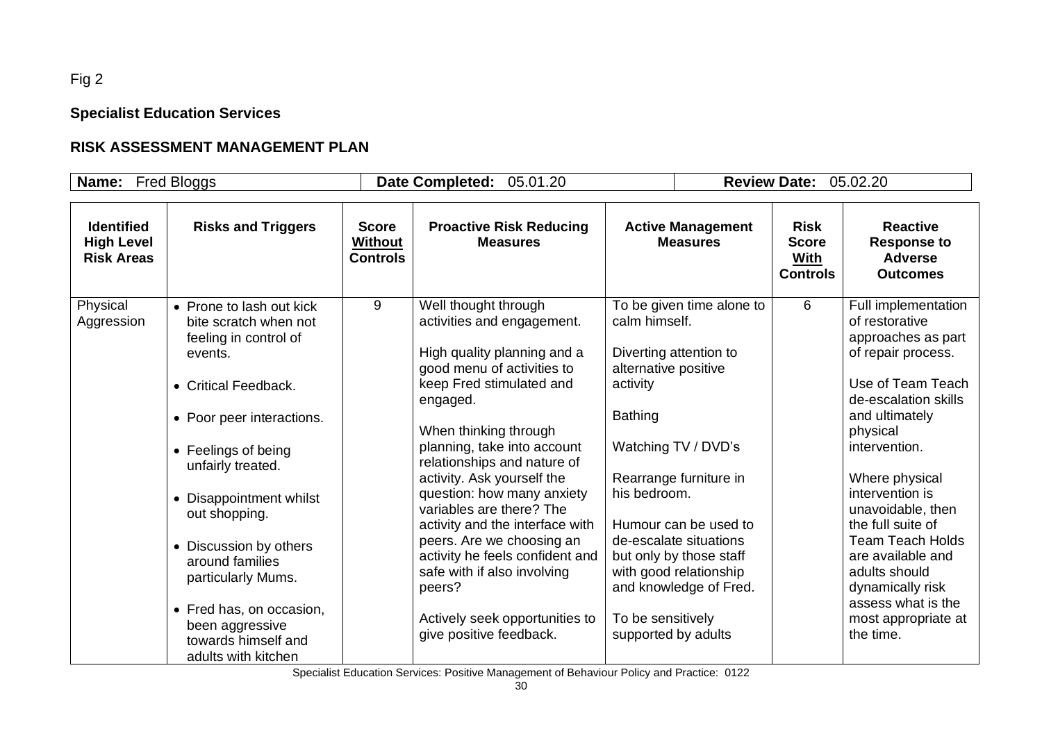Fig 2

**Specialist Education Services**

**RISK ASSESSMENT MANAGEMENT PLAN**

| **Name:** Fred Bloggs | **Date Completed:** 05.01.20 | **Review Date:** 05.02.20 |
|---|---|---|

| Identified High Level Risk Areas | Risks and Triggers | Score Without Controls | Proactive Risk Reducing Measures | Active Management Measures | Risk Score With Controls | Reactive Response to Adverse Outcomes |
|---|---|---|---|---|---|---|
| Physical Aggression | • Prone to lash out kick bite scratch when not feeling in control of events.<br><br>• Critical Feedback.<br><br>• Poor peer interactions.<br><br>• Feelings of being unfairly treated.<br><br>• Disappointment whilst out shopping.<br><br>• Discussion by others around families particularly Mums.<br><br>• Fred has, on occasion, been aggressive towards himself and adults with kitchen | 9 | Well thought through activities and engagement.<br><br>High quality planning and a good menu of activities to keep Fred stimulated and engaged.<br><br>When thinking through planning, take into account relationships and nature of activity. Ask yourself the question: how many anxiety variables are there? The activity and the interface with peers. Are we choosing an activity he feels confident and safe with if also involving peers?<br><br>Actively seek opportunities to give positive feedback. | To be given time alone to calm himself.<br><br>Diverting attention to alternative positive activity<br><br>Bathing<br><br>Watching TV / DVD's<br><br>Rearrange furniture in his bedroom.<br><br>Humour can be used to de-escalate situations but only by those staff with good relationship and knowledge of Fred.<br><br>To be sensitively supported by adults | 6 | Full implementation of restorative approaches as part of repair process.<br><br>Use of Team Teach de-escalation skills and ultimately physical intervention.<br><br>Where physical intervention is unavoidable, then the full suite of Team Teach Holds are available and adults should dynamically risk assess what is the most appropriate at the time. |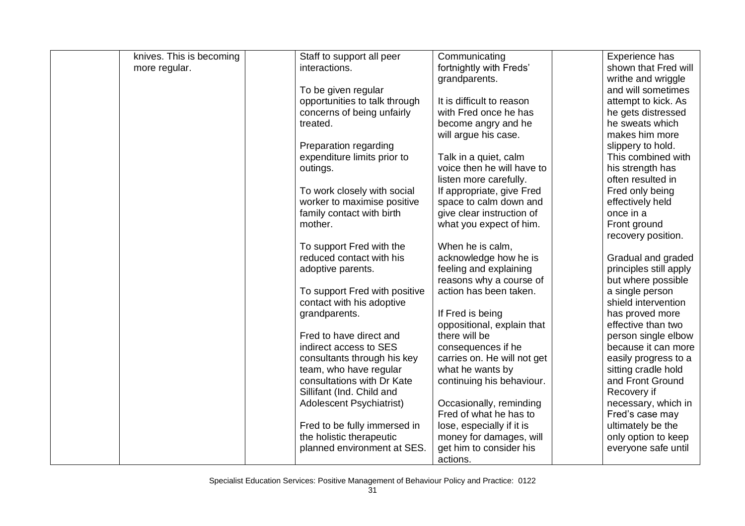| | | | | | | |
|---|---|---|---|---|---|---|
| | knives. This is becoming more regular. | | Staff to support all peer interactions.<br><br>To be given regular opportunities to talk through concerns of being unfairly treated.<br><br>Preparation regarding expenditure limits prior to outings.<br><br>To work closely with social worker to maximise positive family contact with birth mother.<br><br>To support Fred with the reduced contact with his adoptive parents.<br><br>To support Fred with positive contact with his adoptive grandparents.<br><br>Fred to have direct and indirect access to SES consultants through his key team, who have regular consultations with Dr Kate Sillifant (Ind. Child and Adolescent Psychiatrist)<br><br>Fred to be fully immersed in the holistic therapeutic planned environment at SES. | Communicating fortnightly with Freds' grandparents.<br><br>It is difficult to reason with Fred once he has become angry and he will argue his case.<br><br>Talk in a quiet, calm voice then he will have to listen more carefully.<br>If appropriate, give Fred space to calm down and give clear instruction of what you expect of him.<br><br>When he is calm, acknowledge how he is feeling and explaining reasons why a course of action has been taken.<br><br>If Fred is being oppositional, explain that there will be consequences if he carries on. He will not get what he wants by continuing his behaviour.<br><br>Occasionally, reminding Fred of what he has to lose, especially if it is money for damages, will get him to consider his actions. | | Experience has shown that Fred will writhe and wriggle and will sometimes attempt to kick. As he gets distressed he sweats which makes him more slippery to hold. This combined with his strength has often resulted in Fred only being effectively held once in a Front ground recovery position.<br><br>Gradual and graded principles still apply but where possible a single person shield intervention has proved more effective than two person single elbow because it can more easily progress to a sitting cradle hold and Front Ground Recovery if necessary, which in Fred's case may ultimately be the only option to keep everyone safe until |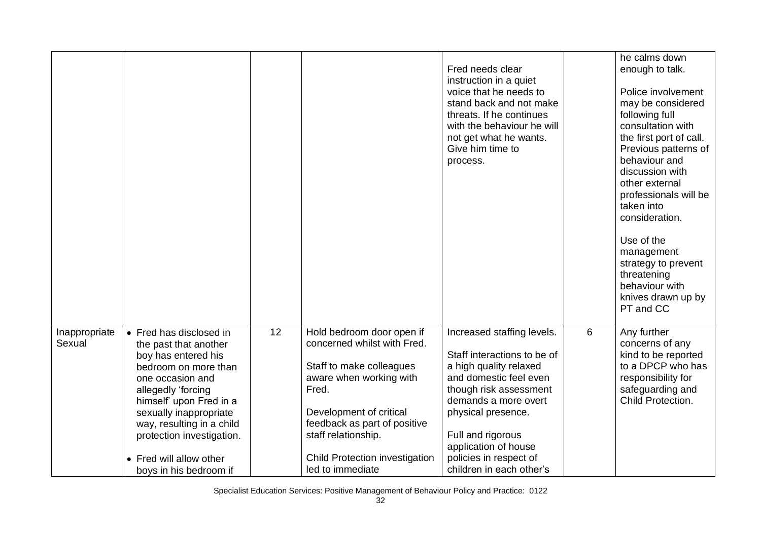| | | | | | | |
|---|---|---|---|---|---|---|
| | | | | Fred needs clear instruction in a quiet voice that he needs to stand back and not make threats. If he continues with the behaviour he will not get what he wants. Give him time to process. | | he calms down enough to talk.<br><br>Police involvement may be considered following full consultation with the first port of call. Previous patterns of behaviour and discussion with other external professionals will be taken into consideration.<br><br>Use of the management strategy to prevent threatening behaviour with knives drawn up by PT and CC |
| Inappropriate Sexual | • Fred has disclosed in the past that another boy has entered his bedroom on more than one occasion and allegedly 'forcing himself' upon Fred in a sexually inappropriate way, resulting in a child protection investigation.<br><br>• Fred will allow other boys in his bedroom if | 12 | Hold bedroom door open if concerned whilst with Fred.<br><br>Staff to make colleagues aware when working with Fred.<br><br>Development of critical feedback as part of positive staff relationship.<br><br>Child Protection investigation led to immediate | Increased staffing levels.<br><br>Staff interactions to be of a high quality relaxed and domestic feel even though risk assessment demands a more overt physical presence.<br><br>Full and rigorous application of house policies in respect of children in each other's | 6 | Any further concerns of any kind to be reported to a DPCP who has responsibility for safeguarding and Child Protection. |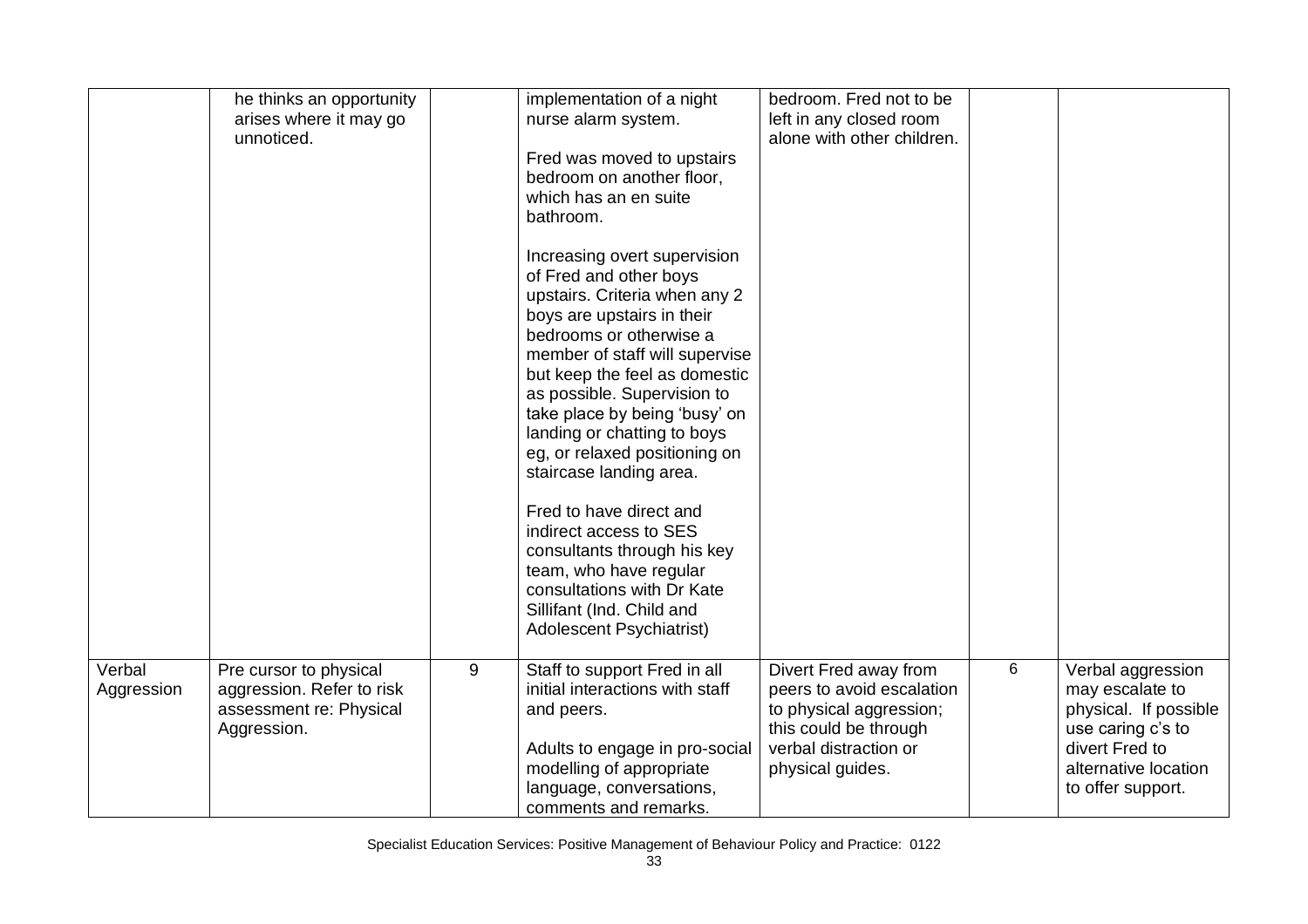| | | | | | | |
|---|---|---|---|---|---|---|
| | he thinks an opportunity arises where it may go unnoticed. | | implementation of a night nurse alarm system.<br><br>Fred was moved to upstairs bedroom on another floor, which has an en suite bathroom.<br><br>Increasing overt supervision of Fred and other boys upstairs. Criteria when any 2 boys are upstairs in their bedrooms or otherwise a member of staff will supervise but keep the feel as domestic as possible. Supervision to take place by being 'busy' on landing or chatting to boys eg, or relaxed positioning on staircase landing area.<br><br>Fred to have direct and indirect access to SES consultants through his key team, who have regular consultations with Dr Kate Sillifant (Ind. Child and Adolescent Psychiatrist) | bedroom. Fred not to be left in any closed room alone with other children. | | |
| Verbal Aggression | Pre cursor to physical aggression. Refer to risk assessment re: Physical Aggression. | 9 | Staff to support Fred in all initial interactions with staff and peers.<br><br>Adults to engage in pro-social modelling of appropriate language, conversations, comments and remarks. | Divert Fred away from peers to avoid escalation to physical aggression; this could be through verbal distraction or physical guides. | 6 | Verbal aggression may escalate to physical. If possible use caring c's to divert Fred to alternative location to offer support. |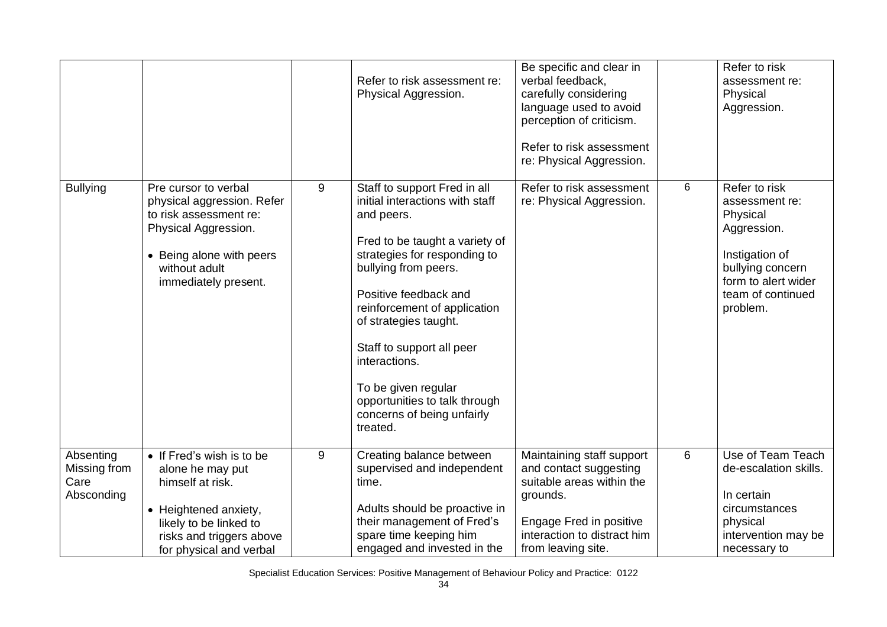|  |  |  |  |  |  |  |
|---|---|---|---|---|---|---|
|  |  |  | Refer to risk assessment re: Physical Aggression. | Be specific and clear in verbal feedback, carefully considering language used to avoid perception of criticism.<br><br>Refer to risk assessment re: Physical Aggression. |  | Refer to risk assessment re: Physical Aggression. |
| Bullying | Pre cursor to verbal physical aggression. Refer to risk assessment re: Physical Aggression.<br><br>• Being alone with peers without adult immediately present. | 9 | Staff to support Fred in all initial interactions with staff and peers.<br><br>Fred to be taught a variety of strategies for responding to bullying from peers.<br><br>Positive feedback and reinforcement of application of strategies taught.<br><br>Staff to support all peer interactions.<br><br>To be given regular opportunities to talk through concerns of being unfairly treated. | Refer to risk assessment re: Physical Aggression. | 6 | Refer to risk assessment re: Physical Aggression.<br><br>Instigation of bullying concern form to alert wider team of continued problem. |
| Absenting Missing from Care Absconding | • If Fred's wish is to be alone he may put himself at risk.<br><br>• Heightened anxiety, likely to be linked to risks and triggers above for physical and verbal | 9 | Creating balance between supervised and independent time.<br><br>Adults should be proactive in their management of Fred's spare time keeping him engaged and invested in the | Maintaining staff support and contact suggesting suitable areas within the grounds.<br><br>Engage Fred in positive interaction to distract him from leaving site. | 6 | Use of Team Teach de-escalation skills.<br><br>In certain circumstances physical intervention may be necessary to |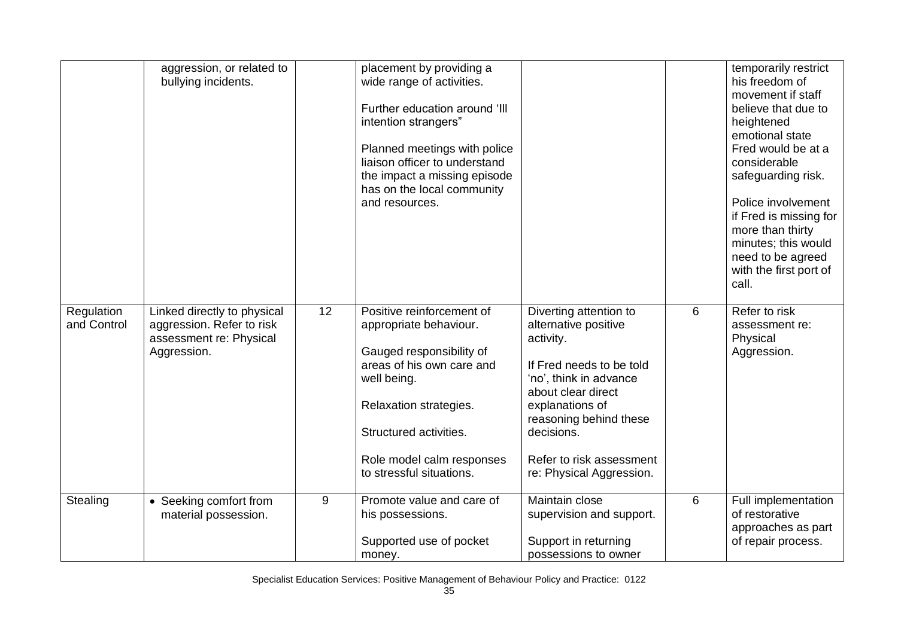| | | | | | | |
|---|---|---|---|---|---|---|
| | aggression, or related to bullying incidents. | | placement by providing a wide range of activities.<br><br>Further education around 'Ill intention strangers"<br><br>Planned meetings with police liaison officer to understand the impact a missing episode has on the local community and resources. | | | temporarily restrict his freedom of movement if staff believe that due to heightened emotional state Fred would be at a considerable safeguarding risk.<br><br>Police involvement if Fred is missing for more than thirty minutes; this would need to be agreed with the first port of call. |
| Regulation and Control | Linked directly to physical aggression. Refer to risk assessment re: Physical Aggression. | 12 | Positive reinforcement of appropriate behaviour.<br><br>Gauged responsibility of areas of his own care and well being.<br><br>Relaxation strategies.<br><br>Structured activities.<br><br>Role model calm responses to stressful situations. | Diverting attention to alternative positive activity.<br><br>If Fred needs to be told 'no', think in advance about clear direct explanations of reasoning behind these decisions.<br><br>Refer to risk assessment re: Physical Aggression. | 6 | Refer to risk assessment re: Physical Aggression. |
| Stealing | • Seeking comfort from material possession. | 9 | Promote value and care of his possessions.<br><br>Supported use of pocket money. | Maintain close supervision and support.<br><br>Support in returning possessions to owner | 6 | Full implementation of restorative approaches as part of repair process. |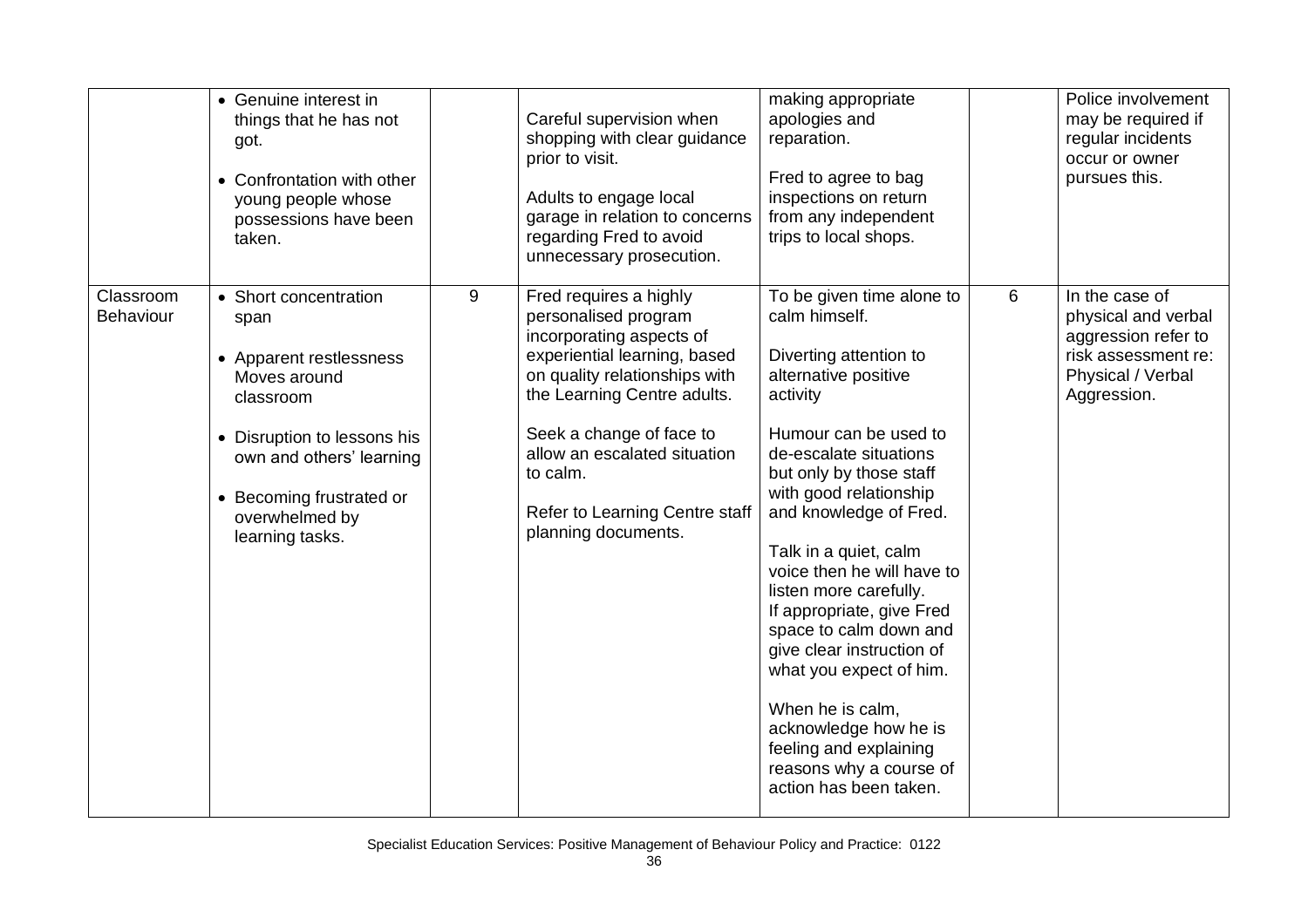| | | | | | | |
|---|---|---|---|---|---|---|
| | • Genuine interest in things that he has not got.<br><br>• Confrontation with other young people whose possessions have been taken. | | Careful supervision when shopping with clear guidance prior to visit.<br><br>Adults to engage local garage in relation to concerns regarding Fred to avoid unnecessary prosecution. | making appropriate apologies and reparation.<br><br>Fred to agree to bag inspections on return from any independent trips to local shops. | | Police involvement may be required if regular incidents occur or owner pursues this. |
| Classroom Behaviour | • Short concentration span<br><br>• Apparent restlessness Moves around classroom<br><br>• Disruption to lessons his own and others' learning<br><br>• Becoming frustrated or overwhelmed by learning tasks. | 9 | Fred requires a highly personalised program incorporating aspects of experiential learning, based on quality relationships with the Learning Centre adults.<br><br>Seek a change of face to allow an escalated situation to calm.<br><br>Refer to Learning Centre staff planning documents. | To be given time alone to calm himself.<br><br>Diverting attention to alternative positive activity<br><br>Humour can be used to de-escalate situations but only by those staff with good relationship and knowledge of Fred.<br><br>Talk in a quiet, calm voice then he will have to listen more carefully.<br>If appropriate, give Fred space to calm down and give clear instruction of what you expect of him.<br><br>When he is calm, acknowledge how he is feeling and explaining reasons why a course of action has been taken. | 6 | In the case of physical and verbal aggression refer to risk assessment re: Physical / Verbal Aggression. |

Specialist Education Services: Positive Management of Behaviour Policy and Practice: 0122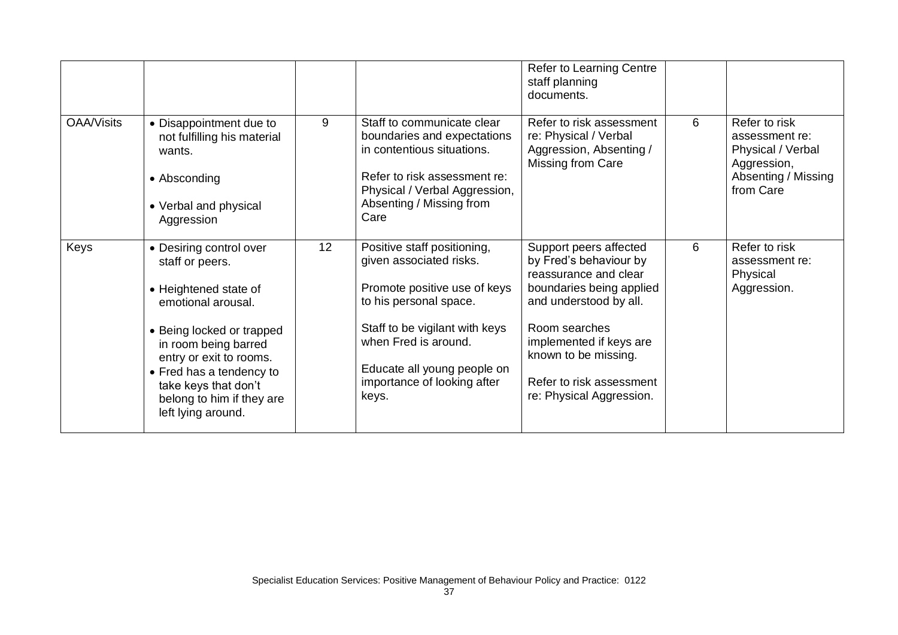| | | | | | | |
|---|---|---|---|---|---|---|
| | | | | Refer to Learning Centre staff planning documents. | | |
| OAA/Visits | • Disappointment due to not fulfilling his material wants.<br><br>• Absconding<br><br>• Verbal and physical Aggression | 9 | Staff to communicate clear boundaries and expectations in contentious situations.<br><br>Refer to risk assessment re: Physical / Verbal Aggression, Absenting / Missing from Care | Refer to risk assessment re: Physical / Verbal Aggression, Absenting / Missing from Care | 6 | Refer to risk assessment re: Physical / Verbal Aggression, Absenting / Missing from Care |
| Keys | • Desiring control over staff or peers.<br><br>• Heightened state of emotional arousal.<br><br>• Being locked or trapped in room being barred entry or exit to rooms.<br>• Fred has a tendency to take keys that don't belong to him if they are left lying around. | 12 | Positive staff positioning, given associated risks.<br><br>Promote positive use of keys to his personal space.<br><br>Staff to be vigilant with keys when Fred is around.<br><br>Educate all young people on importance of looking after keys. | Support peers affected by Fred's behaviour by reassurance and clear boundaries being applied and understood by all.<br><br>Room searches implemented if keys are known to be missing.<br><br>Refer to risk assessment re: Physical Aggression. | 6 | Refer to risk assessment re: Physical Aggression. |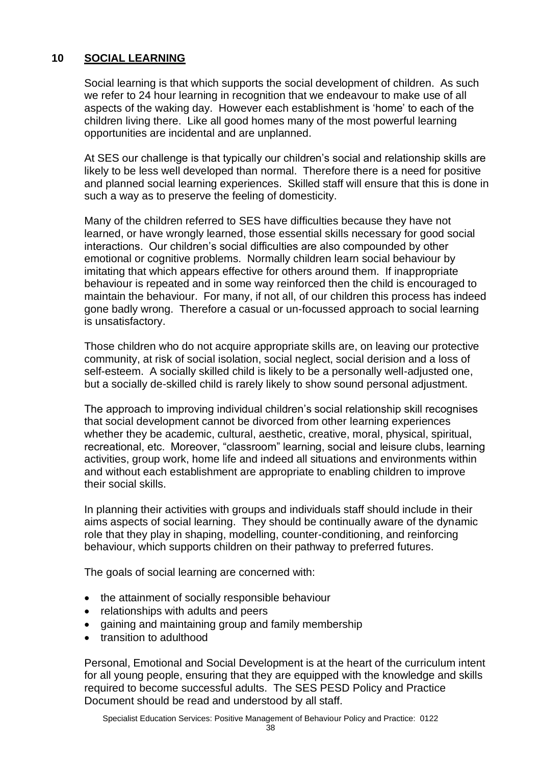## 10 SOCIAL LEARNING

Social learning is that which supports the social development of children. As such we refer to 24 hour learning in recognition that we endeavour to make use of all aspects of the waking day. However each establishment is 'home' to each of the children living there. Like all good homes many of the most powerful learning opportunities are incidental and are unplanned.

At SES our challenge is that typically our children's social and relationship skills are likely to be less well developed than normal. Therefore there is a need for positive and planned social learning experiences. Skilled staff will ensure that this is done in such a way as to preserve the feeling of domesticity.

Many of the children referred to SES have difficulties because they have not learned, or have wrongly learned, those essential skills necessary for good social interactions. Our children's social difficulties are also compounded by other emotional or cognitive problems. Normally children learn social behaviour by imitating that which appears effective for others around them. If inappropriate behaviour is repeated and in some way reinforced then the child is encouraged to maintain the behaviour. For many, if not all, of our children this process has indeed gone badly wrong. Therefore a casual or un-focussed approach to social learning is unsatisfactory.

Those children who do not acquire appropriate skills are, on leaving our protective community, at risk of social isolation, social neglect, social derision and a loss of self-esteem. A socially skilled child is likely to be a personally well-adjusted one, but a socially de-skilled child is rarely likely to show sound personal adjustment.

The approach to improving individual children's social relationship skill recognises that social development cannot be divorced from other learning experiences whether they be academic, cultural, aesthetic, creative, moral, physical, spiritual, recreational, etc. Moreover, "classroom" learning, social and leisure clubs, learning activities, group work, home life and indeed all situations and environments within and without each establishment are appropriate to enabling children to improve their social skills.

In planning their activities with groups and individuals staff should include in their aims aspects of social learning. They should be continually aware of the dynamic role that they play in shaping, modelling, counter-conditioning, and reinforcing behaviour, which supports children on their pathway to preferred futures.

The goals of social learning are concerned with:

- the attainment of socially responsible behaviour
- relationships with adults and peers
- gaining and maintaining group and family membership
- transition to adulthood

Personal, Emotional and Social Development is at the heart of the curriculum intent for all young people, ensuring that they are equipped with the knowledge and skills required to become successful adults. The SES PESD Policy and Practice Document should be read and understood by all staff.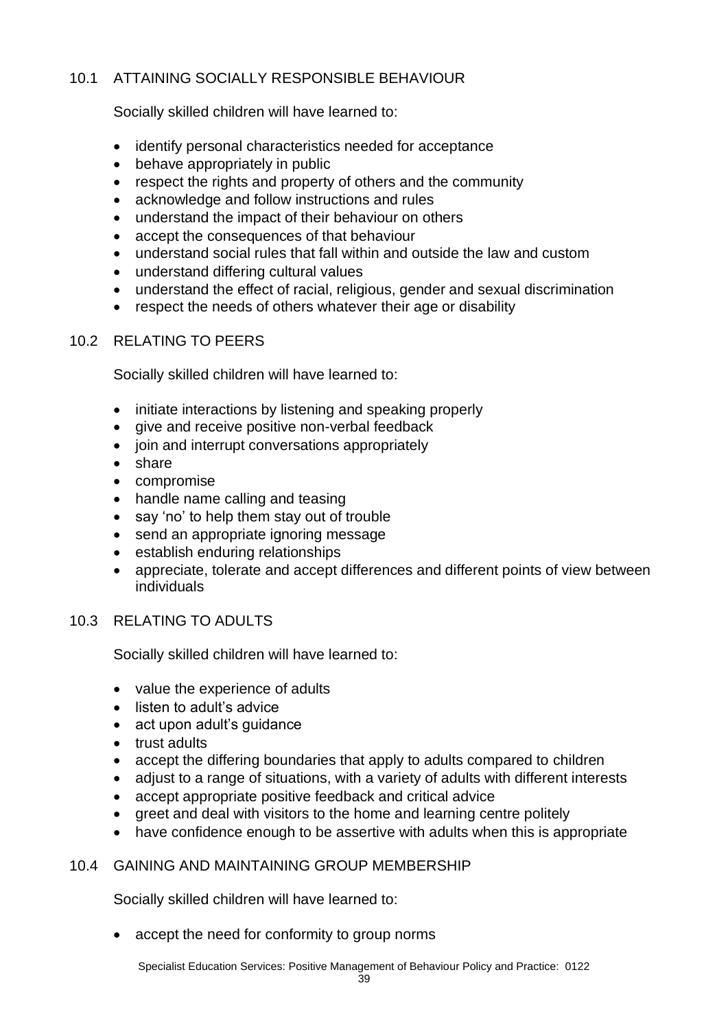## 10.1 ATTAINING SOCIALLY RESPONSIBLE BEHAVIOUR

Socially skilled children will have learned to:

- identify personal characteristics needed for acceptance
- behave appropriately in public
- respect the rights and property of others and the community
- acknowledge and follow instructions and rules
- understand the impact of their behaviour on others
- accept the consequences of that behaviour
- understand social rules that fall within and outside the law and custom
- understand differing cultural values
- understand the effect of racial, religious, gender and sexual discrimination
- respect the needs of others whatever their age or disability

## 10.2 RELATING TO PEERS

Socially skilled children will have learned to:

- initiate interactions by listening and speaking properly
- give and receive positive non-verbal feedback
- join and interrupt conversations appropriately
- share
- compromise
- handle name calling and teasing
- say 'no' to help them stay out of trouble
- send an appropriate ignoring message
- establish enduring relationships
- appreciate, tolerate and accept differences and different points of view between individuals

## 10.3 RELATING TO ADULTS

Socially skilled children will have learned to:

- value the experience of adults
- listen to adult's advice
- act upon adult's guidance
- trust adults
- accept the differing boundaries that apply to adults compared to children
- adjust to a range of situations, with a variety of adults with different interests
- accept appropriate positive feedback and critical advice
- greet and deal with visitors to the home and learning centre politely
- have confidence enough to be assertive with adults when this is appropriate

## 10.4 GAINING AND MAINTAINING GROUP MEMBERSHIP

Socially skilled children will have learned to:

- accept the need for conformity to group norms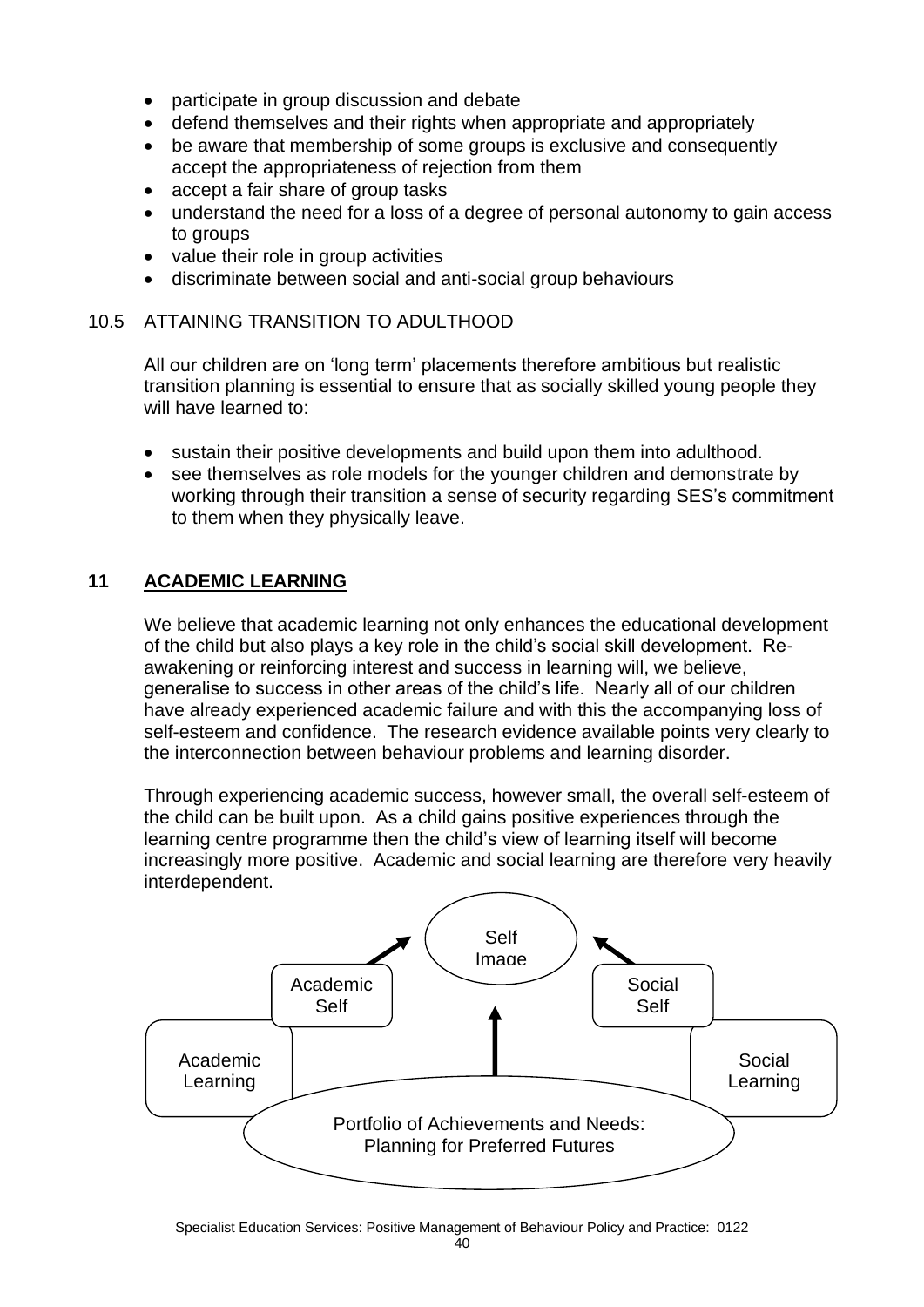- participate in group discussion and debate
- defend themselves and their rights when appropriate and appropriately
- be aware that membership of some groups is exclusive and consequently accept the appropriateness of rejection from them
- accept a fair share of group tasks
- understand the need for a loss of a degree of personal autonomy to gain access to groups
- value their role in group activities
- discriminate between social and anti-social group behaviours

### 10.5 ATTAINING TRANSITION TO ADULTHOOD

All our children are on 'long term' placements therefore ambitious but realistic transition planning is essential to ensure that as socially skilled young people they will have learned to:

- sustain their positive developments and build upon them into adulthood.
- see themselves as role models for the younger children and demonstrate by working through their transition a sense of security regarding SES's commitment to them when they physically leave.

## 11 ACADEMIC LEARNING

We believe that academic learning not only enhances the educational development of the child but also plays a key role in the child's social skill development. Re-awakening or reinforcing interest and success in learning will, we believe, generalise to success in other areas of the child's life. Nearly all of our children have already experienced academic failure and with this the accompanying loss of self-esteem and confidence. The research evidence available points very clearly to the interconnection between behaviour problems and learning disorder.

Through experiencing academic success, however small, the overall self-esteem of the child can be built upon. As a child gains positive experiences through the learning centre programme then the child's view of learning itself will become increasingly more positive. Academic and social learning are therefore very heavily interdependent.

Self Image

Academic Self

Social Self

Academic Learning

Social Learning

Portfolio of Achievements and Needs: Planning for Preferred Futures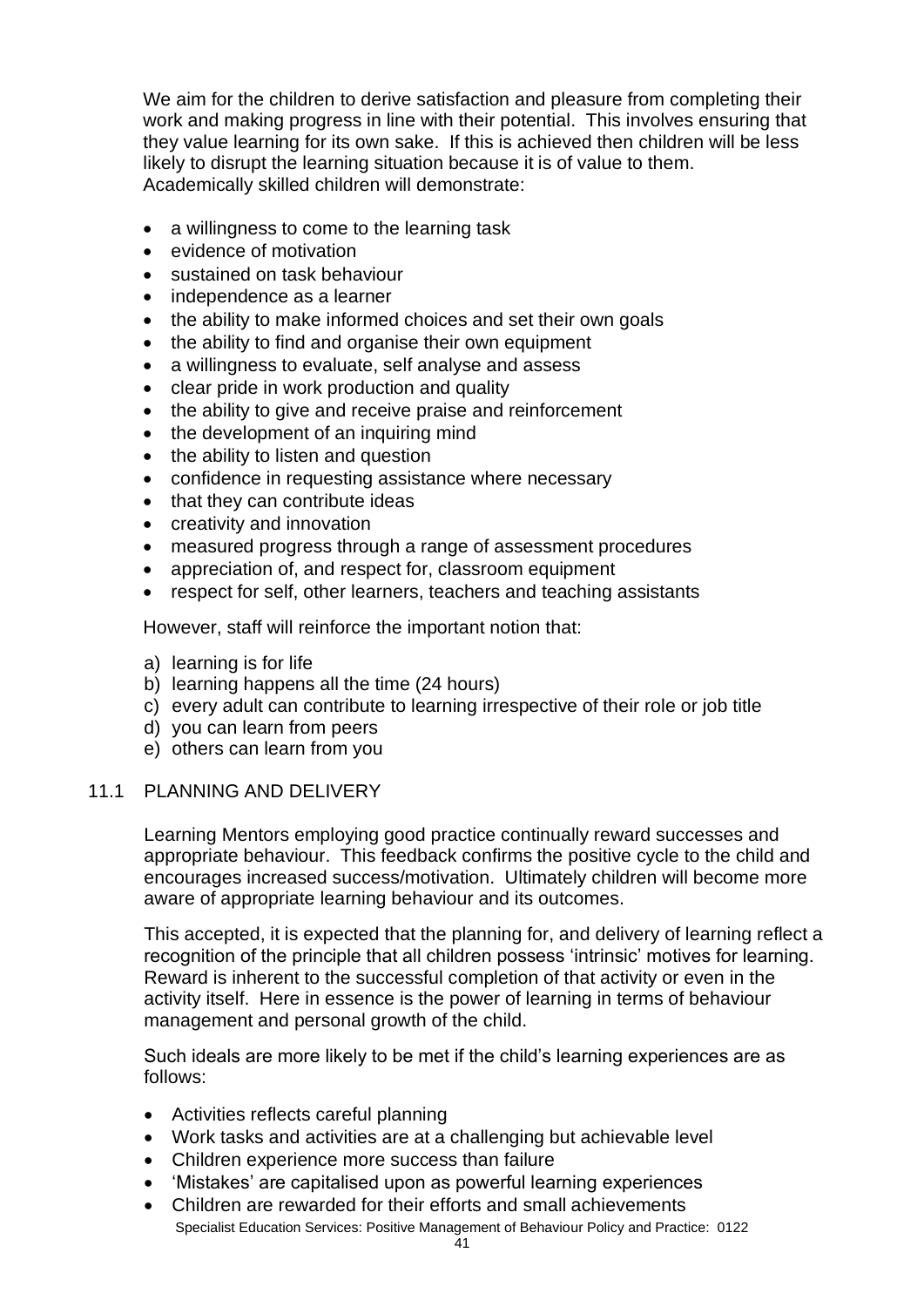We aim for the children to derive satisfaction and pleasure from completing their work and making progress in line with their potential. This involves ensuring that they value learning for its own sake. If this is achieved then children will be less likely to disrupt the learning situation because it is of value to them. Academically skilled children will demonstrate:

- a willingness to come to the learning task
- evidence of motivation
- sustained on task behaviour
- independence as a learner
- the ability to make informed choices and set their own goals
- the ability to find and organise their own equipment
- a willingness to evaluate, self analyse and assess
- clear pride in work production and quality
- the ability to give and receive praise and reinforcement
- the development of an inquiring mind
- the ability to listen and question
- confidence in requesting assistance where necessary
- that they can contribute ideas
- creativity and innovation
- measured progress through a range of assessment procedures
- appreciation of, and respect for, classroom equipment
- respect for self, other learners, teachers and teaching assistants

However, staff will reinforce the important notion that:

a) learning is for life
b) learning happens all the time (24 hours)
c) every adult can contribute to learning irrespective of their role or job title
d) you can learn from peers
e) others can learn from you

## 11.1 PLANNING AND DELIVERY

Learning Mentors employing good practice continually reward successes and appropriate behaviour. This feedback confirms the positive cycle to the child and encourages increased success/motivation. Ultimately children will become more aware of appropriate learning behaviour and its outcomes.

This accepted, it is expected that the planning for, and delivery of learning reflect a recognition of the principle that all children possess 'intrinsic' motives for learning. Reward is inherent to the successful completion of that activity or even in the activity itself. Here in essence is the power of learning in terms of behaviour management and personal growth of the child.

Such ideals are more likely to be met if the child's learning experiences are as follows:

- Activities reflects careful planning
- Work tasks and activities are at a challenging but achievable level
- Children experience more success than failure
- 'Mistakes' are capitalised upon as powerful learning experiences
- Children are rewarded for their efforts and small achievements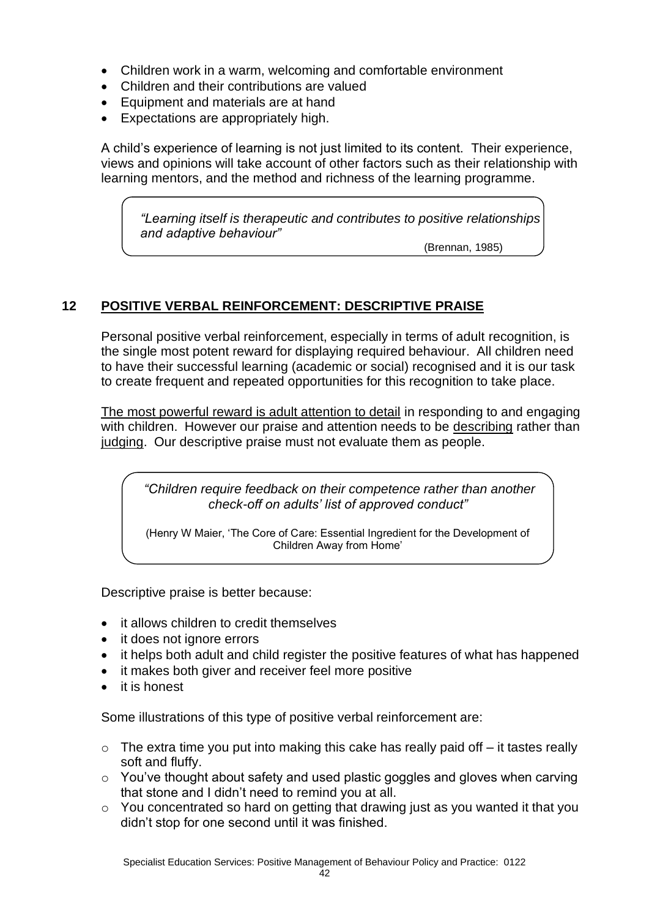- Children work in a warm, welcoming and comfortable environment
- Children and their contributions are valued
- Equipment and materials are at hand
- Expectations are appropriately high.

A child's experience of learning is not just limited to its content. Their experience, views and opinions will take account of other factors such as their relationship with learning mentors, and the method and richness of the learning programme.

> *"Learning itself is therapeutic and contributes to positive relationships and adaptive behaviour"*
>
> (Brennan, 1985)

## 12 POSITIVE VERBAL REINFORCEMENT: DESCRIPTIVE PRAISE

Personal positive verbal reinforcement, especially in terms of adult recognition, is the single most potent reward for displaying required behaviour. All children need to have their successful learning (academic or social) recognised and it is our task to create frequent and repeated opportunities for this recognition to take place.

<u>The most powerful reward is adult attention to detail</u> in responding to and engaging with children. However our praise and attention needs to be <u>describing</u> rather than <u>judging</u>. Our descriptive praise must not evaluate them as people.

> *"Children require feedback on their competence rather than another check-off on adults' list of approved conduct"*
>
> (Henry W Maier, 'The Core of Care: Essential Ingredient for the Development of Children Away from Home'

Descriptive praise is better because:

- it allows children to credit themselves
- it does not ignore errors
- it helps both adult and child register the positive features of what has happened
- it makes both giver and receiver feel more positive
- it is honest

Some illustrations of this type of positive verbal reinforcement are:

- The extra time you put into making this cake has really paid off – it tastes really soft and fluffy.
- You've thought about safety and used plastic goggles and gloves when carving that stone and I didn't need to remind you at all.
- You concentrated so hard on getting that drawing just as you wanted it that you didn't stop for one second until it was finished.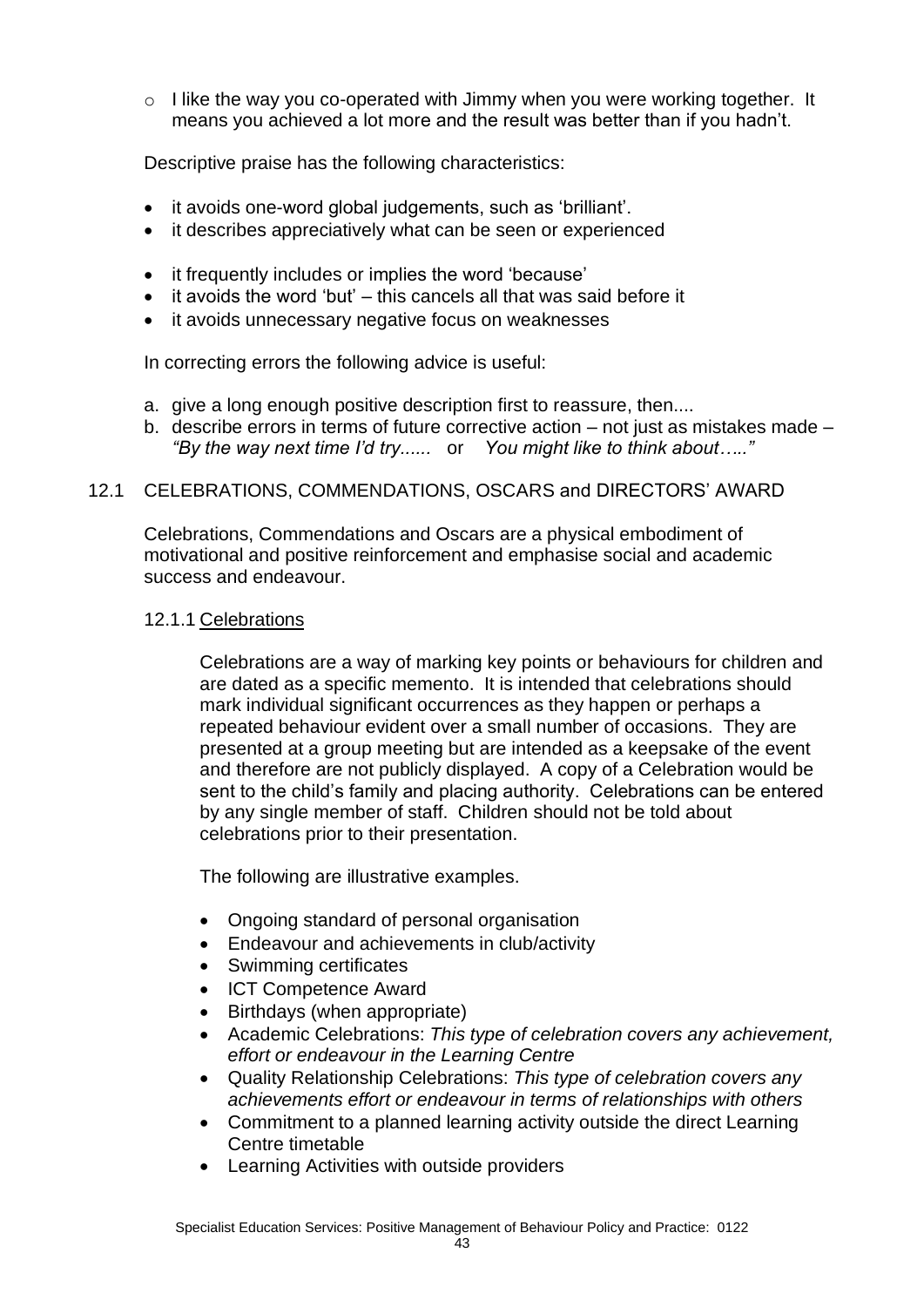- I like the way you co-operated with Jimmy when you were working together. It means you achieved a lot more and the result was better than if you hadn't.

Descriptive praise has the following characteristics:

- it avoids one-word global judgements, such as 'brilliant'.
- it describes appreciatively what can be seen or experienced
- it frequently includes or implies the word 'because'
- it avoids the word 'but' – this cancels all that was said before it
- it avoids unnecessary negative focus on weaknesses

In correcting errors the following advice is useful:

a. give a long enough positive description first to reassure, then....
b. describe errors in terms of future corrective action – not just as mistakes made – *"By the way next time I'd try......* or *You might like to think about….."*

## 12.1 CELEBRATIONS, COMMENDATIONS, OSCARS and DIRECTORS' AWARD

Celebrations, Commendations and Oscars are a physical embodiment of motivational and positive reinforcement and emphasise social and academic success and endeavour.

### 12.1.1 Celebrations

Celebrations are a way of marking key points or behaviours for children and are dated as a specific memento. It is intended that celebrations should mark individual significant occurrences as they happen or perhaps a repeated behaviour evident over a small number of occasions. They are presented at a group meeting but are intended as a keepsake of the event and therefore are not publicly displayed. A copy of a Celebration would be sent to the child's family and placing authority. Celebrations can be entered by any single member of staff. Children should not be told about celebrations prior to their presentation.

The following are illustrative examples.

- Ongoing standard of personal organisation
- Endeavour and achievements in club/activity
- Swimming certificates
- ICT Competence Award
- Birthdays (when appropriate)
- Academic Celebrations: *This type of celebration covers any achievement, effort or endeavour in the Learning Centre*
- Quality Relationship Celebrations: *This type of celebration covers any achievements effort or endeavour in terms of relationships with others*
- Commitment to a planned learning activity outside the direct Learning Centre timetable
- Learning Activities with outside providers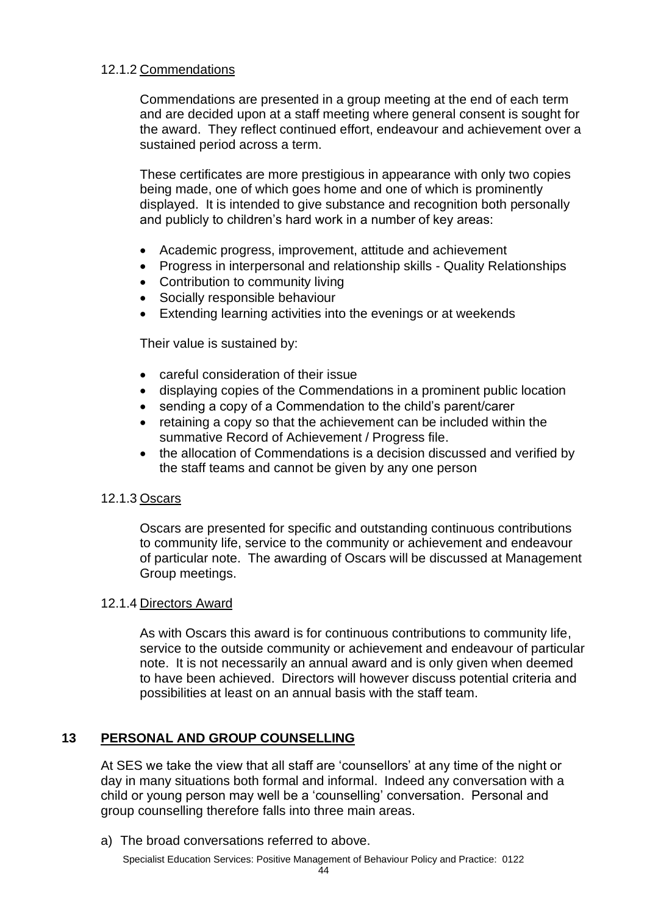#### 12.1.2 Commendations

Commendations are presented in a group meeting at the end of each term and are decided upon at a staff meeting where general consent is sought for the award. They reflect continued effort, endeavour and achievement over a sustained period across a term.

These certificates are more prestigious in appearance with only two copies being made, one of which goes home and one of which is prominently displayed. It is intended to give substance and recognition both personally and publicly to children's hard work in a number of key areas:

- Academic progress, improvement, attitude and achievement
- Progress in interpersonal and relationship skills - Quality Relationships
- Contribution to community living
- Socially responsible behaviour
- Extending learning activities into the evenings or at weekends

Their value is sustained by:

- careful consideration of their issue
- displaying copies of the Commendations in a prominent public location
- sending a copy of a Commendation to the child's parent/carer
- retaining a copy so that the achievement can be included within the summative Record of Achievement / Progress file.
- the allocation of Commendations is a decision discussed and verified by the staff teams and cannot be given by any one person

#### 12.1.3 Oscars

Oscars are presented for specific and outstanding continuous contributions to community life, service to the community or achievement and endeavour of particular note. The awarding of Oscars will be discussed at Management Group meetings.

#### 12.1.4 Directors Award

As with Oscars this award is for continuous contributions to community life, service to the outside community or achievement and endeavour of particular note. It is not necessarily an annual award and is only given when deemed to have been achieved. Directors will however discuss potential criteria and possibilities at least on an annual basis with the staff team.

## 13 PERSONAL AND GROUP COUNSELLING

At SES we take the view that all staff are 'counsellors' at any time of the night or day in many situations both formal and informal. Indeed any conversation with a child or young person may well be a 'counselling' conversation. Personal and group counselling therefore falls into three main areas.

a) The broad conversations referred to above.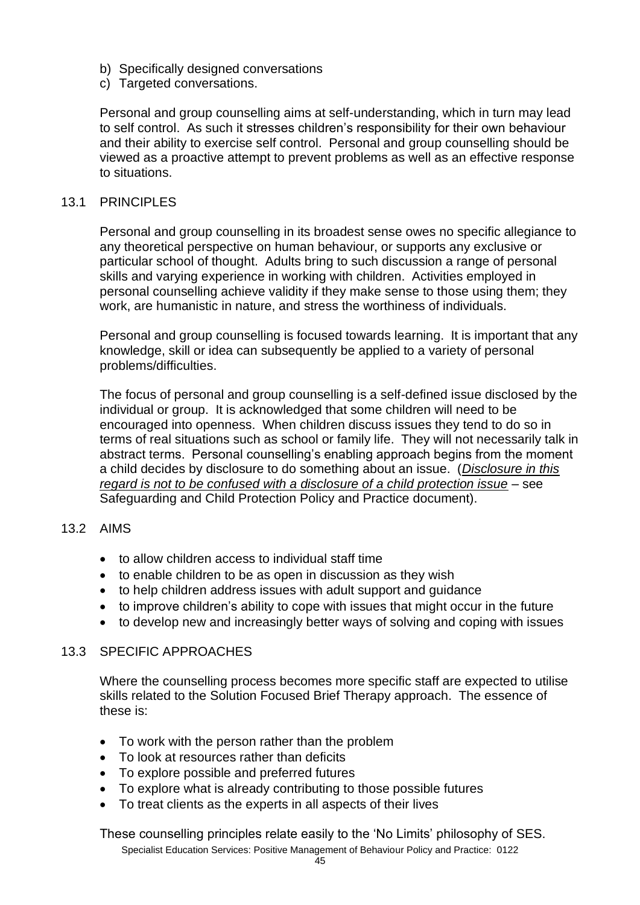b) Specifically designed conversations
c) Targeted conversations.

Personal and group counselling aims at self-understanding, which in turn may lead to self control. As such it stresses children's responsibility for their own behaviour and their ability to exercise self control. Personal and group counselling should be viewed as a proactive attempt to prevent problems as well as an effective response to situations.

## 13.1 PRINCIPLES

Personal and group counselling in its broadest sense owes no specific allegiance to any theoretical perspective on human behaviour, or supports any exclusive or particular school of thought. Adults bring to such discussion a range of personal skills and varying experience in working with children. Activities employed in personal counselling achieve validity if they make sense to those using them; they work, are humanistic in nature, and stress the worthiness of individuals.

Personal and group counselling is focused towards learning. It is important that any knowledge, skill or idea can subsequently be applied to a variety of personal problems/difficulties.

The focus of personal and group counselling is a self-defined issue disclosed by the individual or group. It is acknowledged that some children will need to be encouraged into openness. When children discuss issues they tend to do so in terms of real situations such as school or family life. They will not necessarily talk in abstract terms. Personal counselling's enabling approach begins from the moment a child decides by disclosure to do something about an issue. (*Disclosure in this regard is not to be confused with a disclosure of a child protection issue* – see Safeguarding and Child Protection Policy and Practice document).

## 13.2 AIMS

- to allow children access to individual staff time
- to enable children to be as open in discussion as they wish
- to help children address issues with adult support and guidance
- to improve children's ability to cope with issues that might occur in the future
- to develop new and increasingly better ways of solving and coping with issues

## 13.3 SPECIFIC APPROACHES

Where the counselling process becomes more specific staff are expected to utilise skills related to the Solution Focused Brief Therapy approach. The essence of these is:

- To work with the person rather than the problem
- To look at resources rather than deficits
- To explore possible and preferred futures
- To explore what is already contributing to those possible futures
- To treat clients as the experts in all aspects of their lives

These counselling principles relate easily to the 'No Limits' philosophy of SES.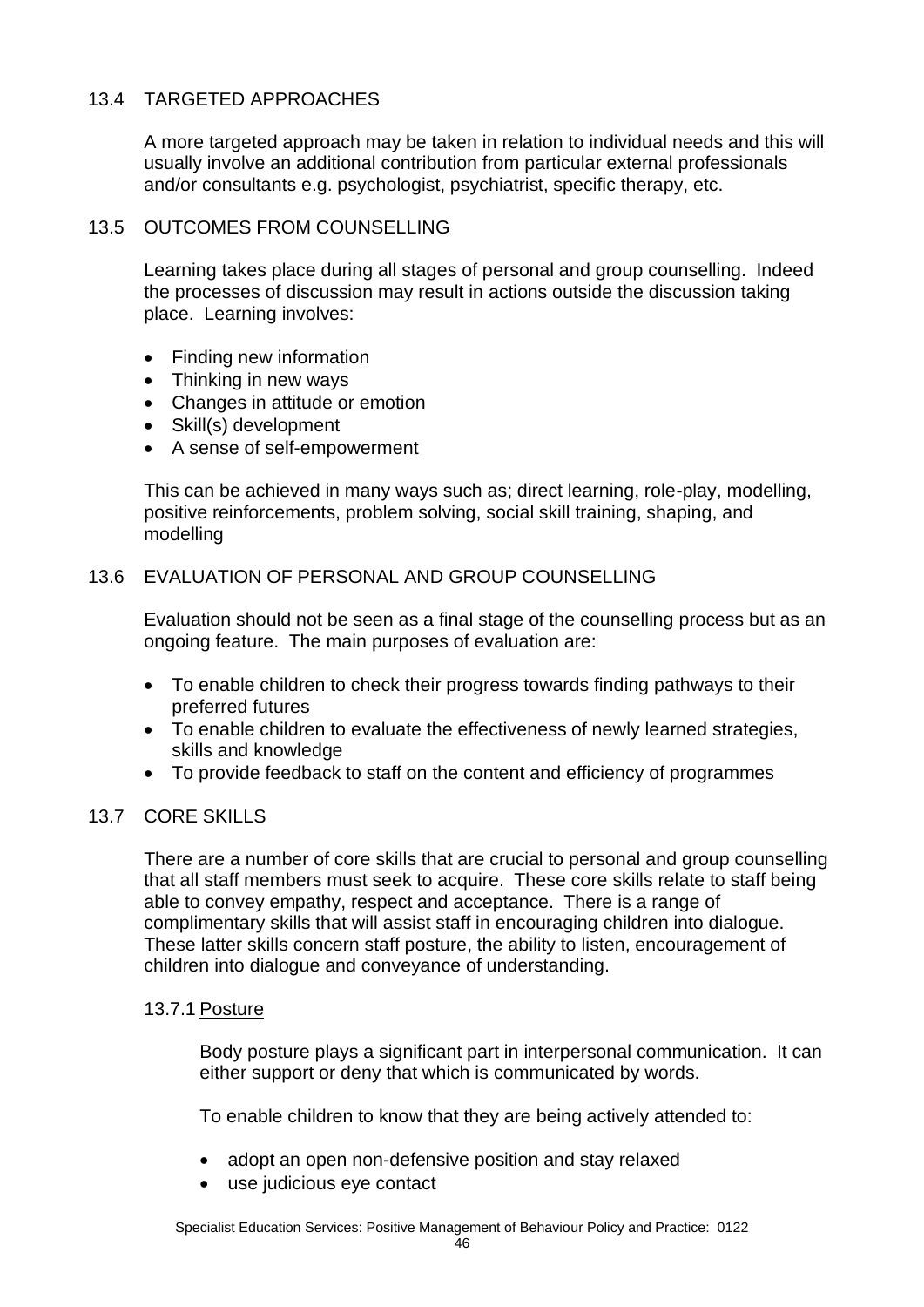## 13.4 TARGETED APPROACHES

A more targeted approach may be taken in relation to individual needs and this will usually involve an additional contribution from particular external professionals and/or consultants e.g. psychologist, psychiatrist, specific therapy, etc.

## 13.5 OUTCOMES FROM COUNSELLING

Learning takes place during all stages of personal and group counselling. Indeed the processes of discussion may result in actions outside the discussion taking place. Learning involves:

- Finding new information
- Thinking in new ways
- Changes in attitude or emotion
- Skill(s) development
- A sense of self-empowerment

This can be achieved in many ways such as; direct learning, role-play, modelling, positive reinforcements, problem solving, social skill training, shaping, and modelling

## 13.6 EVALUATION OF PERSONAL AND GROUP COUNSELLING

Evaluation should not be seen as a final stage of the counselling process but as an ongoing feature. The main purposes of evaluation are:

- To enable children to check their progress towards finding pathways to their preferred futures
- To enable children to evaluate the effectiveness of newly learned strategies, skills and knowledge
- To provide feedback to staff on the content and efficiency of programmes

## 13.7 CORE SKILLS

There are a number of core skills that are crucial to personal and group counselling that all staff members must seek to acquire. These core skills relate to staff being able to convey empathy, respect and acceptance. There is a range of complimentary skills that will assist staff in encouraging children into dialogue. These latter skills concern staff posture, the ability to listen, encouragement of children into dialogue and conveyance of understanding.

### 13.7.1 Posture

Body posture plays a significant part in interpersonal communication. It can either support or deny that which is communicated by words.

To enable children to know that they are being actively attended to:

- adopt an open non-defensive position and stay relaxed
- use judicious eye contact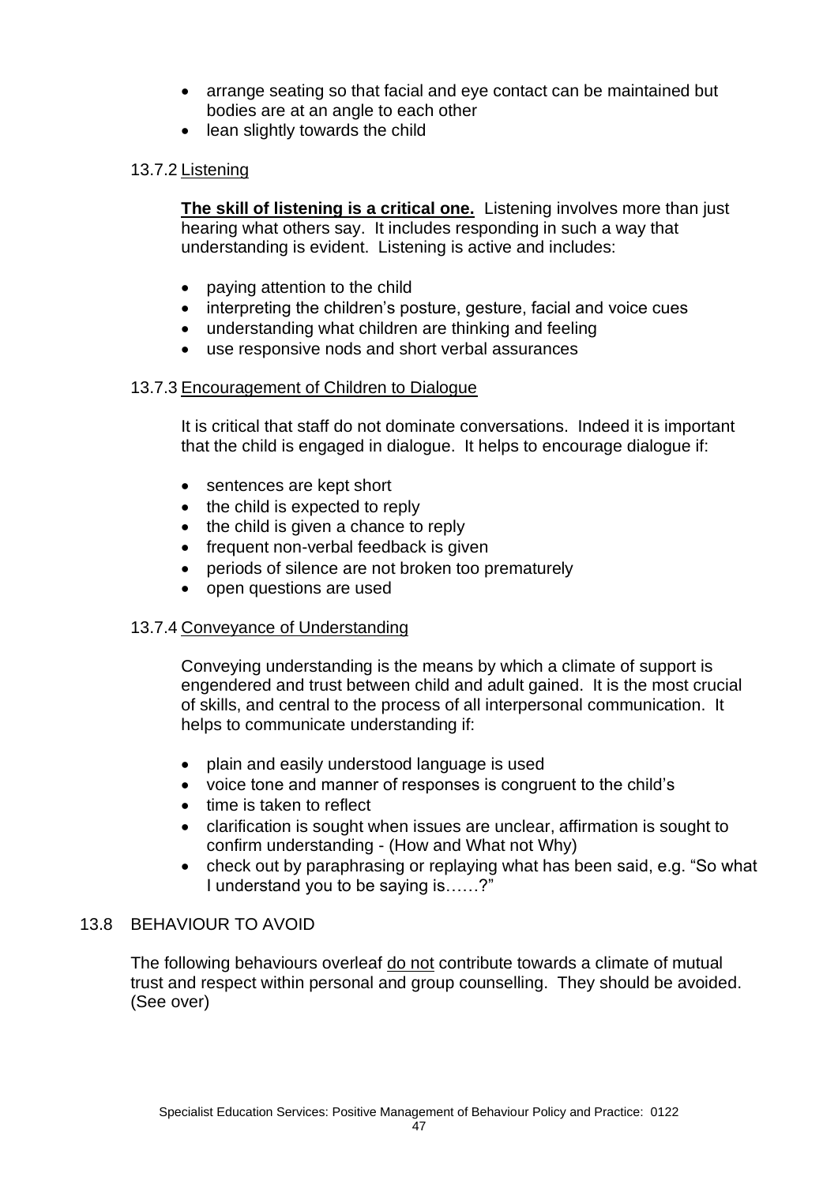- arrange seating so that facial and eye contact can be maintained but bodies are at an angle to each other
- lean slightly towards the child

#### 13.7.2 Listening

**The skill of listening is a critical one.** Listening involves more than just hearing what others say. It includes responding in such a way that understanding is evident. Listening is active and includes:

- paying attention to the child
- interpreting the children's posture, gesture, facial and voice cues
- understanding what children are thinking and feeling
- use responsive nods and short verbal assurances

#### 13.7.3 Encouragement of Children to Dialogue

It is critical that staff do not dominate conversations. Indeed it is important that the child is engaged in dialogue. It helps to encourage dialogue if:

- sentences are kept short
- the child is expected to reply
- the child is given a chance to reply
- frequent non-verbal feedback is given
- periods of silence are not broken too prematurely
- open questions are used

#### 13.7.4 Conveyance of Understanding

Conveying understanding is the means by which a climate of support is engendered and trust between child and adult gained. It is the most crucial of skills, and central to the process of all interpersonal communication. It helps to communicate understanding if:

- plain and easily understood language is used
- voice tone and manner of responses is congruent to the child's
- time is taken to reflect
- clarification is sought when issues are unclear, affirmation is sought to confirm understanding - (How and What not Why)
- check out by paraphrasing or replaying what has been said, e.g. "So what I understand you to be saying is……?"

### 13.8 BEHAVIOUR TO AVOID

The following behaviours overleaf do not contribute towards a climate of mutual trust and respect within personal and group counselling. They should be avoided. (See over)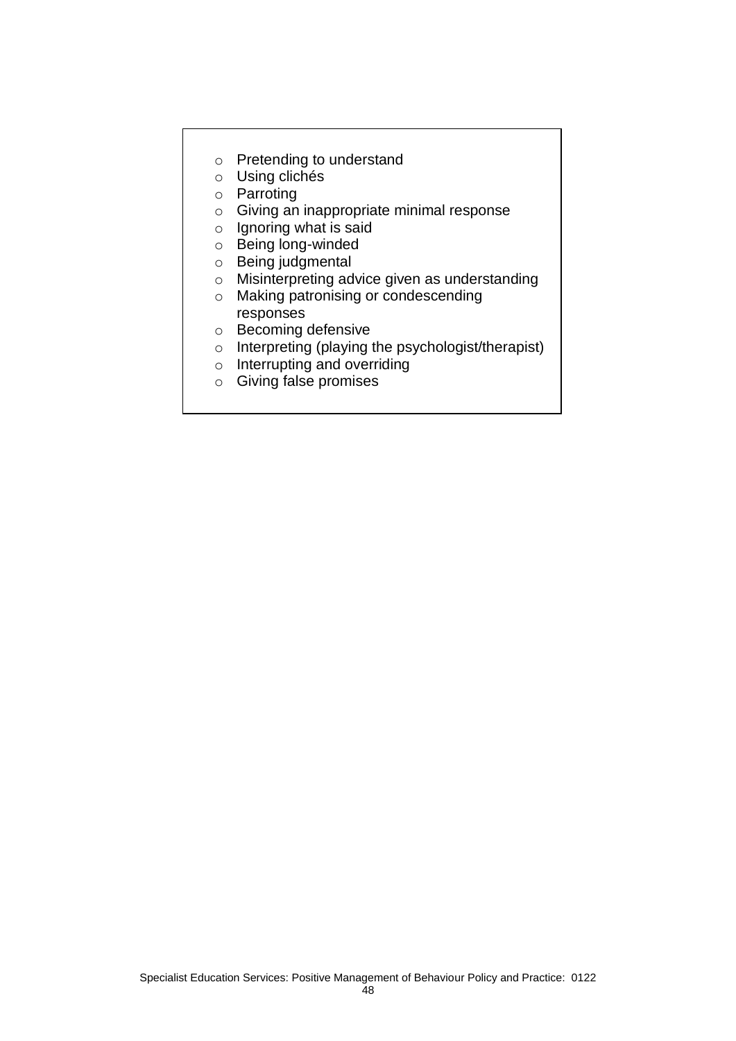- Pretending to understand
- Using clichés
- Parroting
- Giving an inappropriate minimal response
- Ignoring what is said
- Being long-winded
- Being judgmental
- Misinterpreting advice given as understanding
- Making patronising or condescending responses
- Becoming defensive
- Interpreting (playing the psychologist/therapist)
- Interrupting and overriding
- Giving false promises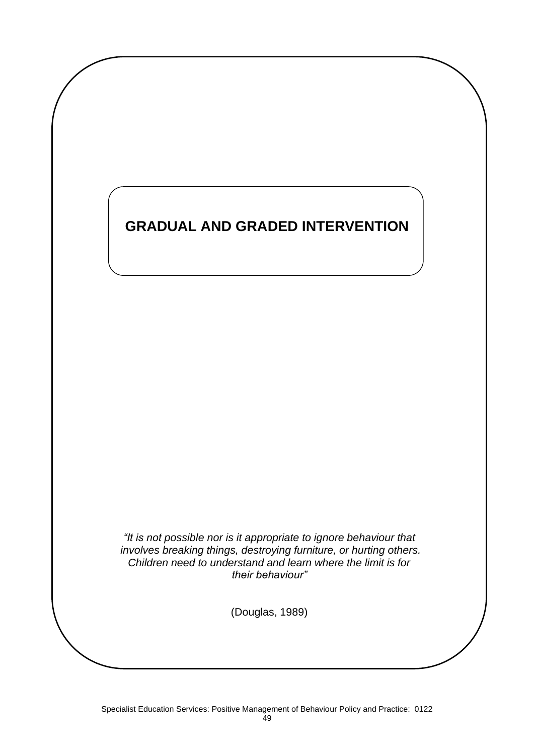# GRADUAL AND GRADED INTERVENTION

*"It is not possible nor is it appropriate to ignore behaviour that involves breaking things, destroying furniture, or hurting others. Children need to understand and learn where the limit is for their behaviour"*

(Douglas, 1989)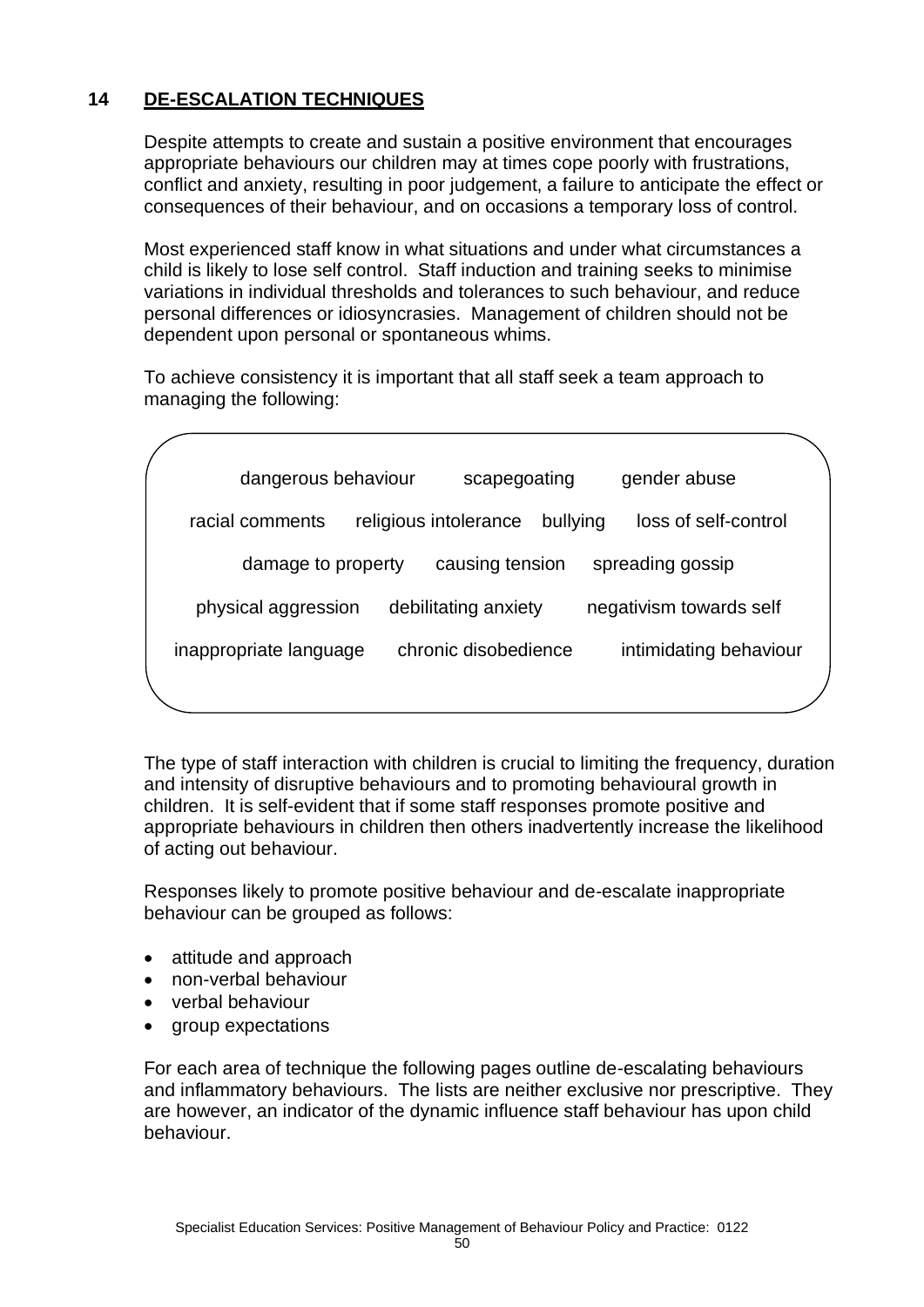## 14 DE-ESCALATION TECHNIQUES

Despite attempts to create and sustain a positive environment that encourages appropriate behaviours our children may at times cope poorly with frustrations, conflict and anxiety, resulting in poor judgement, a failure to anticipate the effect or consequences of their behaviour, and on occasions a temporary loss of control.

Most experienced staff know in what situations and under what circumstances a child is likely to lose self control. Staff induction and training seeks to minimise variations in individual thresholds and tolerances to such behaviour, and reduce personal differences or idiosyncrasies. Management of children should not be dependent upon personal or spontaneous whims.

To achieve consistency it is important that all staff seek a team approach to managing the following:

dangerous behaviour   scapegoating   gender abuse

racial comments   religious intolerance   bullying   loss of self-control

damage to property   causing tension   spreading gossip

physical aggression   debilitating anxiety   negativism towards self

inappropriate language   chronic disobedience   intimidating behaviour

The type of staff interaction with children is crucial to limiting the frequency, duration and intensity of disruptive behaviours and to promoting behavioural growth in children. It is self-evident that if some staff responses promote positive and appropriate behaviours in children then others inadvertently increase the likelihood of acting out behaviour.

Responses likely to promote positive behaviour and de-escalate inappropriate behaviour can be grouped as follows:

- attitude and approach
- non-verbal behaviour
- verbal behaviour
- group expectations

For each area of technique the following pages outline de-escalating behaviours and inflammatory behaviours. The lists are neither exclusive nor prescriptive. They are however, an indicator of the dynamic influence staff behaviour has upon child behaviour.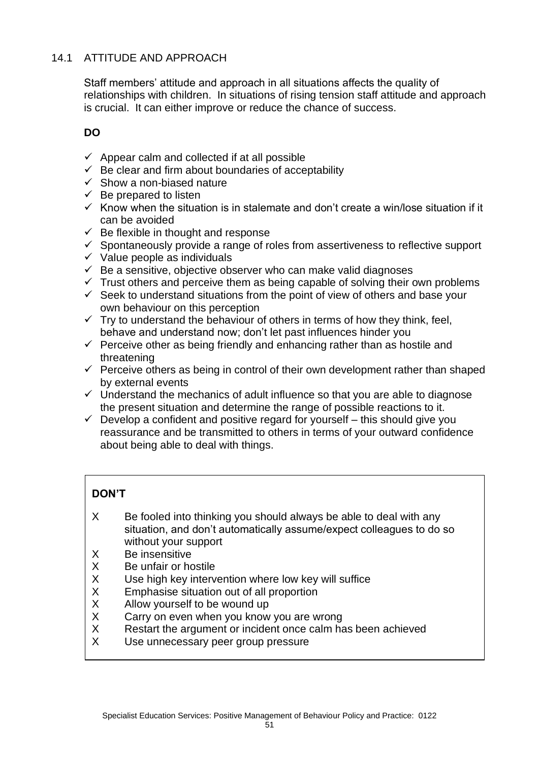## 14.1 ATTITUDE AND APPROACH

Staff members' attitude and approach in all situations affects the quality of relationships with children. In situations of rising tension staff attitude and approach is crucial. It can either improve or reduce the chance of success.

**DO**

- ✓ Appear calm and collected if at all possible
- ✓ Be clear and firm about boundaries of acceptability
- ✓ Show a non-biased nature
- ✓ Be prepared to listen
- ✓ Know when the situation is in stalemate and don't create a win/lose situation if it can be avoided
- ✓ Be flexible in thought and response
- ✓ Spontaneously provide a range of roles from assertiveness to reflective support
- ✓ Value people as individuals
- ✓ Be a sensitive, objective observer who can make valid diagnoses
- ✓ Trust others and perceive them as being capable of solving their own problems
- ✓ Seek to understand situations from the point of view of others and base your own behaviour on this perception
- ✓ Try to understand the behaviour of others in terms of how they think, feel, behave and understand now; don't let past influences hinder you
- ✓ Perceive other as being friendly and enhancing rather than as hostile and threatening
- ✓ Perceive others as being in control of their own development rather than shaped by external events
- ✓ Understand the mechanics of adult influence so that you are able to diagnose the present situation and determine the range of possible reactions to it.
- ✓ Develop a confident and positive regard for yourself – this should give you reassurance and be transmitted to others in terms of your outward confidence about being able to deal with things.

**DON'T**

- X Be fooled into thinking you should always be able to deal with any situation, and don't automatically assume/expect colleagues to do so without your support
- X Be insensitive
- X Be unfair or hostile
- X Use high key intervention where low key will suffice
- X Emphasise situation out of all proportion
- X Allow yourself to be wound up
- X Carry on even when you know you are wrong
- X Restart the argument or incident once calm has been achieved
- X Use unnecessary peer group pressure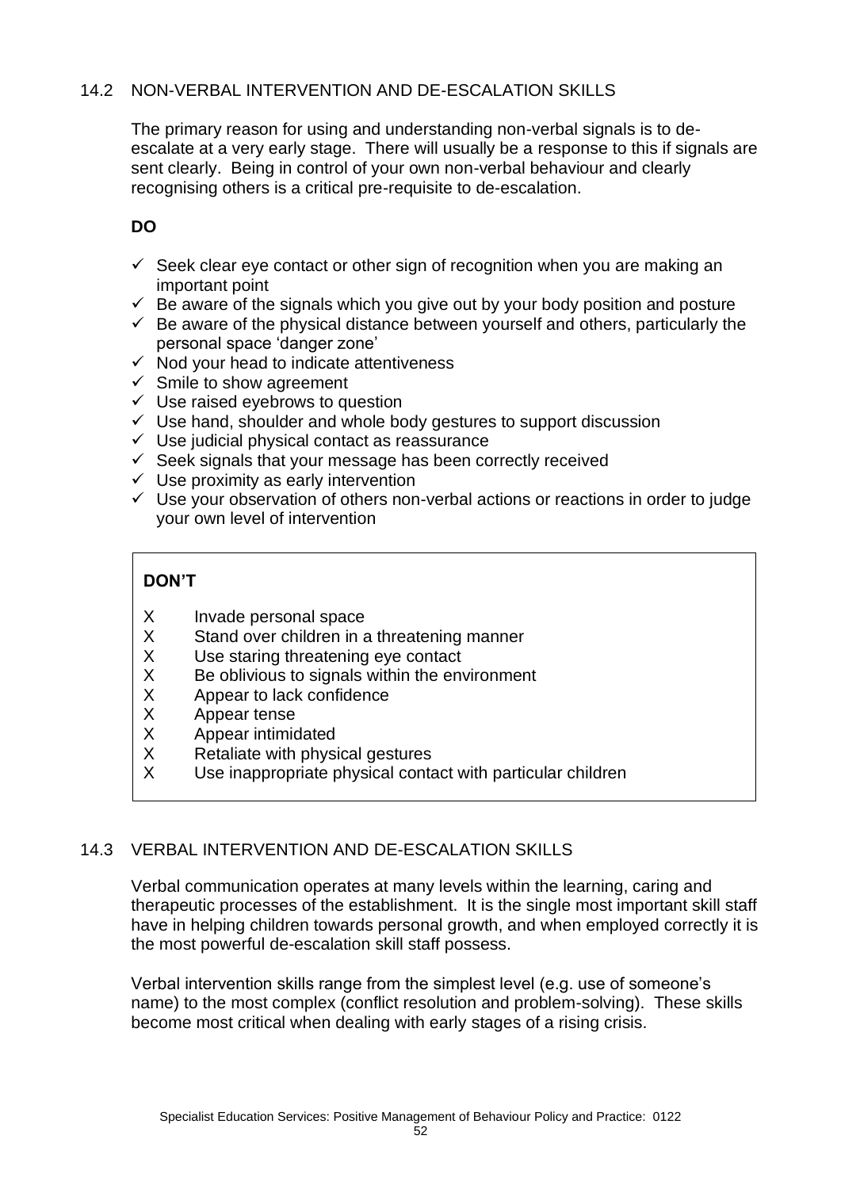## 14.2 NON-VERBAL INTERVENTION AND DE-ESCALATION SKILLS

The primary reason for using and understanding non-verbal signals is to de-escalate at a very early stage. There will usually be a response to this if signals are sent clearly. Being in control of your own non-verbal behaviour and clearly recognising others is a critical pre-requisite to de-escalation.

**DO**

- ✓ Seek clear eye contact or other sign of recognition when you are making an important point
- ✓ Be aware of the signals which you give out by your body position and posture
- ✓ Be aware of the physical distance between yourself and others, particularly the personal space 'danger zone'
- ✓ Nod your head to indicate attentiveness
- ✓ Smile to show agreement
- ✓ Use raised eyebrows to question
- ✓ Use hand, shoulder and whole body gestures to support discussion
- ✓ Use judicial physical contact as reassurance
- ✓ Seek signals that your message has been correctly received
- ✓ Use proximity as early intervention
- ✓ Use your observation of others non-verbal actions or reactions in order to judge your own level of intervention

**DON'T**

- X Invade personal space
- X Stand over children in a threatening manner
- X Use staring threatening eye contact
- X Be oblivious to signals within the environment
- X Appear to lack confidence
- X Appear tense
- X Appear intimidated
- X Retaliate with physical gestures
- X Use inappropriate physical contact with particular children

## 14.3 VERBAL INTERVENTION AND DE-ESCALATION SKILLS

Verbal communication operates at many levels within the learning, caring and therapeutic processes of the establishment. It is the single most important skill staff have in helping children towards personal growth, and when employed correctly it is the most powerful de-escalation skill staff possess.

Verbal intervention skills range from the simplest level (e.g. use of someone's name) to the most complex (conflict resolution and problem-solving). These skills become most critical when dealing with early stages of a rising crisis.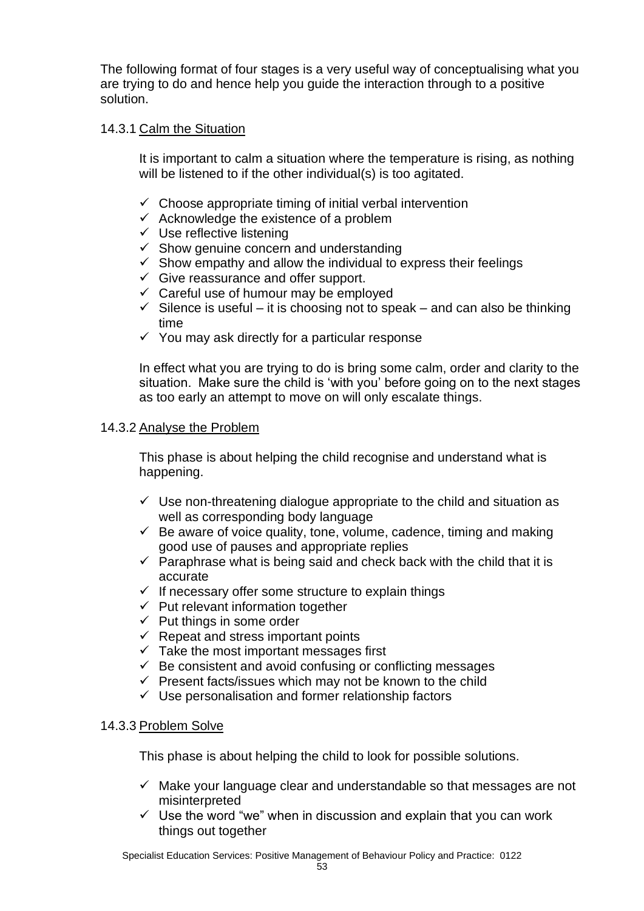The following format of four stages is a very useful way of conceptualising what you are trying to do and hence help you guide the interaction through to a positive solution.

#### 14.3.1 Calm the Situation

It is important to calm a situation where the temperature is rising, as nothing will be listened to if the other individual(s) is too agitated.

- ✓ Choose appropriate timing of initial verbal intervention
- ✓ Acknowledge the existence of a problem
- ✓ Use reflective listening
- ✓ Show genuine concern and understanding
- ✓ Show empathy and allow the individual to express their feelings
- ✓ Give reassurance and offer support.
- ✓ Careful use of humour may be employed
- ✓ Silence is useful – it is choosing not to speak – and can also be thinking time
- ✓ You may ask directly for a particular response

In effect what you are trying to do is bring some calm, order and clarity to the situation. Make sure the child is 'with you' before going on to the next stages as too early an attempt to move on will only escalate things.

#### 14.3.2 Analyse the Problem

This phase is about helping the child recognise and understand what is happening.

- ✓ Use non-threatening dialogue appropriate to the child and situation as well as corresponding body language
- ✓ Be aware of voice quality, tone, volume, cadence, timing and making good use of pauses and appropriate replies
- ✓ Paraphrase what is being said and check back with the child that it is accurate
- ✓ If necessary offer some structure to explain things
- ✓ Put relevant information together
- ✓ Put things in some order
- ✓ Repeat and stress important points
- ✓ Take the most important messages first
- ✓ Be consistent and avoid confusing or conflicting messages
- ✓ Present facts/issues which may not be known to the child
- ✓ Use personalisation and former relationship factors

#### 14.3.3 Problem Solve

This phase is about helping the child to look for possible solutions.

- ✓ Make your language clear and understandable so that messages are not misinterpreted
- ✓ Use the word "we" when in discussion and explain that you can work things out together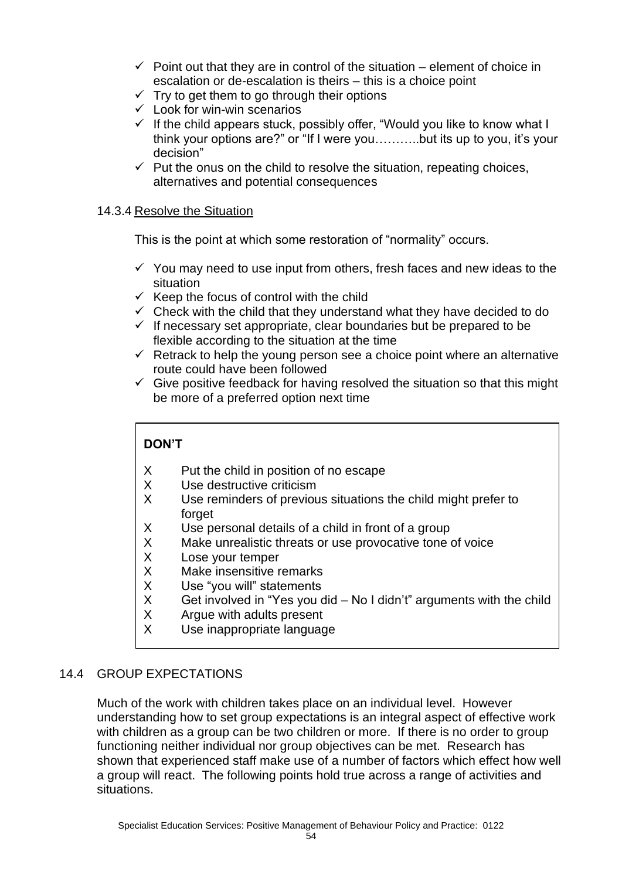- ✓ Point out that they are in control of the situation – element of choice in escalation or de-escalation is theirs – this is a choice point
- ✓ Try to get them to go through their options
- ✓ Look for win-win scenarios
- ✓ If the child appears stuck, possibly offer, "Would you like to know what I think your options are?" or "If I were you………..but its up to you, it's your decision"
- ✓ Put the onus on the child to resolve the situation, repeating choices, alternatives and potential consequences

### 14.3.4 Resolve the Situation

This is the point at which some restoration of "normality" occurs.

- ✓ You may need to use input from others, fresh faces and new ideas to the situation
- ✓ Keep the focus of control with the child
- ✓ Check with the child that they understand what they have decided to do
- ✓ If necessary set appropriate, clear boundaries but be prepared to be flexible according to the situation at the time
- ✓ Retrack to help the young person see a choice point where an alternative route could have been followed
- ✓ Give positive feedback for having resolved the situation so that this might be more of a preferred option next time

**DON'T**

- X Put the child in position of no escape
- X Use destructive criticism
- X Use reminders of previous situations the child might prefer to forget
- X Use personal details of a child in front of a group
- X Make unrealistic threats or use provocative tone of voice
- X Lose your temper
- X Make insensitive remarks
- X Use "you will" statements
- X Get involved in "Yes you did – No I didn't" arguments with the child
- X Argue with adults present
- X Use inappropriate language

## 14.4 GROUP EXPECTATIONS

Much of the work with children takes place on an individual level. However understanding how to set group expectations is an integral aspect of effective work with children as a group can be two children or more. If there is no order to group functioning neither individual nor group objectives can be met. Research has shown that experienced staff make use of a number of factors which effect how well a group will react. The following points hold true across a range of activities and situations.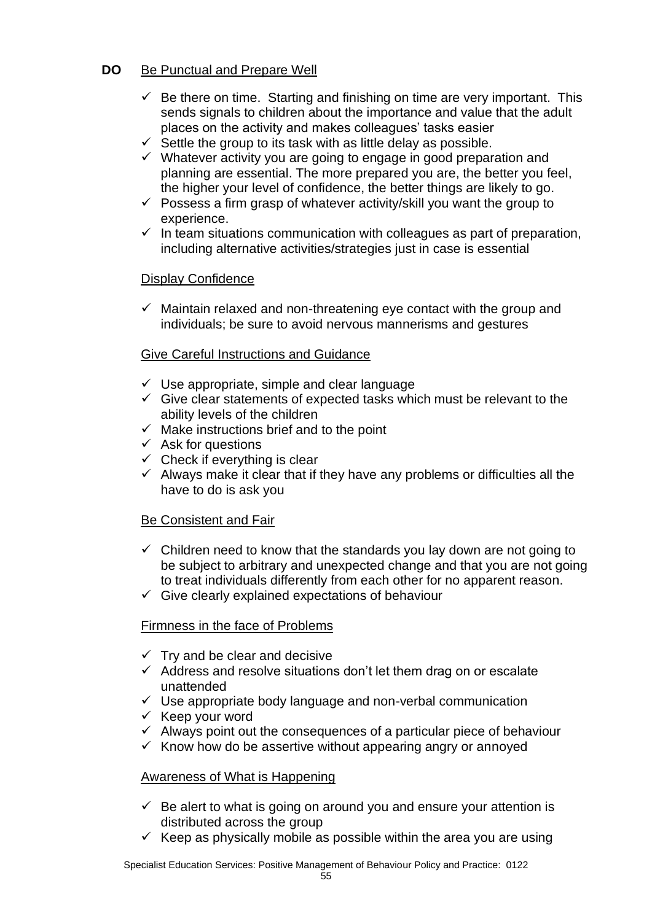**DO** Be Punctual and Prepare Well

- ✓ Be there on time. Starting and finishing on time are very important. This sends signals to children about the importance and value that the adult places on the activity and makes colleagues' tasks easier
- ✓ Settle the group to its task with as little delay as possible.
- ✓ Whatever activity you are going to engage in good preparation and planning are essential. The more prepared you are, the better you feel, the higher your level of confidence, the better things are likely to go.
- ✓ Possess a firm grasp of whatever activity/skill you want the group to experience.
- ✓ In team situations communication with colleagues as part of preparation, including alternative activities/strategies just in case is essential

Display Confidence

- ✓ Maintain relaxed and non-threatening eye contact with the group and individuals; be sure to avoid nervous mannerisms and gestures

Give Careful Instructions and Guidance

- ✓ Use appropriate, simple and clear language
- ✓ Give clear statements of expected tasks which must be relevant to the ability levels of the children
- ✓ Make instructions brief and to the point
- ✓ Ask for questions
- ✓ Check if everything is clear
- ✓ Always make it clear that if they have any problems or difficulties all the have to do is ask you

Be Consistent and Fair

- ✓ Children need to know that the standards you lay down are not going to be subject to arbitrary and unexpected change and that you are not going to treat individuals differently from each other for no apparent reason.
- ✓ Give clearly explained expectations of behaviour

Firmness in the face of Problems

- ✓ Try and be clear and decisive
- ✓ Address and resolve situations don't let them drag on or escalate unattended
- ✓ Use appropriate body language and non-verbal communication
- ✓ Keep your word
- ✓ Always point out the consequences of a particular piece of behaviour
- ✓ Know how do be assertive without appearing angry or annoyed

Awareness of What is Happening

- ✓ Be alert to what is going on around you and ensure your attention is distributed across the group
- ✓ Keep as physically mobile as possible within the area you are using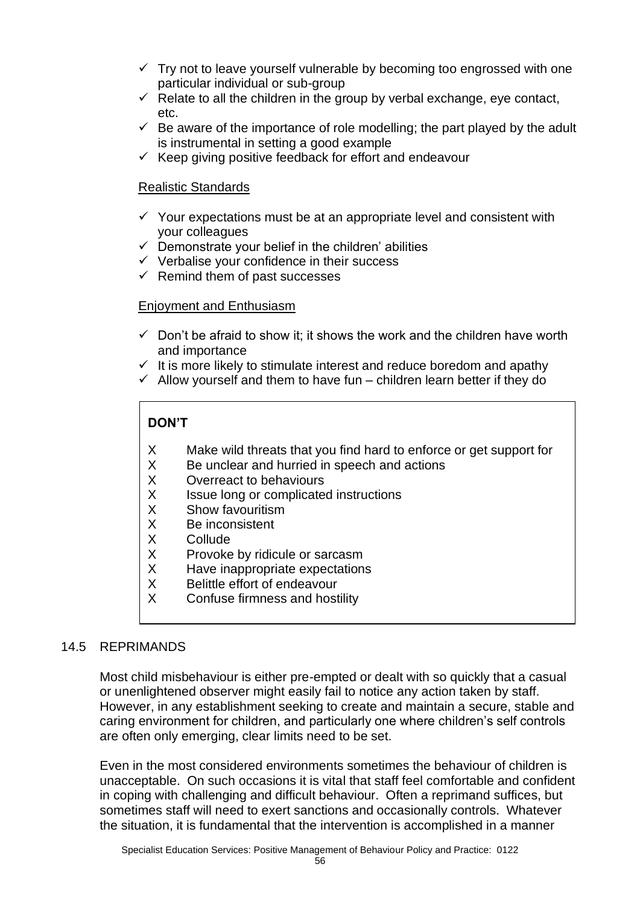- ✓ Try not to leave yourself vulnerable by becoming too engrossed with one particular individual or sub-group
- ✓ Relate to all the children in the group by verbal exchange, eye contact, etc.
- ✓ Be aware of the importance of role modelling; the part played by the adult is instrumental in setting a good example
- ✓ Keep giving positive feedback for effort and endeavour

<u>Realistic Standards</u>

- ✓ Your expectations must be at an appropriate level and consistent with your colleagues
- ✓ Demonstrate your belief in the children' abilities
- ✓ Verbalise your confidence in their success
- ✓ Remind them of past successes

<u>Enjoyment and Enthusiasm</u>

- ✓ Don't be afraid to show it; it shows the work and the children have worth and importance
- ✓ It is more likely to stimulate interest and reduce boredom and apathy
- ✓ Allow yourself and them to have fun – children learn better if they do

**DON'T**

- X Make wild threats that you find hard to enforce or get support for
- X Be unclear and hurried in speech and actions
- X Overreact to behaviours
- X Issue long or complicated instructions
- X Show favouritism
- X Be inconsistent
- X Collude
- X Provoke by ridicule or sarcasm
- X Have inappropriate expectations
- X Belittle effort of endeavour
- X Confuse firmness and hostility

## 14.5 REPRIMANDS

Most child misbehaviour is either pre-empted or dealt with so quickly that a casual or unenlightened observer might easily fail to notice any action taken by staff. However, in any establishment seeking to create and maintain a secure, stable and caring environment for children, and particularly one where children's self controls are often only emerging, clear limits need to be set.

Even in the most considered environments sometimes the behaviour of children is unacceptable. On such occasions it is vital that staff feel comfortable and confident in coping with challenging and difficult behaviour. Often a reprimand suffices, but sometimes staff will need to exert sanctions and occasionally controls. Whatever the situation, it is fundamental that the intervention is accomplished in a manner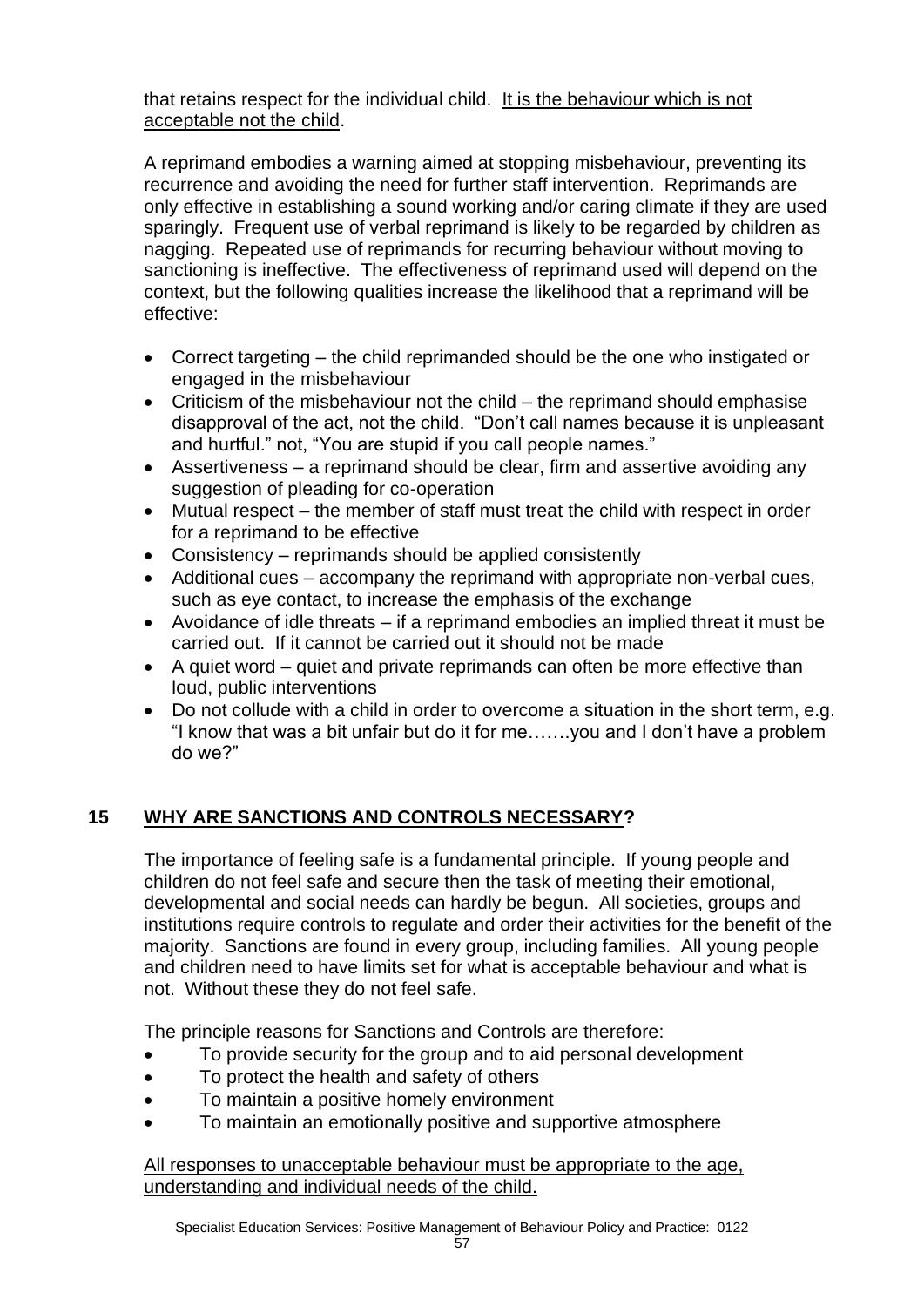that retains respect for the individual child. <u>It is the behaviour which is not acceptable not the child</u>.

A reprimand embodies a warning aimed at stopping misbehaviour, preventing its recurrence and avoiding the need for further staff intervention. Reprimands are only effective in establishing a sound working and/or caring climate if they are used sparingly. Frequent use of verbal reprimand is likely to be regarded by children as nagging. Repeated use of reprimands for recurring behaviour without moving to sanctioning is ineffective. The effectiveness of reprimand used will depend on the context, but the following qualities increase the likelihood that a reprimand will be effective:

- Correct targeting – the child reprimanded should be the one who instigated or engaged in the misbehaviour
- Criticism of the misbehaviour not the child – the reprimand should emphasise disapproval of the act, not the child. "Don't call names because it is unpleasant and hurtful." not, "You are stupid if you call people names."
- Assertiveness – a reprimand should be clear, firm and assertive avoiding any suggestion of pleading for co-operation
- Mutual respect – the member of staff must treat the child with respect in order for a reprimand to be effective
- Consistency – reprimands should be applied consistently
- Additional cues – accompany the reprimand with appropriate non-verbal cues, such as eye contact, to increase the emphasis of the exchange
- Avoidance of idle threats – if a reprimand embodies an implied threat it must be carried out. If it cannot be carried out it should not be made
- A quiet word – quiet and private reprimands can often be more effective than loud, public interventions
- Do not collude with a child in order to overcome a situation in the short term, e.g. "I know that was a bit unfair but do it for me…….you and I don't have a problem do we?"

## 15 <u>WHY ARE SANCTIONS AND CONTROLS NECESSARY</u>?

The importance of feeling safe is a fundamental principle. If young people and children do not feel safe and secure then the task of meeting their emotional, developmental and social needs can hardly be begun. All societies, groups and institutions require controls to regulate and order their activities for the benefit of the majority. Sanctions are found in every group, including families. All young people and children need to have limits set for what is acceptable behaviour and what is not. Without these they do not feel safe.

The principle reasons for Sanctions and Controls are therefore:

- To provide security for the group and to aid personal development
- To protect the health and safety of others
- To maintain a positive homely environment
- To maintain an emotionally positive and supportive atmosphere

<u>All responses to unacceptable behaviour must be appropriate to the age, understanding and individual needs of the child.</u>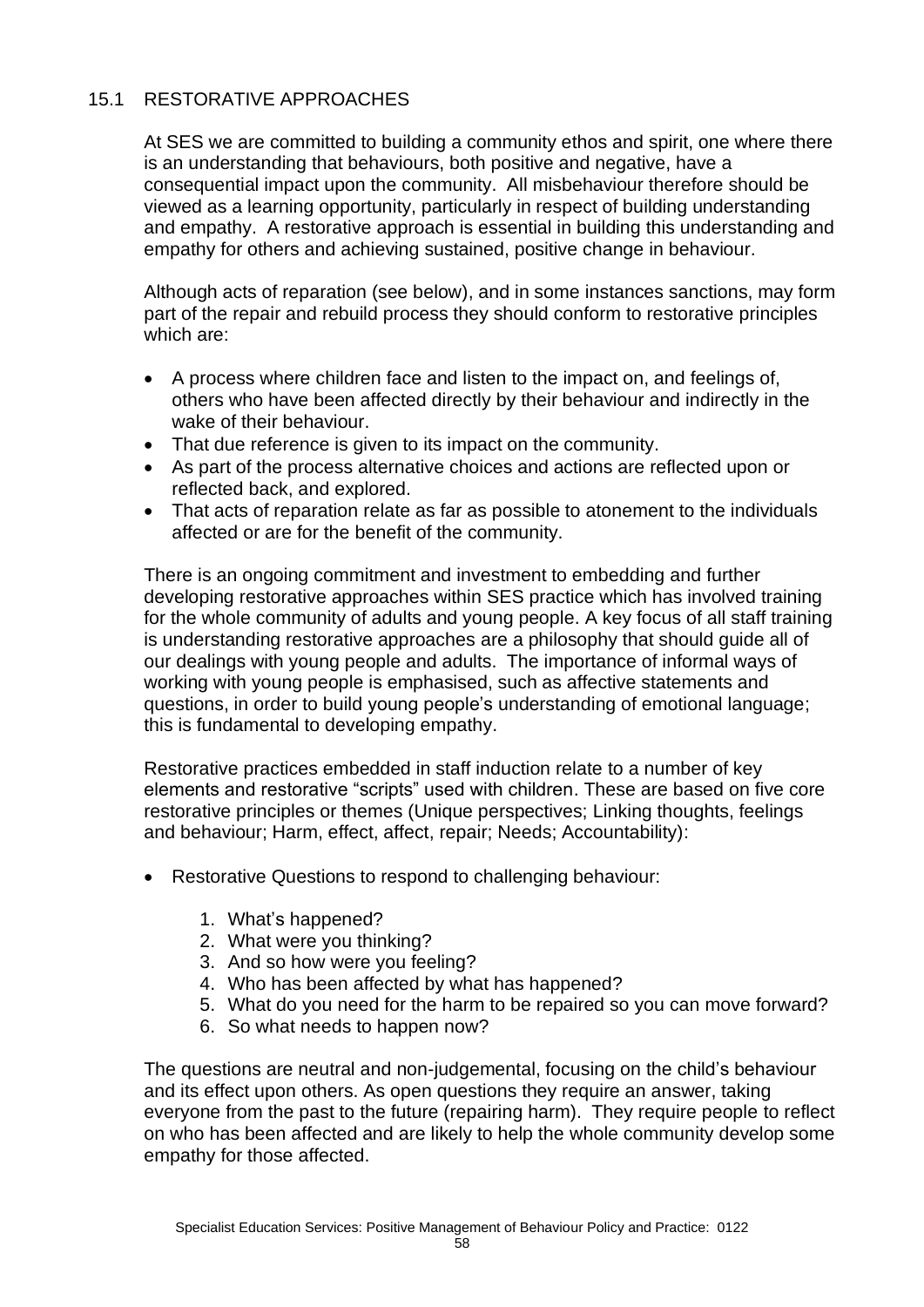## 15.1 RESTORATIVE APPROACHES

At SES we are committed to building a community ethos and spirit, one where there is an understanding that behaviours, both positive and negative, have a consequential impact upon the community. All misbehaviour therefore should be viewed as a learning opportunity, particularly in respect of building understanding and empathy. A restorative approach is essential in building this understanding and empathy for others and achieving sustained, positive change in behaviour.

Although acts of reparation (see below), and in some instances sanctions, may form part of the repair and rebuild process they should conform to restorative principles which are:

- A process where children face and listen to the impact on, and feelings of, others who have been affected directly by their behaviour and indirectly in the wake of their behaviour.
- That due reference is given to its impact on the community.
- As part of the process alternative choices and actions are reflected upon or reflected back, and explored.
- That acts of reparation relate as far as possible to atonement to the individuals affected or are for the benefit of the community.

There is an ongoing commitment and investment to embedding and further developing restorative approaches within SES practice which has involved training for the whole community of adults and young people. A key focus of all staff training is understanding restorative approaches are a philosophy that should guide all of our dealings with young people and adults. The importance of informal ways of working with young people is emphasised, such as affective statements and questions, in order to build young people's understanding of emotional language; this is fundamental to developing empathy.

Restorative practices embedded in staff induction relate to a number of key elements and restorative "scripts" used with children. These are based on five core restorative principles or themes (Unique perspectives; Linking thoughts, feelings and behaviour; Harm, effect, affect, repair; Needs; Accountability):

- Restorative Questions to respond to challenging behaviour:
    1. What's happened?
    2. What were you thinking?
    3. And so how were you feeling?
    4. Who has been affected by what has happened?
    5. What do you need for the harm to be repaired so you can move forward?
    6. So what needs to happen now?

The questions are neutral and non-judgemental, focusing on the child's behaviour and its effect upon others. As open questions they require an answer, taking everyone from the past to the future (repairing harm). They require people to reflect on who has been affected and are likely to help the whole community develop some empathy for those affected.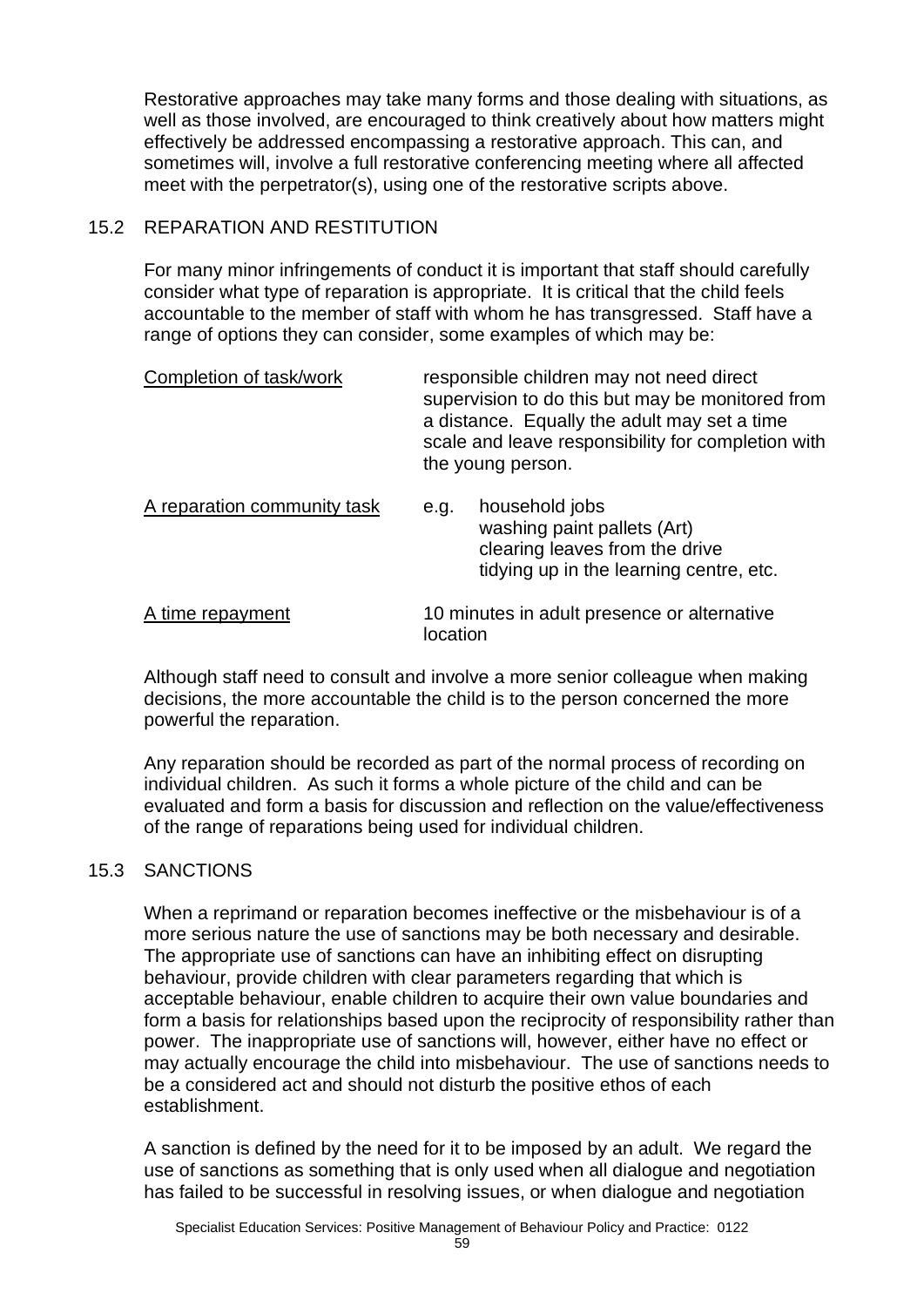Restorative approaches may take many forms and those dealing with situations, as well as those involved, are encouraged to think creatively about how matters might effectively be addressed encompassing a restorative approach. This can, and sometimes will, involve a full restorative conferencing meeting where all affected meet with the perpetrator(s), using one of the restorative scripts above.

## 15.2 REPARATION AND RESTITUTION

For many minor infringements of conduct it is important that staff should carefully consider what type of reparation is appropriate. It is critical that the child feels accountable to the member of staff with whom he has transgressed. Staff have a range of options they can consider, some examples of which may be:

| | |
|---|---|
| <u>Completion of task/work</u> | responsible children may not need direct supervision to do this but may be monitored from a distance. Equally the adult may set a time scale and leave responsibility for completion with the young person. |
| <u>A reparation community task</u> | e.g. household jobs<br>washing paint pallets (Art)<br>clearing leaves from the drive<br>tidying up in the learning centre, etc. |
| <u>A time repayment</u> | 10 minutes in adult presence or alternative location |

Although staff need to consult and involve a more senior colleague when making decisions, the more accountable the child is to the person concerned the more powerful the reparation.

Any reparation should be recorded as part of the normal process of recording on individual children. As such it forms a whole picture of the child and can be evaluated and form a basis for discussion and reflection on the value/effectiveness of the range of reparations being used for individual children.

## 15.3 SANCTIONS

When a reprimand or reparation becomes ineffective or the misbehaviour is of a more serious nature the use of sanctions may be both necessary and desirable. The appropriate use of sanctions can have an inhibiting effect on disrupting behaviour, provide children with clear parameters regarding that which is acceptable behaviour, enable children to acquire their own value boundaries and form a basis for relationships based upon the reciprocity of responsibility rather than power. The inappropriate use of sanctions will, however, either have no effect or may actually encourage the child into misbehaviour. The use of sanctions needs to be a considered act and should not disturb the positive ethos of each establishment.

A sanction is defined by the need for it to be imposed by an adult. We regard the use of sanctions as something that is only used when all dialogue and negotiation has failed to be successful in resolving issues, or when dialogue and negotiation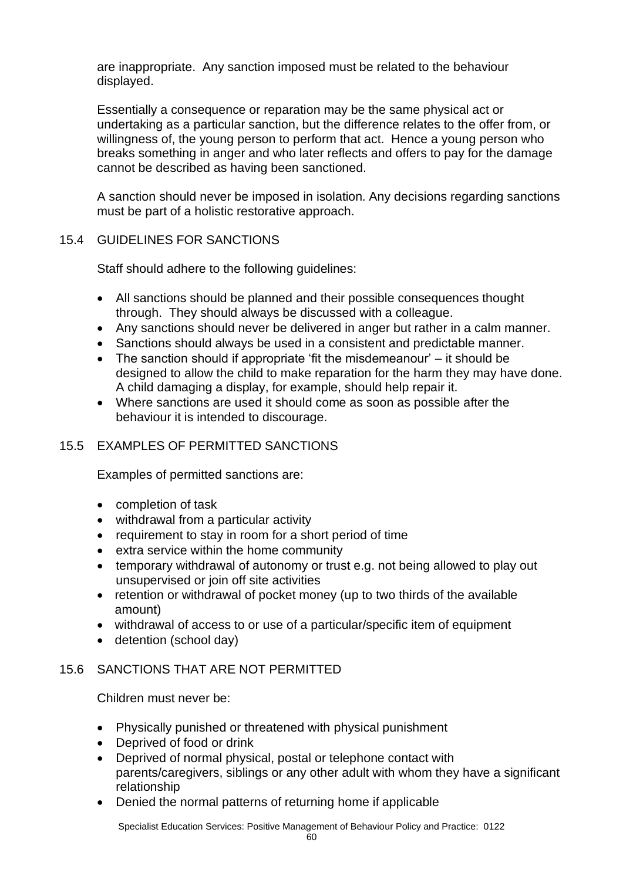are inappropriate. Any sanction imposed must be related to the behaviour displayed.

Essentially a consequence or reparation may be the same physical act or undertaking as a particular sanction, but the difference relates to the offer from, or willingness of, the young person to perform that act. Hence a young person who breaks something in anger and who later reflects and offers to pay for the damage cannot be described as having been sanctioned.

A sanction should never be imposed in isolation. Any decisions regarding sanctions must be part of a holistic restorative approach.

## 15.4 GUIDELINES FOR SANCTIONS

Staff should adhere to the following guidelines:

- All sanctions should be planned and their possible consequences thought through. They should always be discussed with a colleague.
- Any sanctions should never be delivered in anger but rather in a calm manner.
- Sanctions should always be used in a consistent and predictable manner.
- The sanction should if appropriate 'fit the misdemeanour' – it should be designed to allow the child to make reparation for the harm they may have done. A child damaging a display, for example, should help repair it.
- Where sanctions are used it should come as soon as possible after the behaviour it is intended to discourage.

## 15.5 EXAMPLES OF PERMITTED SANCTIONS

Examples of permitted sanctions are:

- completion of task
- withdrawal from a particular activity
- requirement to stay in room for a short period of time
- extra service within the home community
- temporary withdrawal of autonomy or trust e.g. not being allowed to play out unsupervised or join off site activities
- retention or withdrawal of pocket money (up to two thirds of the available amount)
- withdrawal of access to or use of a particular/specific item of equipment
- detention (school day)

## 15.6 SANCTIONS THAT ARE NOT PERMITTED

Children must never be:

- Physically punished or threatened with physical punishment
- Deprived of food or drink
- Deprived of normal physical, postal or telephone contact with parents/caregivers, siblings or any other adult with whom they have a significant relationship
- Denied the normal patterns of returning home if applicable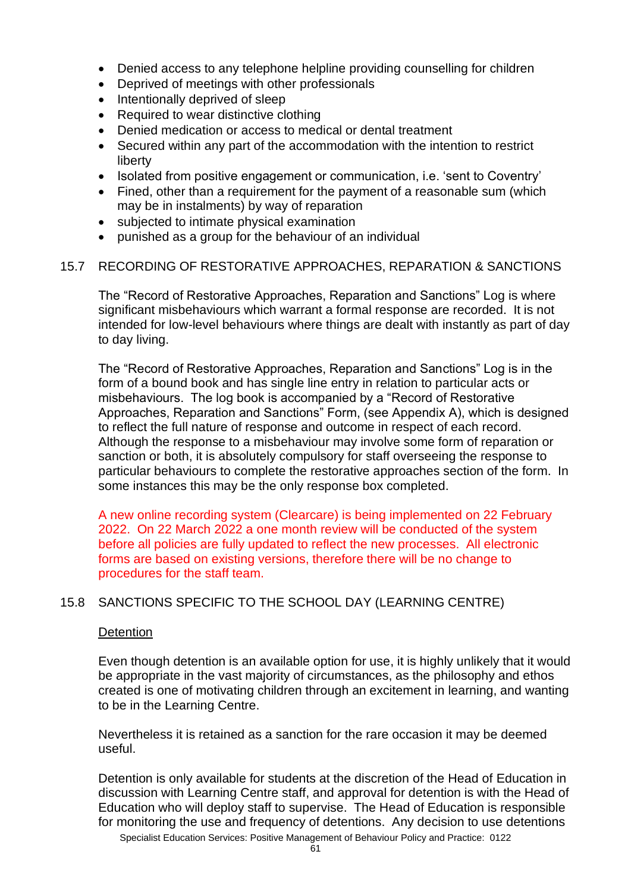- Denied access to any telephone helpline providing counselling for children
- Deprived of meetings with other professionals
- Intentionally deprived of sleep
- Required to wear distinctive clothing
- Denied medication or access to medical or dental treatment
- Secured within any part of the accommodation with the intention to restrict liberty
- Isolated from positive engagement or communication, i.e. 'sent to Coventry'
- Fined, other than a requirement for the payment of a reasonable sum (which may be in instalments) by way of reparation
- subjected to intimate physical examination
- punished as a group for the behaviour of an individual

### 15.7 RECORDING OF RESTORATIVE APPROACHES, REPARATION & SANCTIONS

The "Record of Restorative Approaches, Reparation and Sanctions" Log is where significant misbehaviours which warrant a formal response are recorded. It is not intended for low-level behaviours where things are dealt with instantly as part of day to day living.

The "Record of Restorative Approaches, Reparation and Sanctions" Log is in the form of a bound book and has single line entry in relation to particular acts or misbehaviours. The log book is accompanied by a "Record of Restorative Approaches, Reparation and Sanctions" Form, (see Appendix A), which is designed to reflect the full nature of response and outcome in respect of each record. Although the response to a misbehaviour may involve some form of reparation or sanction or both, it is absolutely compulsory for staff overseeing the response to particular behaviours to complete the restorative approaches section of the form. In some instances this may be the only response box completed.

A new online recording system (Clearcare) is being implemented on 22 February 2022. On 22 March 2022 a one month review will be conducted of the system before all policies are fully updated to reflect the new processes. All electronic forms are based on existing versions, therefore there will be no change to procedures for the staff team.

### 15.8 SANCTIONS SPECIFIC TO THE SCHOOL DAY (LEARNING CENTRE)

Detention

Even though detention is an available option for use, it is highly unlikely that it would be appropriate in the vast majority of circumstances, as the philosophy and ethos created is one of motivating children through an excitement in learning, and wanting to be in the Learning Centre.

Nevertheless it is retained as a sanction for the rare occasion it may be deemed useful.

Detention is only available for students at the discretion of the Head of Education in discussion with Learning Centre staff, and approval for detention is with the Head of Education who will deploy staff to supervise. The Head of Education is responsible for monitoring the use and frequency of detentions. Any decision to use detentions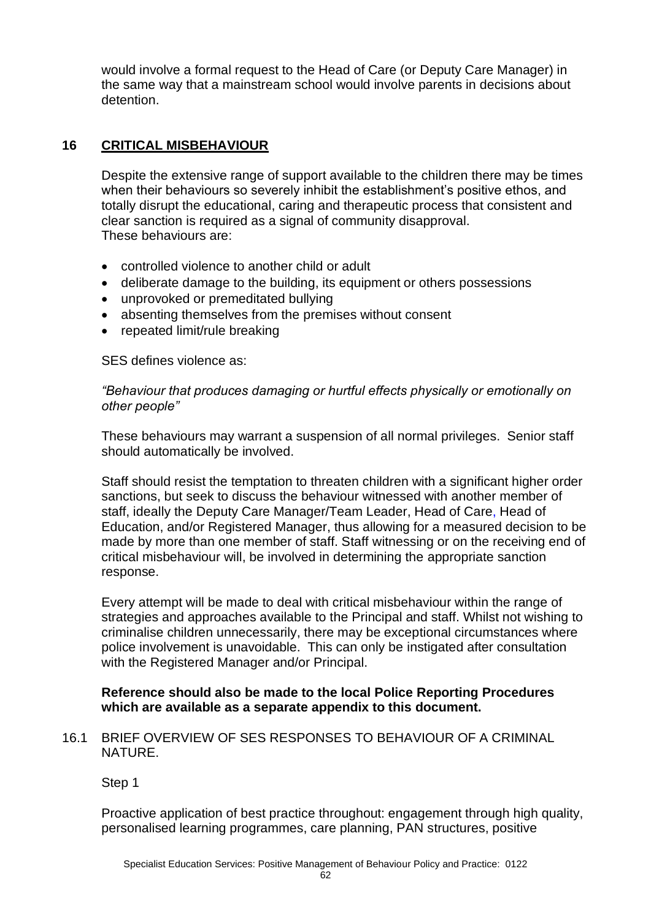would involve a formal request to the Head of Care (or Deputy Care Manager) in the same way that a mainstream school would involve parents in decisions about detention.

## 16 CRITICAL MISBEHAVIOUR

Despite the extensive range of support available to the children there may be times when their behaviours so severely inhibit the establishment's positive ethos, and totally disrupt the educational, caring and therapeutic process that consistent and clear sanction is required as a signal of community disapproval.
These behaviours are:

- controlled violence to another child or adult
- deliberate damage to the building, its equipment or others possessions
- unprovoked or premeditated bullying
- absenting themselves from the premises without consent
- repeated limit/rule breaking

SES defines violence as:

*"Behaviour that produces damaging or hurtful effects physically or emotionally on other people"*

These behaviours may warrant a suspension of all normal privileges. Senior staff should automatically be involved.

Staff should resist the temptation to threaten children with a significant higher order sanctions, but seek to discuss the behaviour witnessed with another member of staff, ideally the Deputy Care Manager/Team Leader, Head of Care, Head of Education, and/or Registered Manager, thus allowing for a measured decision to be made by more than one member of staff. Staff witnessing or on the receiving end of critical misbehaviour will, be involved in determining the appropriate sanction response.

Every attempt will be made to deal with critical misbehaviour within the range of strategies and approaches available to the Principal and staff. Whilst not wishing to criminalise children unnecessarily, there may be exceptional circumstances where police involvement is unavoidable. This can only be instigated after consultation with the Registered Manager and/or Principal.

**Reference should also be made to the local Police Reporting Procedures which are available as a separate appendix to this document.**

### 16.1 BRIEF OVERVIEW OF SES RESPONSES TO BEHAVIOUR OF A CRIMINAL NATURE.

Step 1

Proactive application of best practice throughout: engagement through high quality, personalised learning programmes, care planning, PAN structures, positive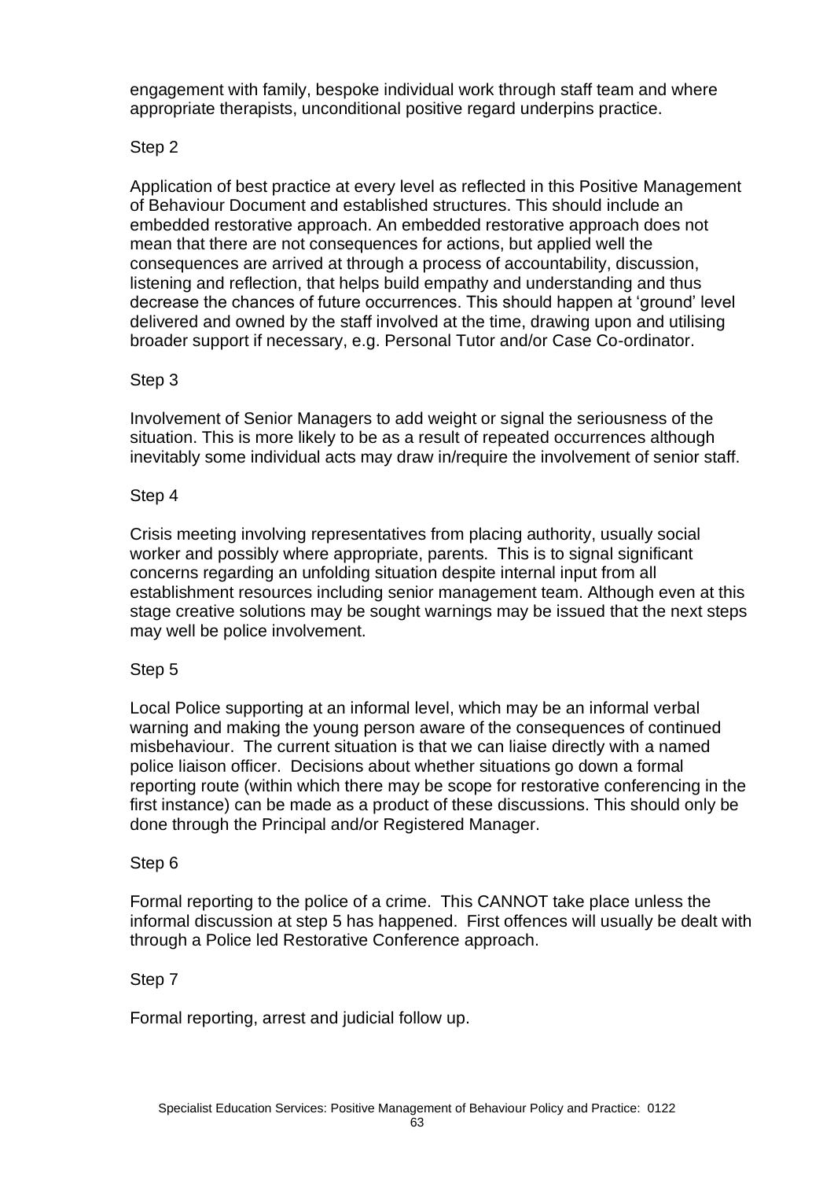engagement with family, bespoke individual work through staff team and where appropriate therapists, unconditional positive regard underpins practice.

Step 2

Application of best practice at every level as reflected in this Positive Management of Behaviour Document and established structures. This should include an embedded restorative approach. An embedded restorative approach does not mean that there are not consequences for actions, but applied well the consequences are arrived at through a process of accountability, discussion, listening and reflection, that helps build empathy and understanding and thus decrease the chances of future occurrences. This should happen at 'ground' level delivered and owned by the staff involved at the time, drawing upon and utilising broader support if necessary, e.g. Personal Tutor and/or Case Co-ordinator.

Step 3

Involvement of Senior Managers to add weight or signal the seriousness of the situation. This is more likely to be as a result of repeated occurrences although inevitably some individual acts may draw in/require the involvement of senior staff.

Step 4

Crisis meeting involving representatives from placing authority, usually social worker and possibly where appropriate, parents. This is to signal significant concerns regarding an unfolding situation despite internal input from all establishment resources including senior management team. Although even at this stage creative solutions may be sought warnings may be issued that the next steps may well be police involvement.

Step 5

Local Police supporting at an informal level, which may be an informal verbal warning and making the young person aware of the consequences of continued misbehaviour. The current situation is that we can liaise directly with a named police liaison officer. Decisions about whether situations go down a formal reporting route (within which there may be scope for restorative conferencing in the first instance) can be made as a product of these discussions. This should only be done through the Principal and/or Registered Manager.

Step 6

Formal reporting to the police of a crime. This CANNOT take place unless the informal discussion at step 5 has happened. First offences will usually be dealt with through a Police led Restorative Conference approach.

Step 7

Formal reporting, arrest and judicial follow up.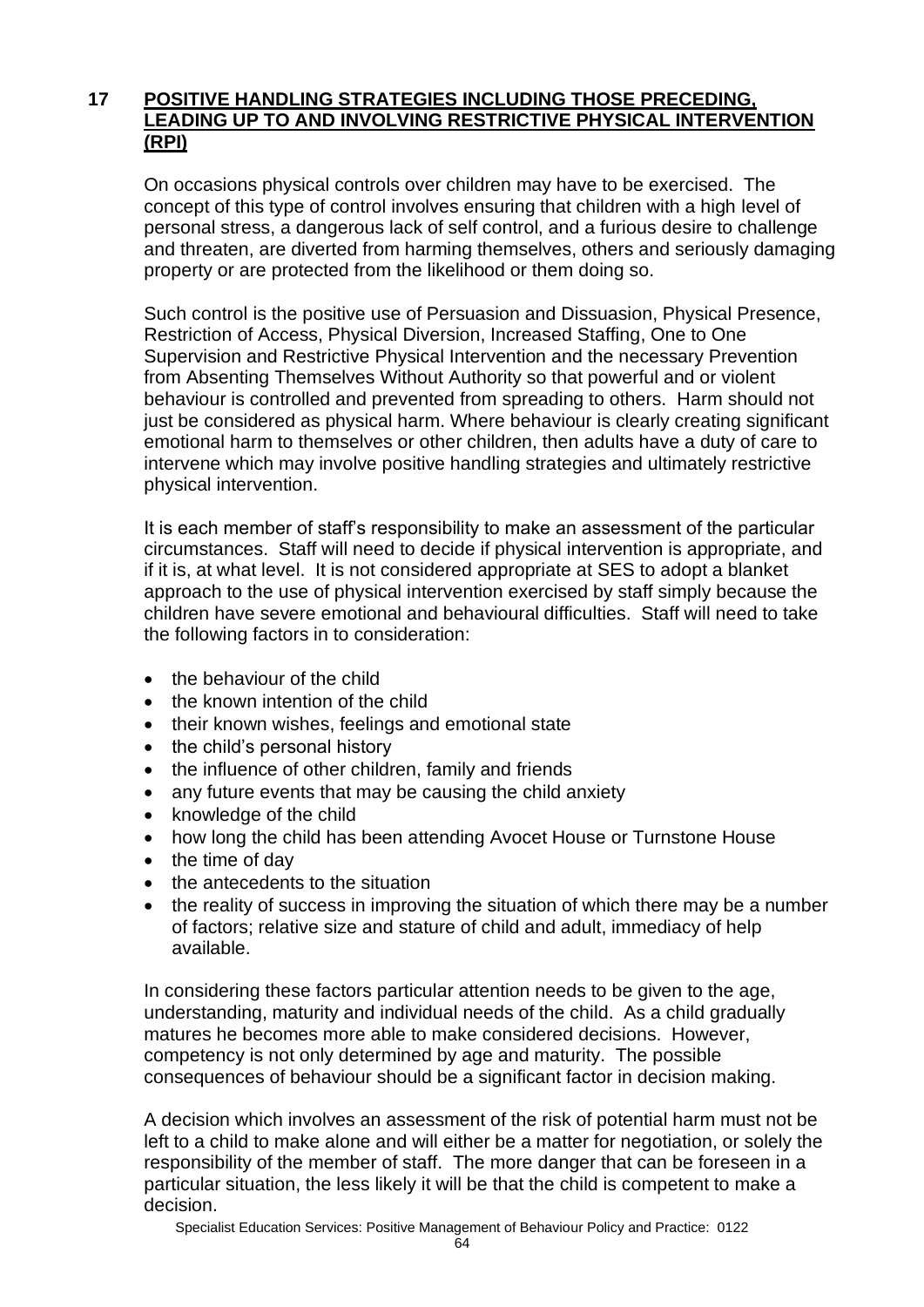## 17 POSITIVE HANDLING STRATEGIES INCLUDING THOSE PRECEDING, LEADING UP TO AND INVOLVING RESTRICTIVE PHYSICAL INTERVENTION (RPI)

On occasions physical controls over children may have to be exercised. The concept of this type of control involves ensuring that children with a high level of personal stress, a dangerous lack of self control, and a furious desire to challenge and threaten, are diverted from harming themselves, others and seriously damaging property or are protected from the likelihood or them doing so.

Such control is the positive use of Persuasion and Dissuasion, Physical Presence, Restriction of Access, Physical Diversion, Increased Staffing, One to One Supervision and Restrictive Physical Intervention and the necessary Prevention from Absenting Themselves Without Authority so that powerful and or violent behaviour is controlled and prevented from spreading to others. Harm should not just be considered as physical harm. Where behaviour is clearly creating significant emotional harm to themselves or other children, then adults have a duty of care to intervene which may involve positive handling strategies and ultimately restrictive physical intervention.

It is each member of staff's responsibility to make an assessment of the particular circumstances. Staff will need to decide if physical intervention is appropriate, and if it is, at what level. It is not considered appropriate at SES to adopt a blanket approach to the use of physical intervention exercised by staff simply because the children have severe emotional and behavioural difficulties. Staff will need to take the following factors in to consideration:

- the behaviour of the child
- the known intention of the child
- their known wishes, feelings and emotional state
- the child's personal history
- the influence of other children, family and friends
- any future events that may be causing the child anxiety
- knowledge of the child
- how long the child has been attending Avocet House or Turnstone House
- the time of day
- the antecedents to the situation
- the reality of success in improving the situation of which there may be a number of factors; relative size and stature of child and adult, immediacy of help available.

In considering these factors particular attention needs to be given to the age, understanding, maturity and individual needs of the child. As a child gradually matures he becomes more able to make considered decisions. However, competency is not only determined by age and maturity. The possible consequences of behaviour should be a significant factor in decision making.

A decision which involves an assessment of the risk of potential harm must not be left to a child to make alone and will either be a matter for negotiation, or solely the responsibility of the member of staff. The more danger that can be foreseen in a particular situation, the less likely it will be that the child is competent to make a decision.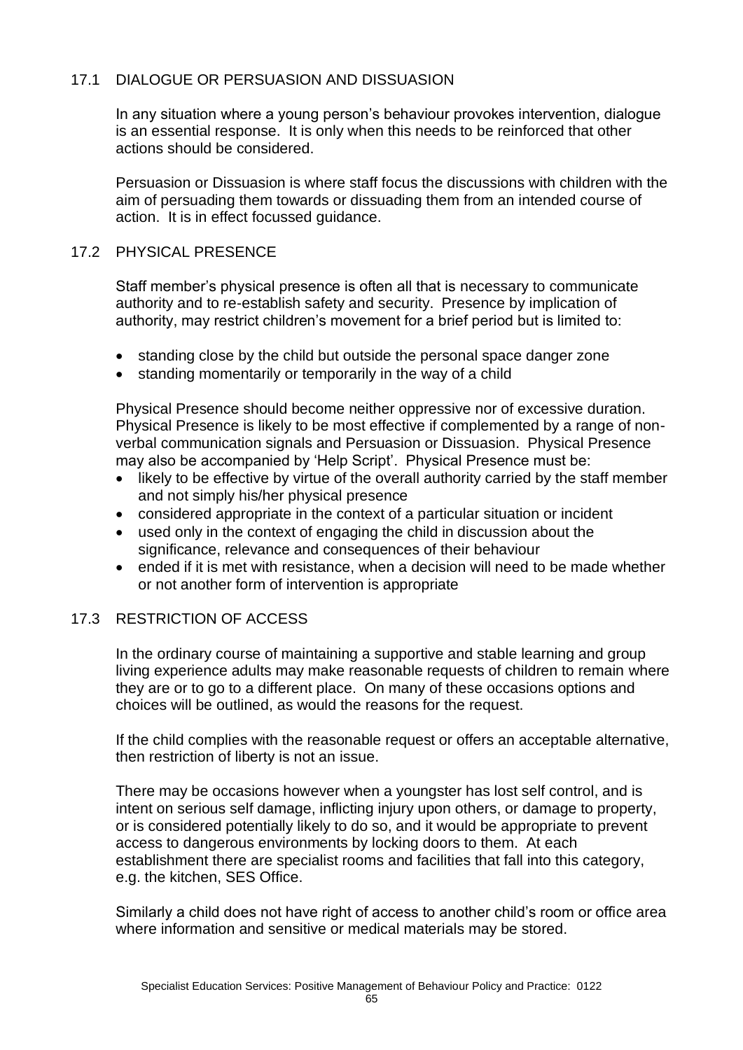## 17.1 DIALOGUE OR PERSUASION AND DISSUASION

In any situation where a young person's behaviour provokes intervention, dialogue is an essential response. It is only when this needs to be reinforced that other actions should be considered.

Persuasion or Dissuasion is where staff focus the discussions with children with the aim of persuading them towards or dissuading them from an intended course of action. It is in effect focussed guidance.

## 17.2 PHYSICAL PRESENCE

Staff member's physical presence is often all that is necessary to communicate authority and to re-establish safety and security. Presence by implication of authority, may restrict children's movement for a brief period but is limited to:

- standing close by the child but outside the personal space danger zone
- standing momentarily or temporarily in the way of a child

Physical Presence should become neither oppressive nor of excessive duration. Physical Presence is likely to be most effective if complemented by a range of non-verbal communication signals and Persuasion or Dissuasion. Physical Presence may also be accompanied by 'Help Script'. Physical Presence must be:

- likely to be effective by virtue of the overall authority carried by the staff member and not simply his/her physical presence
- considered appropriate in the context of a particular situation or incident
- used only in the context of engaging the child in discussion about the significance, relevance and consequences of their behaviour
- ended if it is met with resistance, when a decision will need to be made whether or not another form of intervention is appropriate

## 17.3 RESTRICTION OF ACCESS

In the ordinary course of maintaining a supportive and stable learning and group living experience adults may make reasonable requests of children to remain where they are or to go to a different place. On many of these occasions options and choices will be outlined, as would the reasons for the request.

If the child complies with the reasonable request or offers an acceptable alternative, then restriction of liberty is not an issue.

There may be occasions however when a youngster has lost self control, and is intent on serious self damage, inflicting injury upon others, or damage to property, or is considered potentially likely to do so, and it would be appropriate to prevent access to dangerous environments by locking doors to them. At each establishment there are specialist rooms and facilities that fall into this category, e.g. the kitchen, SES Office.

Similarly a child does not have right of access to another child's room or office area where information and sensitive or medical materials may be stored.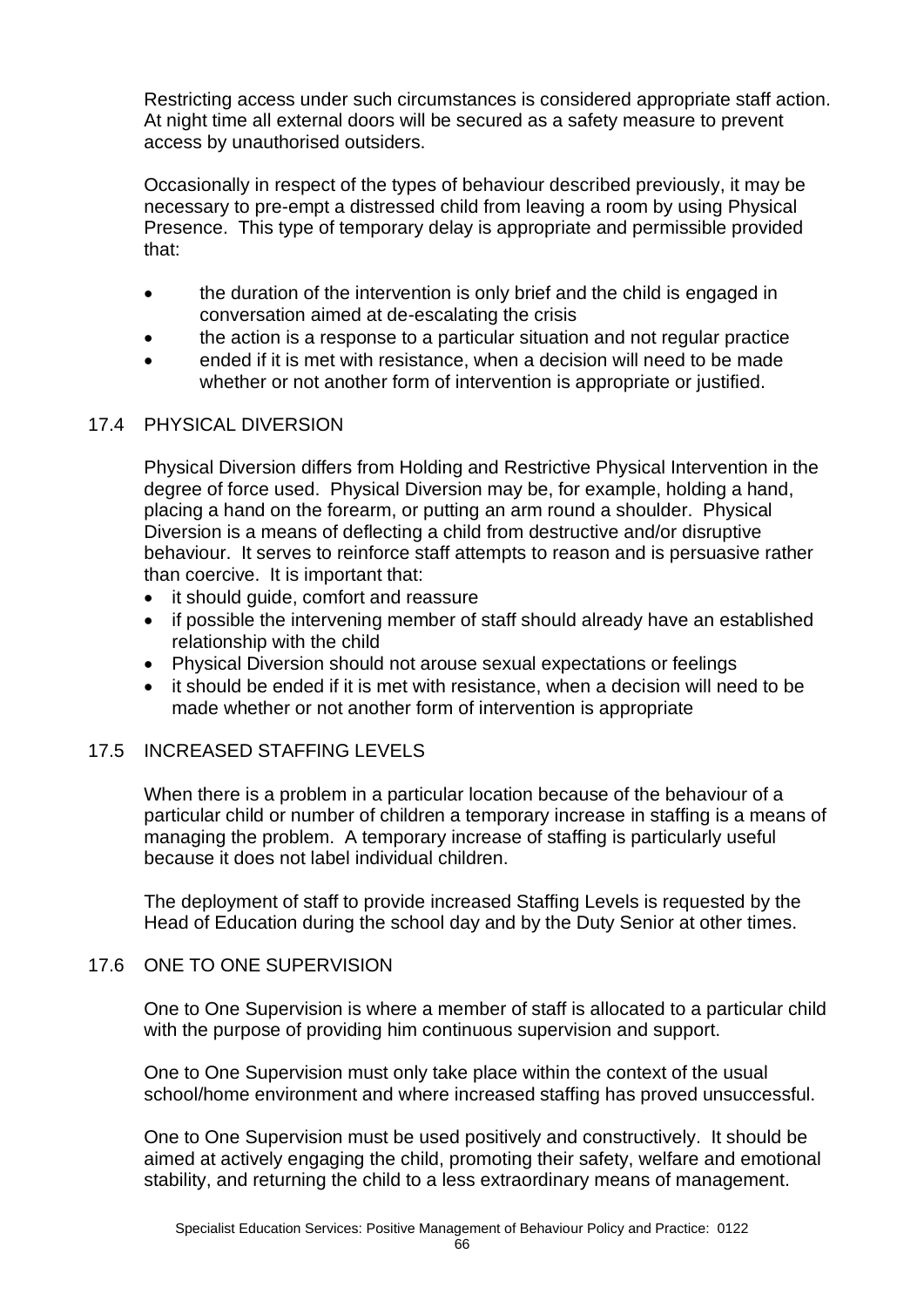Restricting access under such circumstances is considered appropriate staff action. At night time all external doors will be secured as a safety measure to prevent access by unauthorised outsiders.

Occasionally in respect of the types of behaviour described previously, it may be necessary to pre-empt a distressed child from leaving a room by using Physical Presence. This type of temporary delay is appropriate and permissible provided that:

- the duration of the intervention is only brief and the child is engaged in conversation aimed at de-escalating the crisis
- the action is a response to a particular situation and not regular practice
- ended if it is met with resistance, when a decision will need to be made whether or not another form of intervention is appropriate or justified.

### 17.4 PHYSICAL DIVERSION

Physical Diversion differs from Holding and Restrictive Physical Intervention in the degree of force used. Physical Diversion may be, for example, holding a hand, placing a hand on the forearm, or putting an arm round a shoulder. Physical Diversion is a means of deflecting a child from destructive and/or disruptive behaviour. It serves to reinforce staff attempts to reason and is persuasive rather than coercive. It is important that:

- it should guide, comfort and reassure
- if possible the intervening member of staff should already have an established relationship with the child
- Physical Diversion should not arouse sexual expectations or feelings
- it should be ended if it is met with resistance, when a decision will need to be made whether or not another form of intervention is appropriate

### 17.5 INCREASED STAFFING LEVELS

When there is a problem in a particular location because of the behaviour of a particular child or number of children a temporary increase in staffing is a means of managing the problem. A temporary increase of staffing is particularly useful because it does not label individual children.

The deployment of staff to provide increased Staffing Levels is requested by the Head of Education during the school day and by the Duty Senior at other times.

### 17.6 ONE TO ONE SUPERVISION

One to One Supervision is where a member of staff is allocated to a particular child with the purpose of providing him continuous supervision and support.

One to One Supervision must only take place within the context of the usual school/home environment and where increased staffing has proved unsuccessful.

One to One Supervision must be used positively and constructively. It should be aimed at actively engaging the child, promoting their safety, welfare and emotional stability, and returning the child to a less extraordinary means of management.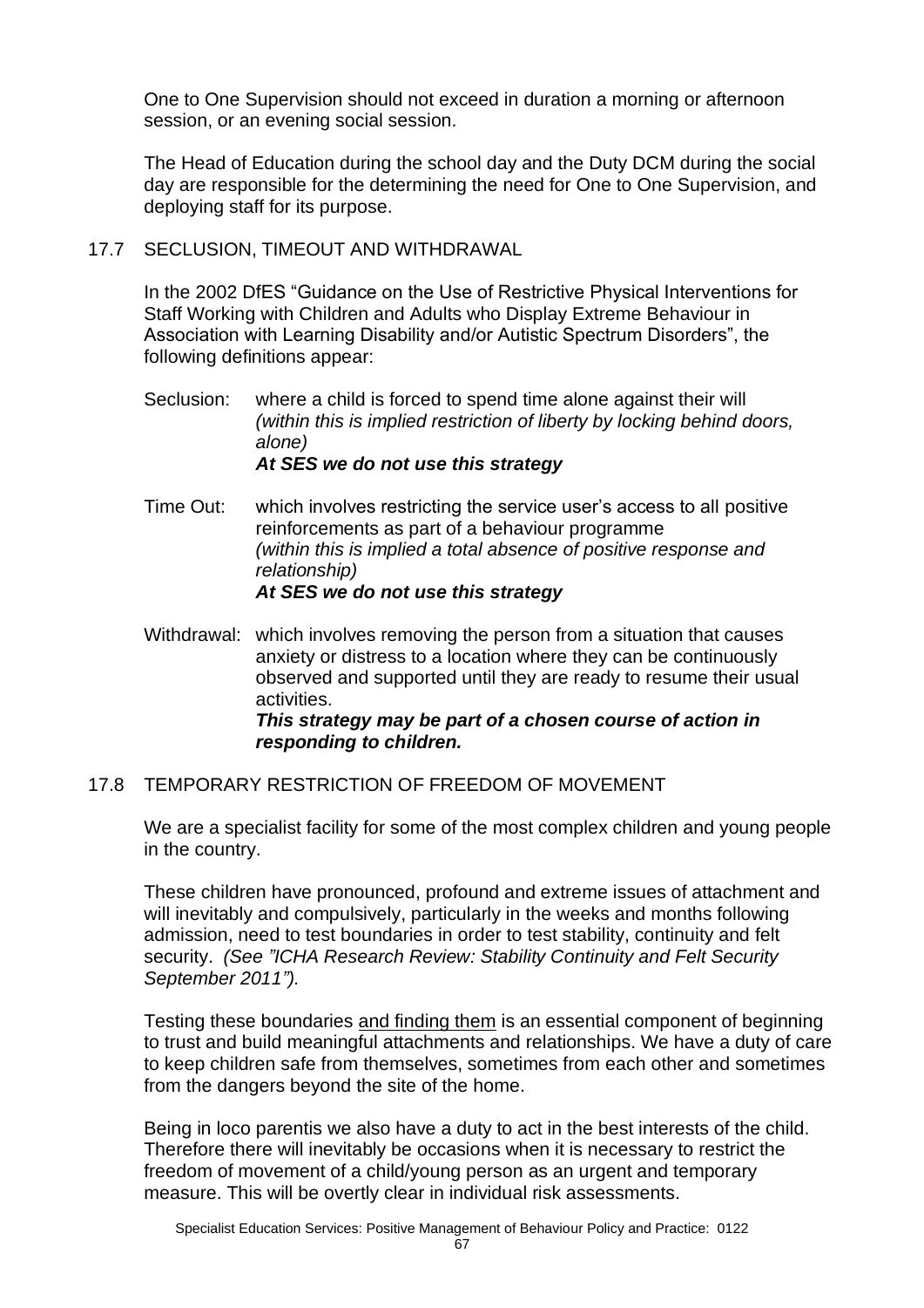One to One Supervision should not exceed in duration a morning or afternoon session, or an evening social session.

The Head of Education during the school day and the Duty DCM during the social day are responsible for the determining the need for One to One Supervision, and deploying staff for its purpose.

## 17.7 SECLUSION, TIMEOUT AND WITHDRAWAL

In the 2002 DfES "Guidance on the Use of Restrictive Physical Interventions for Staff Working with Children and Adults who Display Extreme Behaviour in Association with Learning Disability and/or Autistic Spectrum Disorders", the following definitions appear:

Seclusion: where a child is forced to spend time alone against their will *(within this is implied restriction of liberty by locking behind doors, alone)*
***At SES we do not use this strategy***

Time Out: which involves restricting the service user's access to all positive reinforcements as part of a behaviour programme *(within this is implied a total absence of positive response and relationship)*
***At SES we do not use this strategy***

Withdrawal: which involves removing the person from a situation that causes anxiety or distress to a location where they can be continuously observed and supported until they are ready to resume their usual activities.
***This strategy may be part of a chosen course of action in responding to children.***

## 17.8 TEMPORARY RESTRICTION OF FREEDOM OF MOVEMENT

We are a specialist facility for some of the most complex children and young people in the country.

These children have pronounced, profound and extreme issues of attachment and will inevitably and compulsively, particularly in the weeks and months following admission, need to test boundaries in order to test stability, continuity and felt security. *(See "ICHA Research Review: Stability Continuity and Felt Security September 2011").*

Testing these boundaries and finding them is an essential component of beginning to trust and build meaningful attachments and relationships. We have a duty of care to keep children safe from themselves, sometimes from each other and sometimes from the dangers beyond the site of the home.

Being in loco parentis we also have a duty to act in the best interests of the child. Therefore there will inevitably be occasions when it is necessary to restrict the freedom of movement of a child/young person as an urgent and temporary measure. This will be overtly clear in individual risk assessments.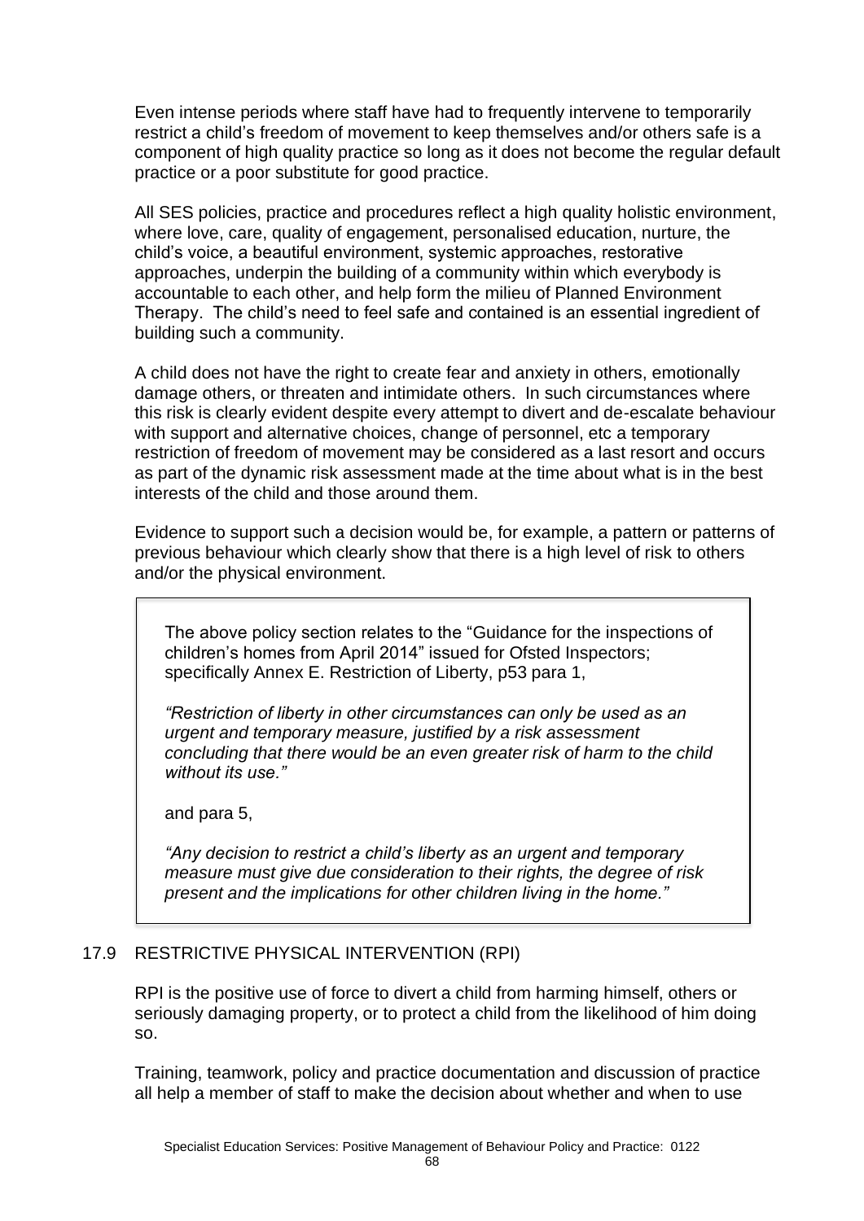Even intense periods where staff have had to frequently intervene to temporarily restrict a child's freedom of movement to keep themselves and/or others safe is a component of high quality practice so long as it does not become the regular default practice or a poor substitute for good practice.

All SES policies, practice and procedures reflect a high quality holistic environment, where love, care, quality of engagement, personalised education, nurture, the child's voice, a beautiful environment, systemic approaches, restorative approaches, underpin the building of a community within which everybody is accountable to each other, and help form the milieu of Planned Environment Therapy. The child's need to feel safe and contained is an essential ingredient of building such a community.

A child does not have the right to create fear and anxiety in others, emotionally damage others, or threaten and intimidate others. In such circumstances where this risk is clearly evident despite every attempt to divert and de-escalate behaviour with support and alternative choices, change of personnel, etc a temporary restriction of freedom of movement may be considered as a last resort and occurs as part of the dynamic risk assessment made at the time about what is in the best interests of the child and those around them.

Evidence to support such a decision would be, for example, a pattern or patterns of previous behaviour which clearly show that there is a high level of risk to others and/or the physical environment.

> The above policy section relates to the "Guidance for the inspections of children's homes from April 2014" issued for Ofsted Inspectors; specifically Annex E. Restriction of Liberty, p53 para 1,
>
> *"Restriction of liberty in other circumstances can only be used as an urgent and temporary measure, justified by a risk assessment concluding that there would be an even greater risk of harm to the child without its use."*
>
> and para 5,
>
> *"Any decision to restrict a child's liberty as an urgent and temporary measure must give due consideration to their rights, the degree of risk present and the implications for other children living in the home."*

### 17.9 RESTRICTIVE PHYSICAL INTERVENTION (RPI)

RPI is the positive use of force to divert a child from harming himself, others or seriously damaging property, or to protect a child from the likelihood of him doing so.

Training, teamwork, policy and practice documentation and discussion of practice all help a member of staff to make the decision about whether and when to use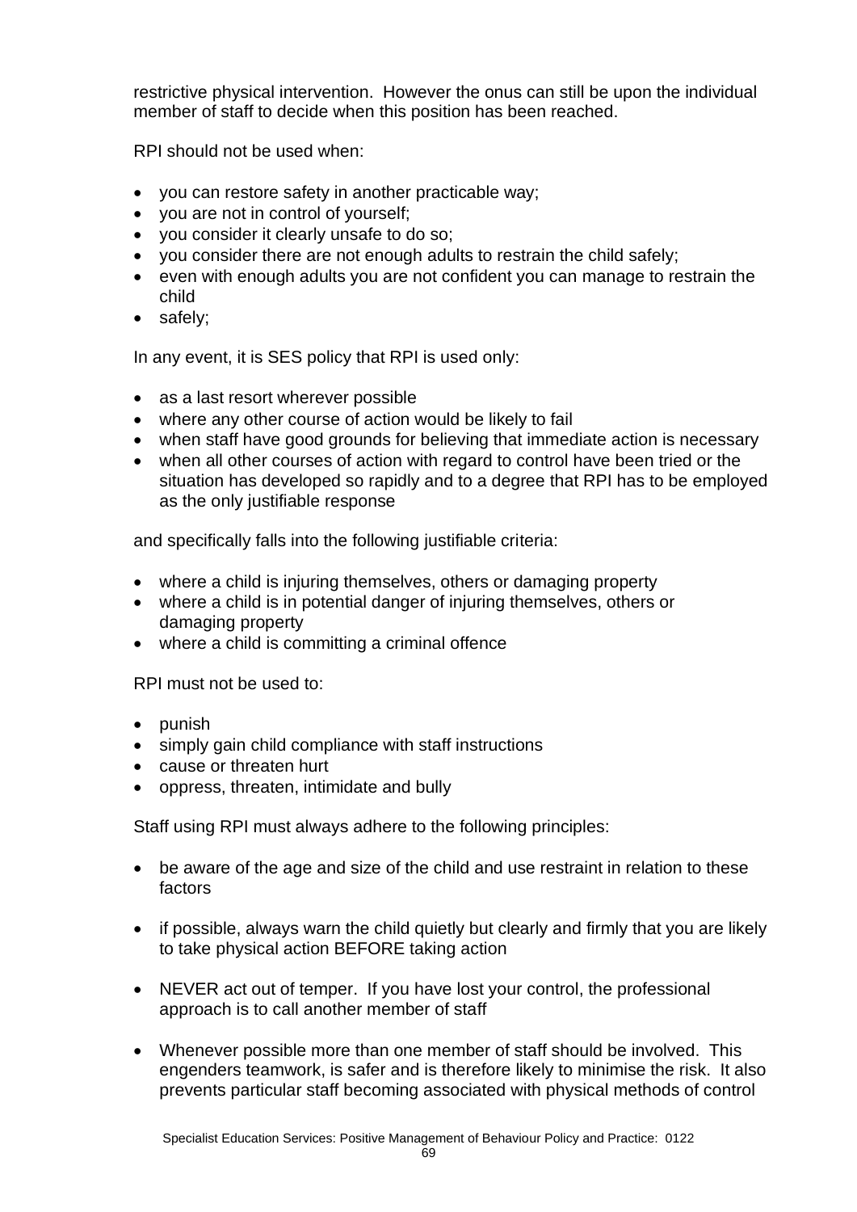restrictive physical intervention. However the onus can still be upon the individual member of staff to decide when this position has been reached.

RPI should not be used when:

- you can restore safety in another practicable way;
- you are not in control of yourself;
- you consider it clearly unsafe to do so;
- you consider there are not enough adults to restrain the child safely;
- even with enough adults you are not confident you can manage to restrain the child
- safely;

In any event, it is SES policy that RPI is used only:

- as a last resort wherever possible
- where any other course of action would be likely to fail
- when staff have good grounds for believing that immediate action is necessary
- when all other courses of action with regard to control have been tried or the situation has developed so rapidly and to a degree that RPI has to be employed as the only justifiable response

and specifically falls into the following justifiable criteria:

- where a child is injuring themselves, others or damaging property
- where a child is in potential danger of injuring themselves, others or damaging property
- where a child is committing a criminal offence

RPI must not be used to:

- punish
- simply gain child compliance with staff instructions
- cause or threaten hurt
- oppress, threaten, intimidate and bully

Staff using RPI must always adhere to the following principles:

- be aware of the age and size of the child and use restraint in relation to these factors

- if possible, always warn the child quietly but clearly and firmly that you are likely to take physical action BEFORE taking action

- NEVER act out of temper. If you have lost your control, the professional approach is to call another member of staff

- Whenever possible more than one member of staff should be involved. This engenders teamwork, is safer and is therefore likely to minimise the risk. It also prevents particular staff becoming associated with physical methods of control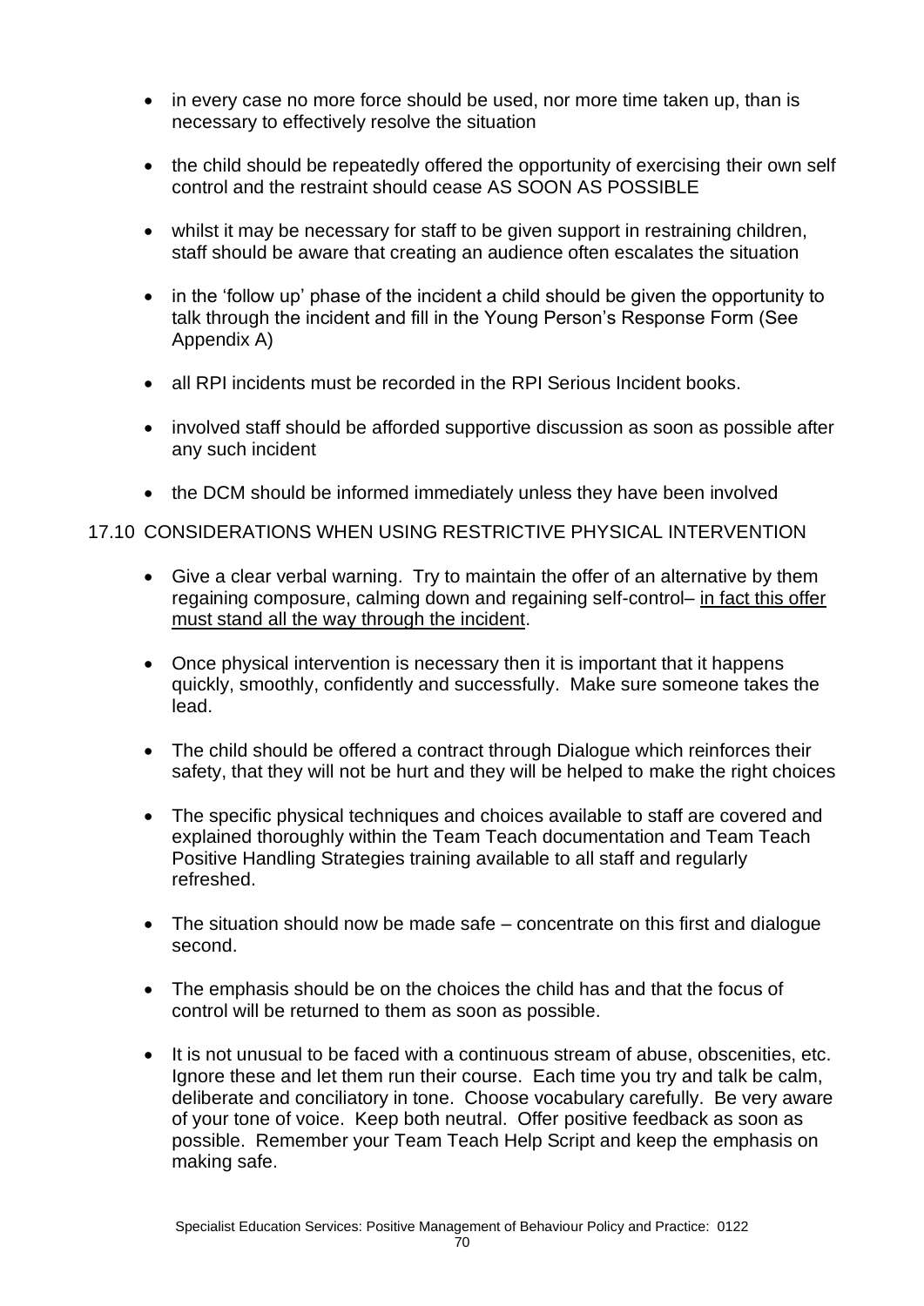- in every case no more force should be used, nor more time taken up, than is necessary to effectively resolve the situation

- the child should be repeatedly offered the opportunity of exercising their own self control and the restraint should cease AS SOON AS POSSIBLE

- whilst it may be necessary for staff to be given support in restraining children, staff should be aware that creating an audience often escalates the situation

- in the 'follow up' phase of the incident a child should be given the opportunity to talk through the incident and fill in the Young Person's Response Form (See Appendix A)

- all RPI incidents must be recorded in the RPI Serious Incident books.

- involved staff should be afforded supportive discussion as soon as possible after any such incident

- the DCM should be informed immediately unless they have been involved

17.10 CONSIDERATIONS WHEN USING RESTRICTIVE PHYSICAL INTERVENTION

- Give a clear verbal warning. Try to maintain the offer of an alternative by them regaining composure, calming down and regaining self-control– <u>in fact this offer must stand all the way through the incident</u>.

- Once physical intervention is necessary then it is important that it happens quickly, smoothly, confidently and successfully. Make sure someone takes the lead.

- The child should be offered a contract through Dialogue which reinforces their safety, that they will not be hurt and they will be helped to make the right choices

- The specific physical techniques and choices available to staff are covered and explained thoroughly within the Team Teach documentation and Team Teach Positive Handling Strategies training available to all staff and regularly refreshed.

- The situation should now be made safe – concentrate on this first and dialogue second.

- The emphasis should be on the choices the child has and that the focus of control will be returned to them as soon as possible.

- It is not unusual to be faced with a continuous stream of abuse, obscenities, etc. Ignore these and let them run their course. Each time you try and talk be calm, deliberate and conciliatory in tone. Choose vocabulary carefully. Be very aware of your tone of voice. Keep both neutral. Offer positive feedback as soon as possible. Remember your Team Teach Help Script and keep the emphasis on making safe.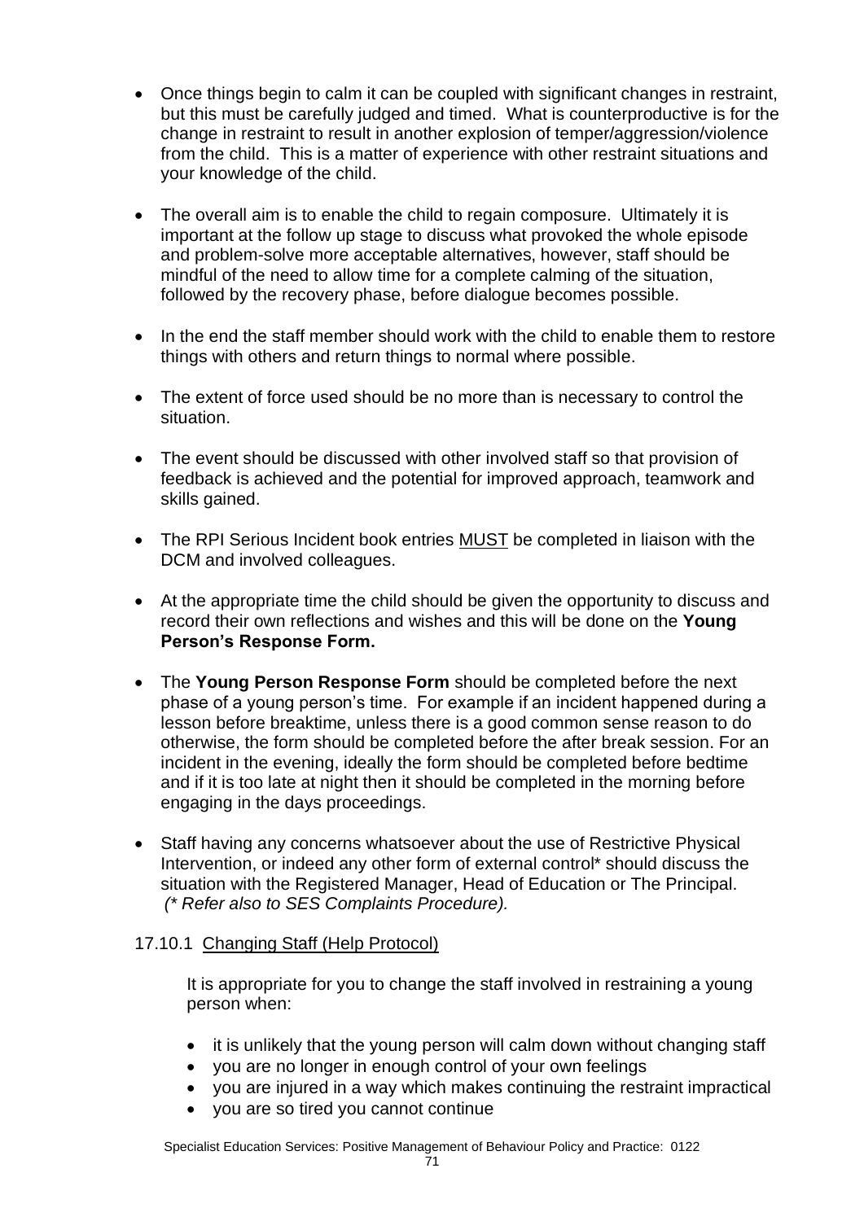- Once things begin to calm it can be coupled with significant changes in restraint, but this must be carefully judged and timed. What is counterproductive is for the change in restraint to result in another explosion of temper/aggression/violence from the child. This is a matter of experience with other restraint situations and your knowledge of the child.

- The overall aim is to enable the child to regain composure. Ultimately it is important at the follow up stage to discuss what provoked the whole episode and problem-solve more acceptable alternatives, however, staff should be mindful of the need to allow time for a complete calming of the situation, followed by the recovery phase, before dialogue becomes possible.

- In the end the staff member should work with the child to enable them to restore things with others and return things to normal where possible.

- The extent of force used should be no more than is necessary to control the situation.

- The event should be discussed with other involved staff so that provision of feedback is achieved and the potential for improved approach, teamwork and skills gained.

- The RPI Serious Incident book entries <u>MUST</u> be completed in liaison with the DCM and involved colleagues.

- At the appropriate time the child should be given the opportunity to discuss and record their own reflections and wishes and this will be done on the **Young Person's Response Form.**

- The **Young Person Response Form** should be completed before the next phase of a young person's time. For example if an incident happened during a lesson before breaktime, unless there is a good common sense reason to do otherwise, the form should be completed before the after break session. For an incident in the evening, ideally the form should be completed before bedtime and if it is too late at night then it should be completed in the morning before engaging in the days proceedings.

- Staff having any concerns whatsoever about the use of Restrictive Physical Intervention, or indeed any other form of external control* should discuss the situation with the Registered Manager, Head of Education or The Principal. *(* Refer also to SES Complaints Procedure).*

### 17.10.1 <u>Changing Staff (Help Protocol)</u>

It is appropriate for you to change the staff involved in restraining a young person when:

- it is unlikely that the young person will calm down without changing staff
- you are no longer in enough control of your own feelings
- you are injured in a way which makes continuing the restraint impractical
- you are so tired you cannot continue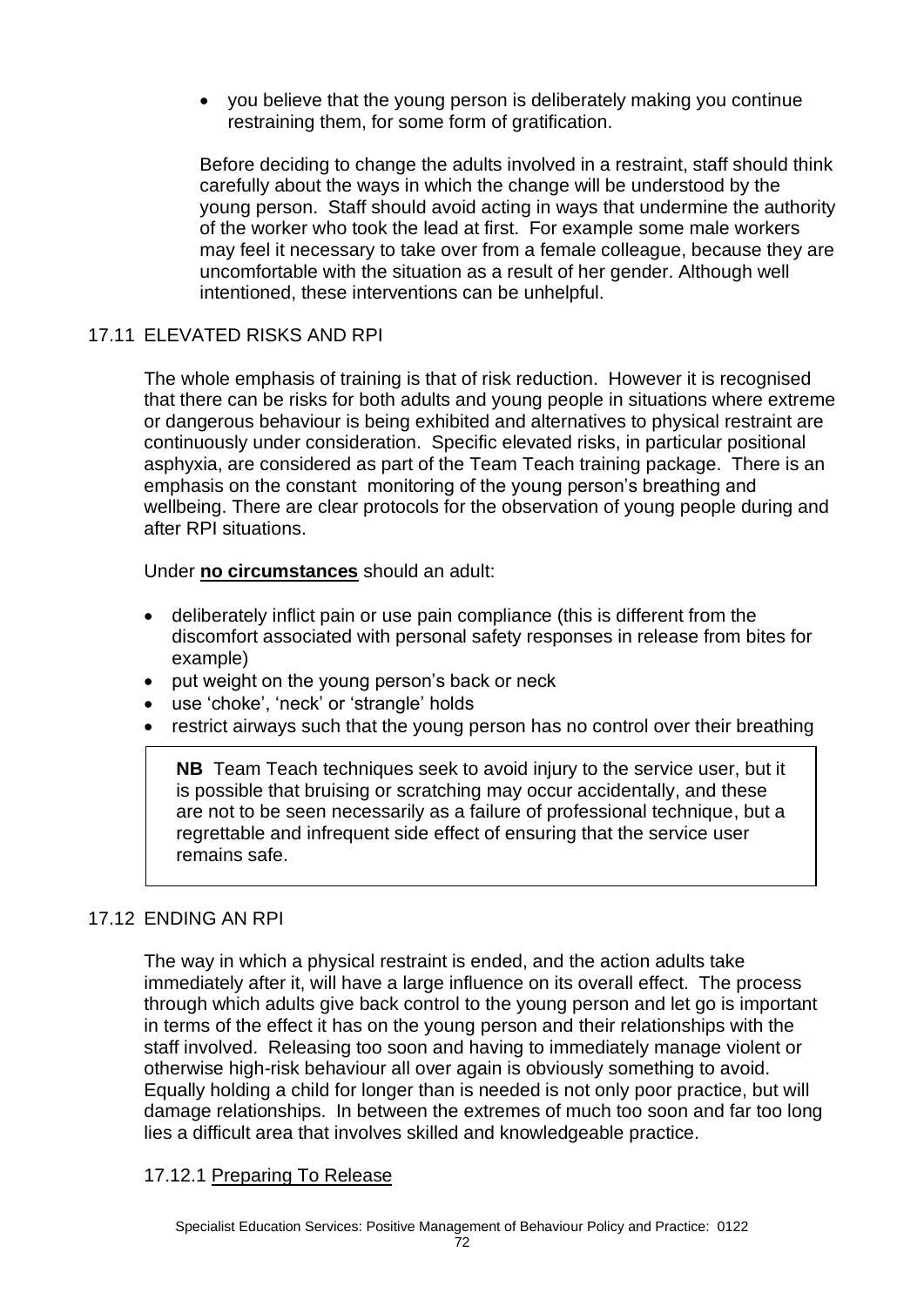- you believe that the young person is deliberately making you continue restraining them, for some form of gratification.

Before deciding to change the adults involved in a restraint, staff should think carefully about the ways in which the change will be understood by the young person. Staff should avoid acting in ways that undermine the authority of the worker who took the lead at first. For example some male workers may feel it necessary to take over from a female colleague, because they are uncomfortable with the situation as a result of her gender. Although well intentioned, these interventions can be unhelpful.

## 17.11 ELEVATED RISKS AND RPI

The whole emphasis of training is that of risk reduction. However it is recognised that there can be risks for both adults and young people in situations where extreme or dangerous behaviour is being exhibited and alternatives to physical restraint are continuously under consideration. Specific elevated risks, in particular positional asphyxia, are considered as part of the Team Teach training package. There is an emphasis on the constant monitoring of the young person's breathing and wellbeing. There are clear protocols for the observation of young people during and after RPI situations.

Under **no circumstances** should an adult:

- deliberately inflict pain or use pain compliance (this is different from the discomfort associated with personal safety responses in release from bites for example)
- put weight on the young person's back or neck
- use 'choke', 'neck' or 'strangle' holds
- restrict airways such that the young person has no control over their breathing

> **NB** Team Teach techniques seek to avoid injury to the service user, but it is possible that bruising or scratching may occur accidentally, and these are not to be seen necessarily as a failure of professional technique, but a regrettable and infrequent side effect of ensuring that the service user remains safe.

## 17.12 ENDING AN RPI

The way in which a physical restraint is ended, and the action adults take immediately after it, will have a large influence on its overall effect. The process through which adults give back control to the young person and let go is important in terms of the effect it has on the young person and their relationships with the staff involved. Releasing too soon and having to immediately manage violent or otherwise high-risk behaviour all over again is obviously something to avoid. Equally holding a child for longer than is needed is not only poor practice, but will damage relationships. In between the extremes of much too soon and far too long lies a difficult area that involves skilled and knowledgeable practice.

### 17.12.1 Preparing To Release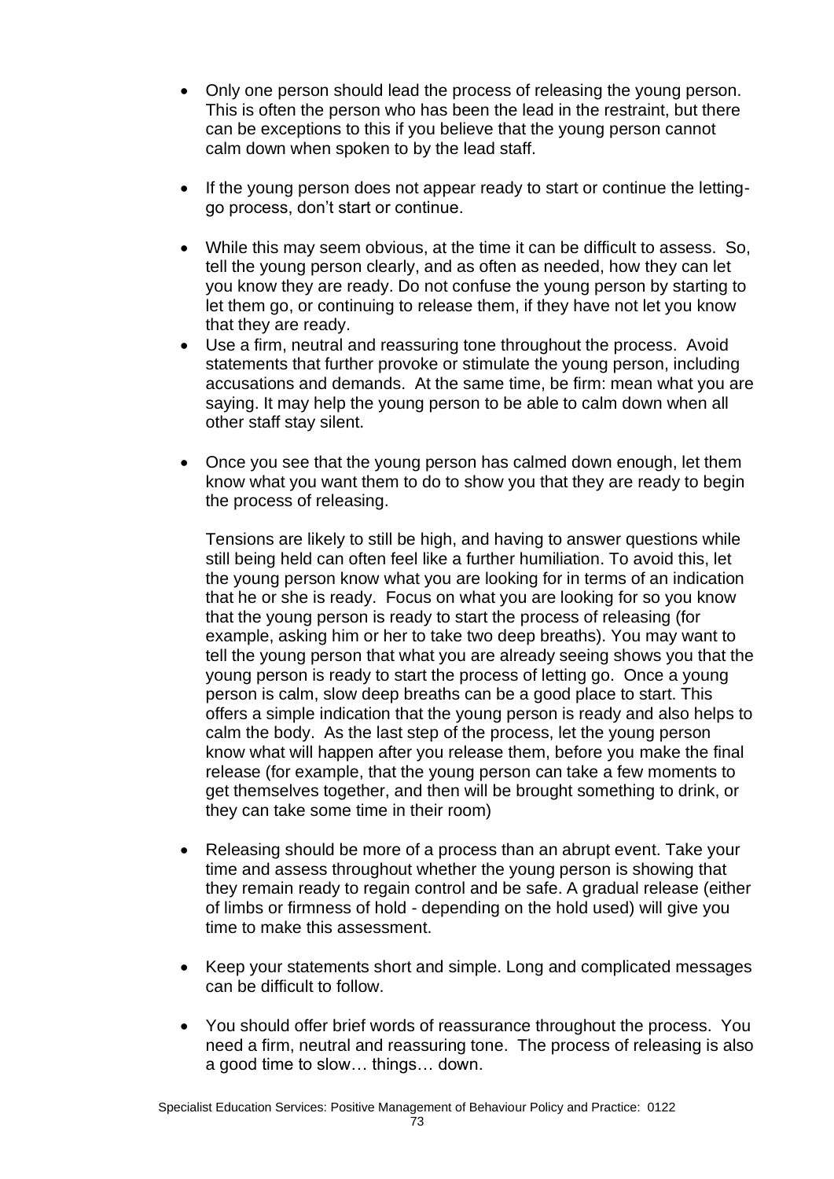- Only one person should lead the process of releasing the young person. This is often the person who has been the lead in the restraint, but there can be exceptions to this if you believe that the young person cannot calm down when spoken to by the lead staff.

- If the young person does not appear ready to start or continue the letting-go process, don't start or continue.

- While this may seem obvious, at the time it can be difficult to assess. So, tell the young person clearly, and as often as needed, how they can let you know they are ready. Do not confuse the young person by starting to let them go, or continuing to release them, if they have not let you know that they are ready.
- Use a firm, neutral and reassuring tone throughout the process. Avoid statements that further provoke or stimulate the young person, including accusations and demands. At the same time, be firm: mean what you are saying. It may help the young person to be able to calm down when all other staff stay silent.

- Once you see that the young person has calmed down enough, let them know what you want them to do to show you that they are ready to begin the process of releasing.

  Tensions are likely to still be high, and having to answer questions while still being held can often feel like a further humiliation. To avoid this, let the young person know what you are looking for in terms of an indication that he or she is ready. Focus on what you are looking for so you know that the young person is ready to start the process of releasing (for example, asking him or her to take two deep breaths). You may want to tell the young person that what you are already seeing shows you that the young person is ready to start the process of letting go. Once a young person is calm, slow deep breaths can be a good place to start. This offers a simple indication that the young person is ready and also helps to calm the body. As the last step of the process, let the young person know what will happen after you release them, before you make the final release (for example, that the young person can take a few moments to get themselves together, and then will be brought something to drink, or they can take some time in their room)

- Releasing should be more of a process than an abrupt event. Take your time and assess throughout whether the young person is showing that they remain ready to regain control and be safe. A gradual release (either of limbs or firmness of hold - depending on the hold used) will give you time to make this assessment.

- Keep your statements short and simple. Long and complicated messages can be difficult to follow.

- You should offer brief words of reassurance throughout the process. You need a firm, neutral and reassuring tone. The process of releasing is also a good time to slow… things… down.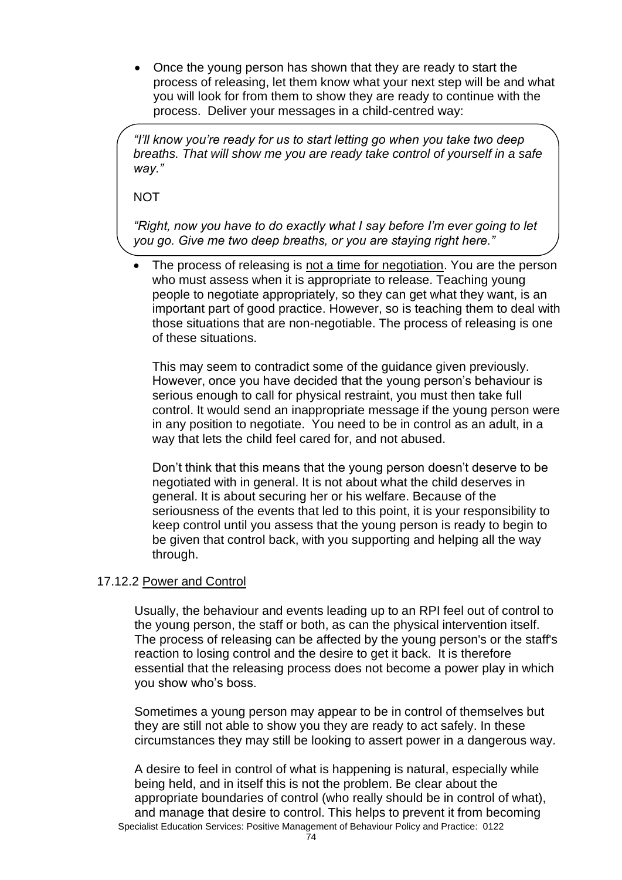- Once the young person has shown that they are ready to start the process of releasing, let them know what your next step will be and what you will look for from them to show they are ready to continue with the process. Deliver your messages in a child-centred way:

> *"I'll know you're ready for us to start letting go when you take two deep breaths. That will show me you are ready take control of yourself in a safe way."*
>
> NOT
>
> *"Right, now you have to do exactly what I say before I'm ever going to let you go. Give me two deep breaths, or you are staying right here."*

- The process of releasing is <u>not a time for negotiation</u>. You are the person who must assess when it is appropriate to release. Teaching young people to negotiate appropriately, so they can get what they want, is an important part of good practice. However, so is teaching them to deal with those situations that are non-negotiable. The process of releasing is one of these situations.

  This may seem to contradict some of the guidance given previously. However, once you have decided that the young person's behaviour is serious enough to call for physical restraint, you must then take full control. It would send an inappropriate message if the young person were in any position to negotiate. You need to be in control as an adult, in a way that lets the child feel cared for, and not abused.

  Don't think that this means that the young person doesn't deserve to be negotiated with in general. It is not about what the child deserves in general. It is about securing her or his welfare. Because of the seriousness of the events that led to this point, it is your responsibility to keep control until you assess that the young person is ready to begin to be given that control back, with you supporting and helping all the way through.

### 17.12.2 Power and Control

Usually, the behaviour and events leading up to an RPI feel out of control to the young person, the staff or both, as can the physical intervention itself. The process of releasing can be affected by the young person's or the staff's reaction to losing control and the desire to get it back. It is therefore essential that the releasing process does not become a power play in which you show who's boss.

Sometimes a young person may appear to be in control of themselves but they are still not able to show you they are ready to act safely. In these circumstances they may still be looking to assert power in a dangerous way.

A desire to feel in control of what is happening is natural, especially while being held, and in itself this is not the problem. Be clear about the appropriate boundaries of control (who really should be in control of what), and manage that desire to control. This helps to prevent it from becoming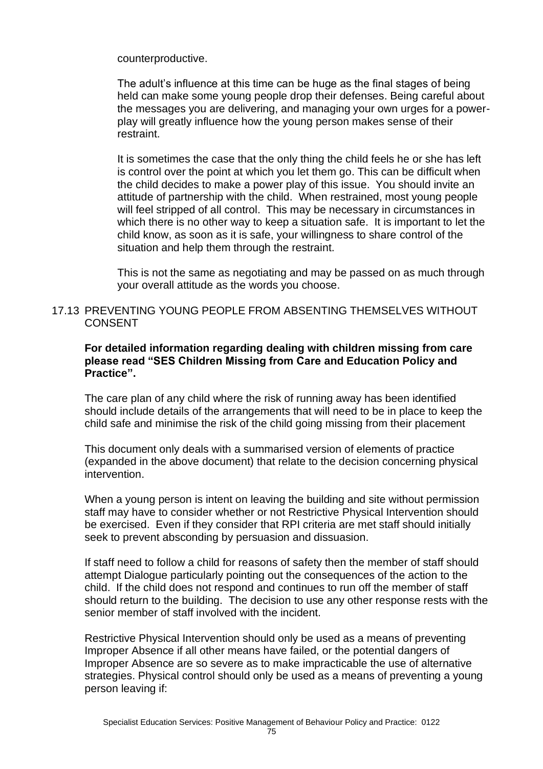counterproductive.

The adult's influence at this time can be huge as the final stages of being held can make some young people drop their defenses. Being careful about the messages you are delivering, and managing your own urges for a power-play will greatly influence how the young person makes sense of their restraint.

It is sometimes the case that the only thing the child feels he or she has left is control over the point at which you let them go. This can be difficult when the child decides to make a power play of this issue. You should invite an attitude of partnership with the child. When restrained, most young people will feel stripped of all control. This may be necessary in circumstances in which there is no other way to keep a situation safe. It is important to let the child know, as soon as it is safe, your willingness to share control of the situation and help them through the restraint.

This is not the same as negotiating and may be passed on as much through your overall attitude as the words you choose.

## 17.13 PREVENTING YOUNG PEOPLE FROM ABSENTING THEMSELVES WITHOUT CONSENT

**For detailed information regarding dealing with children missing from care please read "SES Children Missing from Care and Education Policy and Practice".**

The care plan of any child where the risk of running away has been identified should include details of the arrangements that will need to be in place to keep the child safe and minimise the risk of the child going missing from their placement

This document only deals with a summarised version of elements of practice (expanded in the above document) that relate to the decision concerning physical intervention.

When a young person is intent on leaving the building and site without permission staff may have to consider whether or not Restrictive Physical Intervention should be exercised. Even if they consider that RPI criteria are met staff should initially seek to prevent absconding by persuasion and dissuasion.

If staff need to follow a child for reasons of safety then the member of staff should attempt Dialogue particularly pointing out the consequences of the action to the child. If the child does not respond and continues to run off the member of staff should return to the building. The decision to use any other response rests with the senior member of staff involved with the incident.

Restrictive Physical Intervention should only be used as a means of preventing Improper Absence if all other means have failed, or the potential dangers of Improper Absence are so severe as to make impracticable the use of alternative strategies. Physical control should only be used as a means of preventing a young person leaving if: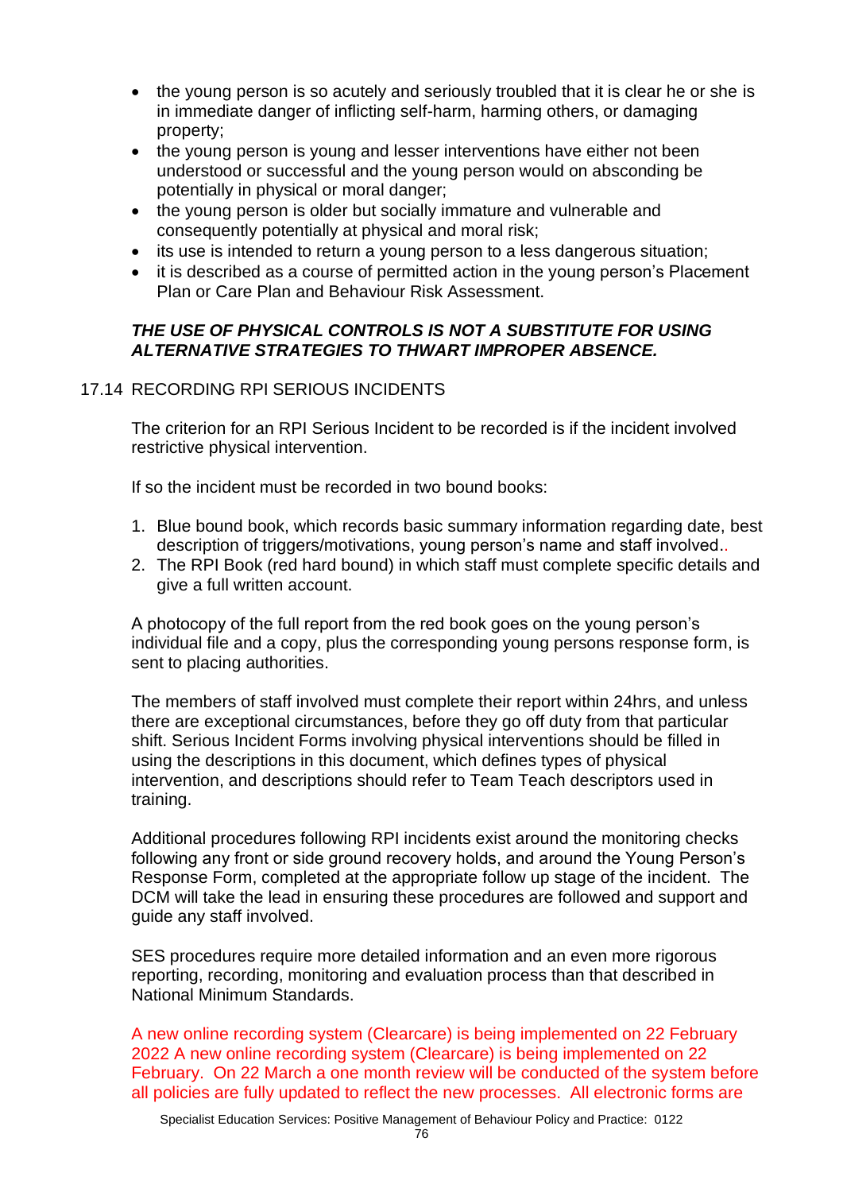- the young person is so acutely and seriously troubled that it is clear he or she is in immediate danger of inflicting self-harm, harming others, or damaging property;
- the young person is young and lesser interventions have either not been understood or successful and the young person would on absconding be potentially in physical or moral danger;
- the young person is older but socially immature and vulnerable and consequently potentially at physical and moral risk;
- its use is intended to return a young person to a less dangerous situation;
- it is described as a course of permitted action in the young person's Placement Plan or Care Plan and Behaviour Risk Assessment.

***THE USE OF PHYSICAL CONTROLS IS NOT A SUBSTITUTE FOR USING ALTERNATIVE STRATEGIES TO THWART IMPROPER ABSENCE.***

17.14 RECORDING RPI SERIOUS INCIDENTS

The criterion for an RPI Serious Incident to be recorded is if the incident involved restrictive physical intervention.

If so the incident must be recorded in two bound books:

1. Blue bound book, which records basic summary information regarding date, best description of triggers/motivations, young person's name and staff involved..
2. The RPI Book (red hard bound) in which staff must complete specific details and give a full written account.

A photocopy of the full report from the red book goes on the young person's individual file and a copy, plus the corresponding young persons response form, is sent to placing authorities.

The members of staff involved must complete their report within 24hrs, and unless there are exceptional circumstances, before they go off duty from that particular shift. Serious Incident Forms involving physical interventions should be filled in using the descriptions in this document, which defines types of physical intervention, and descriptions should refer to Team Teach descriptors used in training.

Additional procedures following RPI incidents exist around the monitoring checks following any front or side ground recovery holds, and around the Young Person's Response Form, completed at the appropriate follow up stage of the incident. The DCM will take the lead in ensuring these procedures are followed and support and guide any staff involved.

SES procedures require more detailed information and an even more rigorous reporting, recording, monitoring and evaluation process than that described in National Minimum Standards.

A new online recording system (Clearcare) is being implemented on 22 February 2022 A new online recording system (Clearcare) is being implemented on 22 February. On 22 March a one month review will be conducted of the system before all policies are fully updated to reflect the new processes. All electronic forms are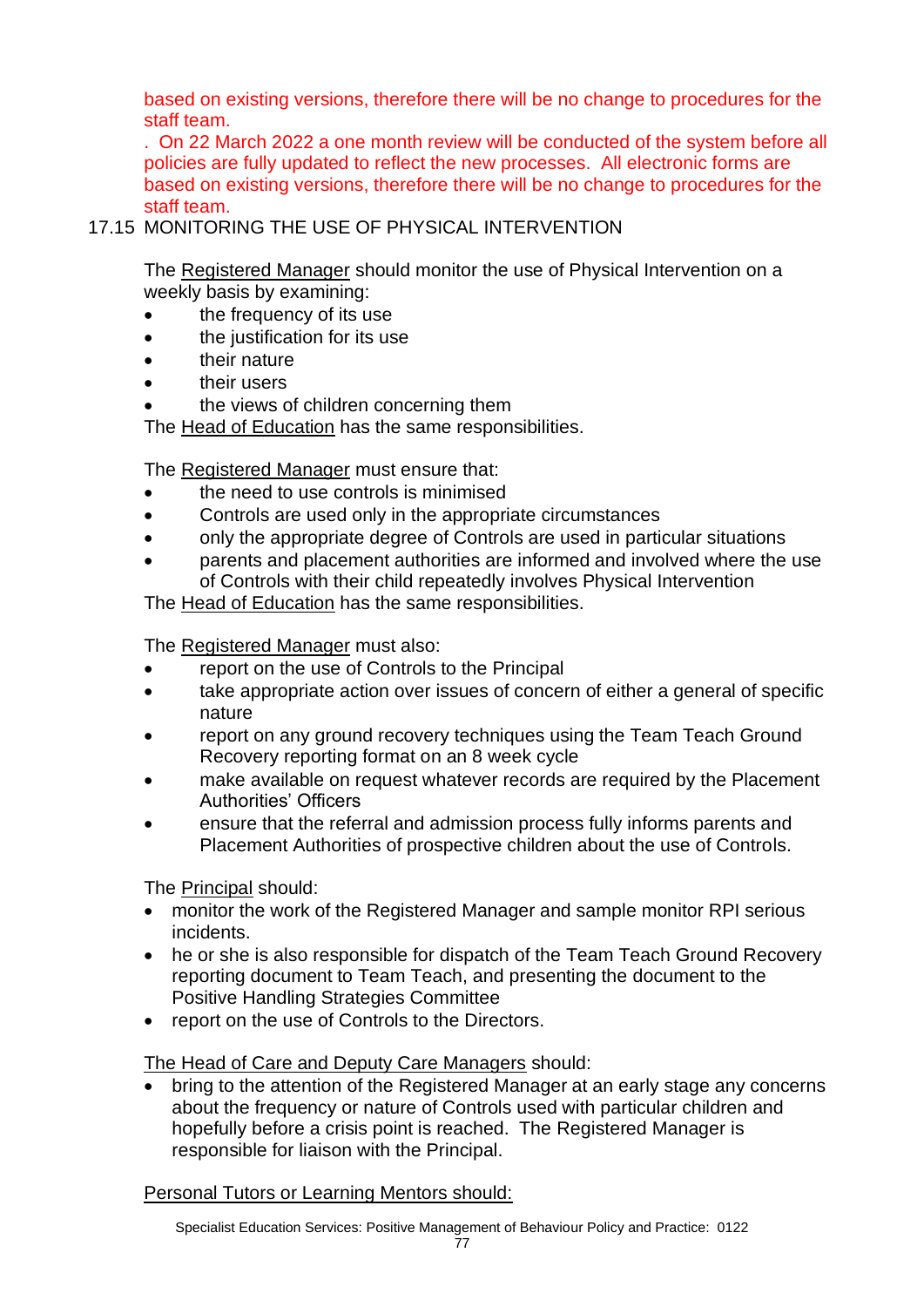based on existing versions, therefore there will be no change to procedures for the staff team.

. On 22 March 2022 a one month review will be conducted of the system before all policies are fully updated to reflect the new processes. All electronic forms are based on existing versions, therefore there will be no change to procedures for the staff team.

## 17.15 MONITORING THE USE OF PHYSICAL INTERVENTION

The Registered Manager should monitor the use of Physical Intervention on a weekly basis by examining:

- the frequency of its use
- the justification for its use
- their nature
- their users
- the views of children concerning them

The Head of Education has the same responsibilities.

The Registered Manager must ensure that:

- the need to use controls is minimised
- Controls are used only in the appropriate circumstances
- only the appropriate degree of Controls are used in particular situations
- parents and placement authorities are informed and involved where the use of Controls with their child repeatedly involves Physical Intervention

The Head of Education has the same responsibilities.

The Registered Manager must also:

- report on the use of Controls to the Principal
- take appropriate action over issues of concern of either a general of specific nature
- report on any ground recovery techniques using the Team Teach Ground Recovery reporting format on an 8 week cycle
- make available on request whatever records are required by the Placement Authorities' Officers
- ensure that the referral and admission process fully informs parents and Placement Authorities of prospective children about the use of Controls.

The Principal should:

- monitor the work of the Registered Manager and sample monitor RPI serious incidents.
- he or she is also responsible for dispatch of the Team Teach Ground Recovery reporting document to Team Teach, and presenting the document to the Positive Handling Strategies Committee
- report on the use of Controls to the Directors.

The Head of Care and Deputy Care Managers should:

- bring to the attention of the Registered Manager at an early stage any concerns about the frequency or nature of Controls used with particular children and hopefully before a crisis point is reached. The Registered Manager is responsible for liaison with the Principal.

Personal Tutors or Learning Mentors should: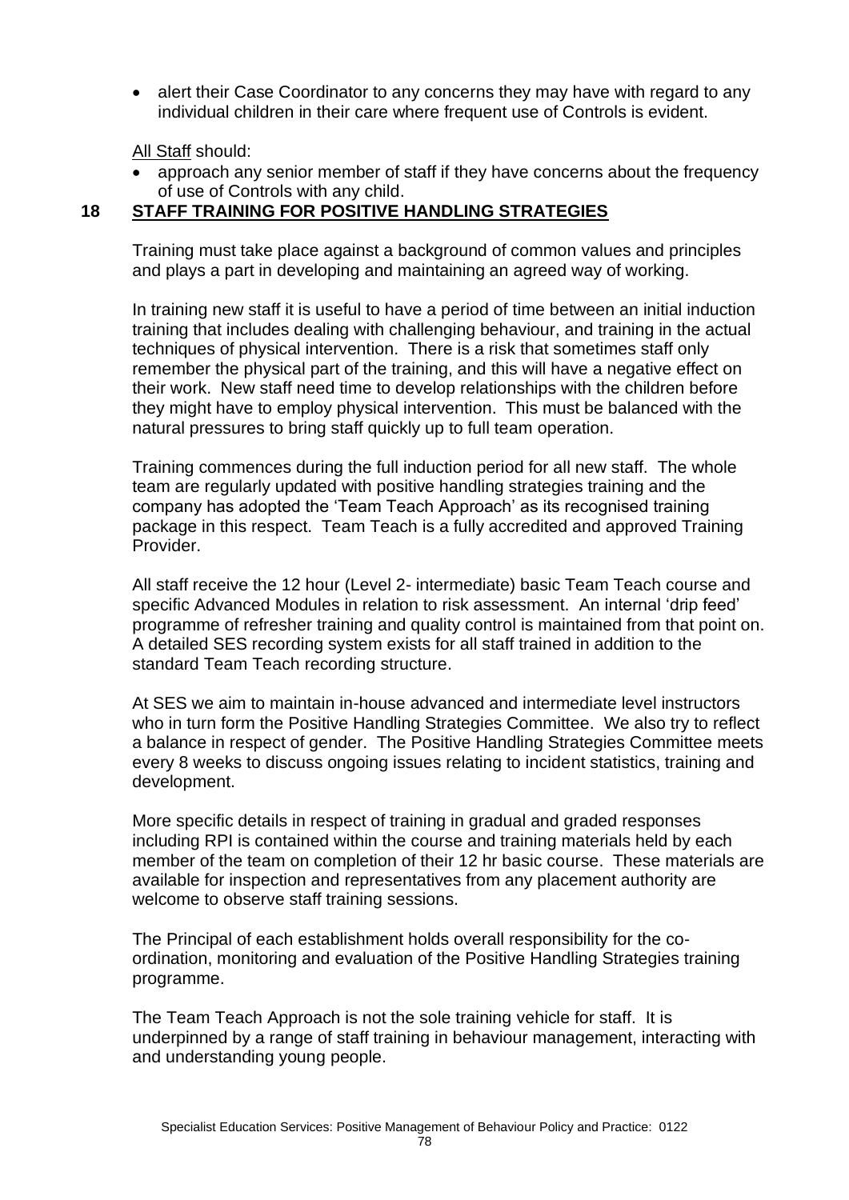- alert their Case Coordinator to any concerns they may have with regard to any individual children in their care where frequent use of Controls is evident.

<u>All Staff</u> should:

- approach any senior member of staff if they have concerns about the frequency of use of Controls with any child.

## 18 STAFF TRAINING FOR POSITIVE HANDLING STRATEGIES

Training must take place against a background of common values and principles and plays a part in developing and maintaining an agreed way of working.

In training new staff it is useful to have a period of time between an initial induction training that includes dealing with challenging behaviour, and training in the actual techniques of physical intervention. There is a risk that sometimes staff only remember the physical part of the training, and this will have a negative effect on their work. New staff need time to develop relationships with the children before they might have to employ physical intervention. This must be balanced with the natural pressures to bring staff quickly up to full team operation.

Training commences during the full induction period for all new staff. The whole team are regularly updated with positive handling strategies training and the company has adopted the 'Team Teach Approach' as its recognised training package in this respect. Team Teach is a fully accredited and approved Training Provider.

All staff receive the 12 hour (Level 2- intermediate) basic Team Teach course and specific Advanced Modules in relation to risk assessment. An internal 'drip feed' programme of refresher training and quality control is maintained from that point on. A detailed SES recording system exists for all staff trained in addition to the standard Team Teach recording structure.

At SES we aim to maintain in-house advanced and intermediate level instructors who in turn form the Positive Handling Strategies Committee. We also try to reflect a balance in respect of gender. The Positive Handling Strategies Committee meets every 8 weeks to discuss ongoing issues relating to incident statistics, training and development.

More specific details in respect of training in gradual and graded responses including RPI is contained within the course and training materials held by each member of the team on completion of their 12 hr basic course. These materials are available for inspection and representatives from any placement authority are welcome to observe staff training sessions.

The Principal of each establishment holds overall responsibility for the co-ordination, monitoring and evaluation of the Positive Handling Strategies training programme.

The Team Teach Approach is not the sole training vehicle for staff. It is underpinned by a range of staff training in behaviour management, interacting with and understanding young people.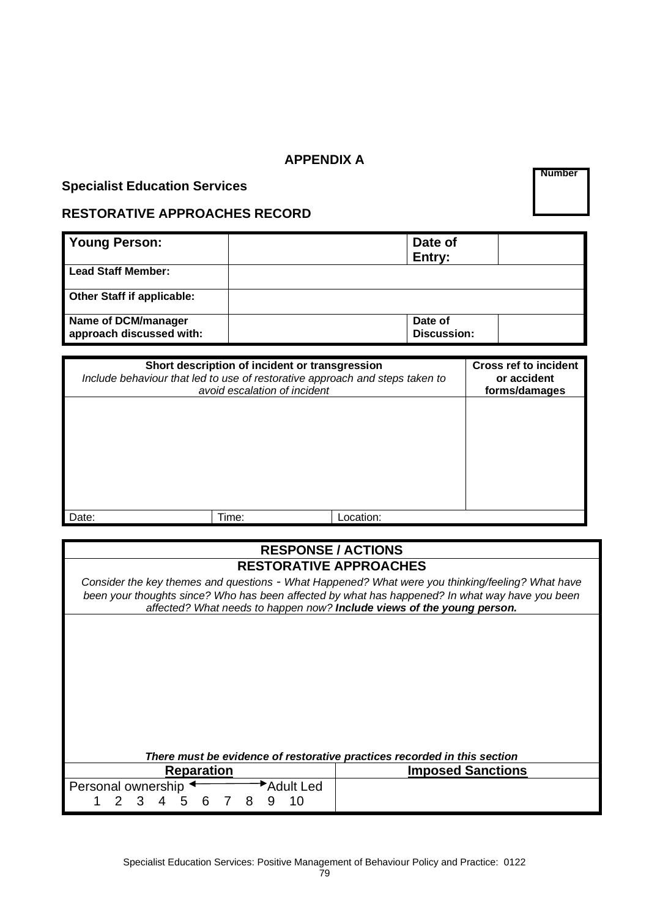## APPENDIX A

**Specialist Education Services**

| Number |
|---|
| |

**RESTORATIVE APPROACHES RECORD**

| **Young Person:** | | **Date of Entry:** | |
|---|---|---|---|
| **Lead Staff Member:** | | | |
| **Other Staff if applicable:** | | | |
| **Name of DCM/manager approach discussed with:** | | **Date of Discussion:** | |

| **Short description of incident or transgression**<br>*Include behaviour that led to use of restorative approach and steps taken to avoid escalation of incident* | | | **Cross ref to incident or accident forms/damages** |
|---|---|---|---|
| | | | |
| Date: | Time: | Location: | |

| **RESPONSE / ACTIONS** | |
|---|---|
| **RESTORATIVE APPROACHES**<br>*Consider the key themes and questions - What Happened? What were you thinking/feeling? What have been your thoughts since? Who has been affected by what has happened? In what way have you been affected? What needs to happen now?* ***Include views of the young person.*** | |
| ***There must be evidence of restorative practices recorded in this section*** | |
| **Reparation** | **Imposed Sanctions** |
| Personal ownership ←→ Adult Led<br>1 2 3 4 5 6 7 8 9 10 | |

Specialist Education Services: Positive Management of Behaviour Policy and Practice: 0122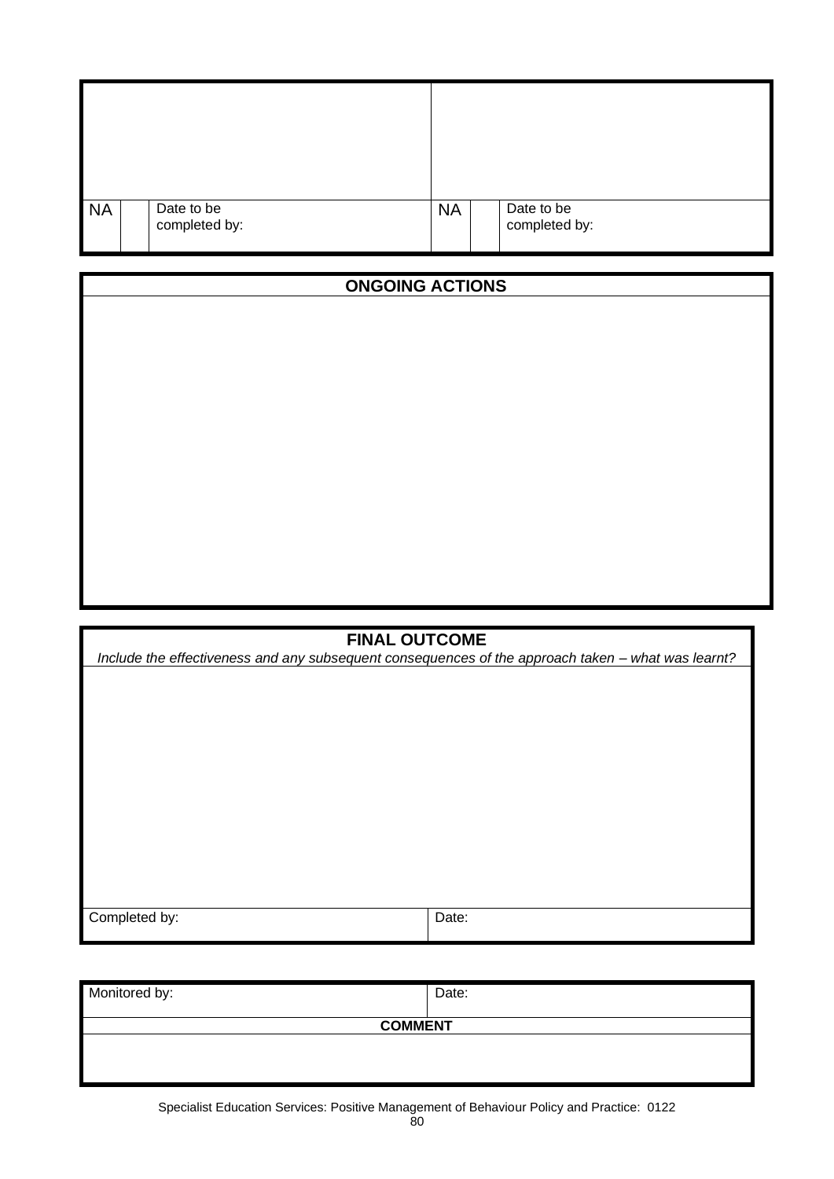| | | | | | |
|---|---|---|---|---|---|
| NA | | Date to be completed by: | NA | | Date to be completed by: |

| ONGOING ACTIONS |
|---|
| |

| FINAL OUTCOME<br>*Include the effectiveness and any subsequent consequences of the approach taken – what was learnt?* | |
|---|---|
| | |
| Completed by: | Date: |

| Monitored by: | Date: |
|---|---|
| **COMMENT** | |
| | |

Specialist Education Services: Positive Management of Behaviour Policy and Practice: 0122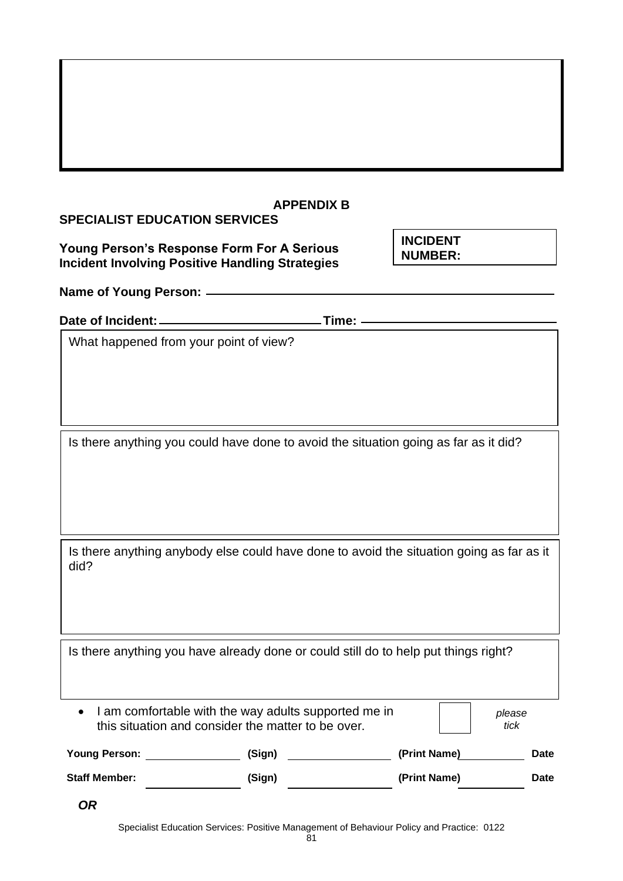**APPENDIX B**

**SPECIALIST EDUCATION SERVICES**

**Young Person's Response Form For A Serious Incident Involving Positive Handling Strategies**

**INCIDENT NUMBER:**

**Name of Young Person:** ______________________________

**Date of Incident:** ____________________ **Time:** ____________________

What happened from your point of view?

Is there anything you could have done to avoid the situation going as far as it did?

Is there anything anybody else could have done to avoid the situation going as far as it did?

Is there anything you have already done or could still do to help put things right?

- I am comfortable with the way adults supported me in this situation and consider the matter to be over. ☐ *please tick*

| | | | | | | |
|---|---|---|---|---|---|---|
| **Young Person:** | | **(Sign)** | | **(Print Name)** | | **Date** |
| **Staff Member:** | | **(Sign)** | | **(Print Name)** | | **Date** |

***OR***

Specialist Education Services: Positive Management of Behaviour Policy and Practice: 0122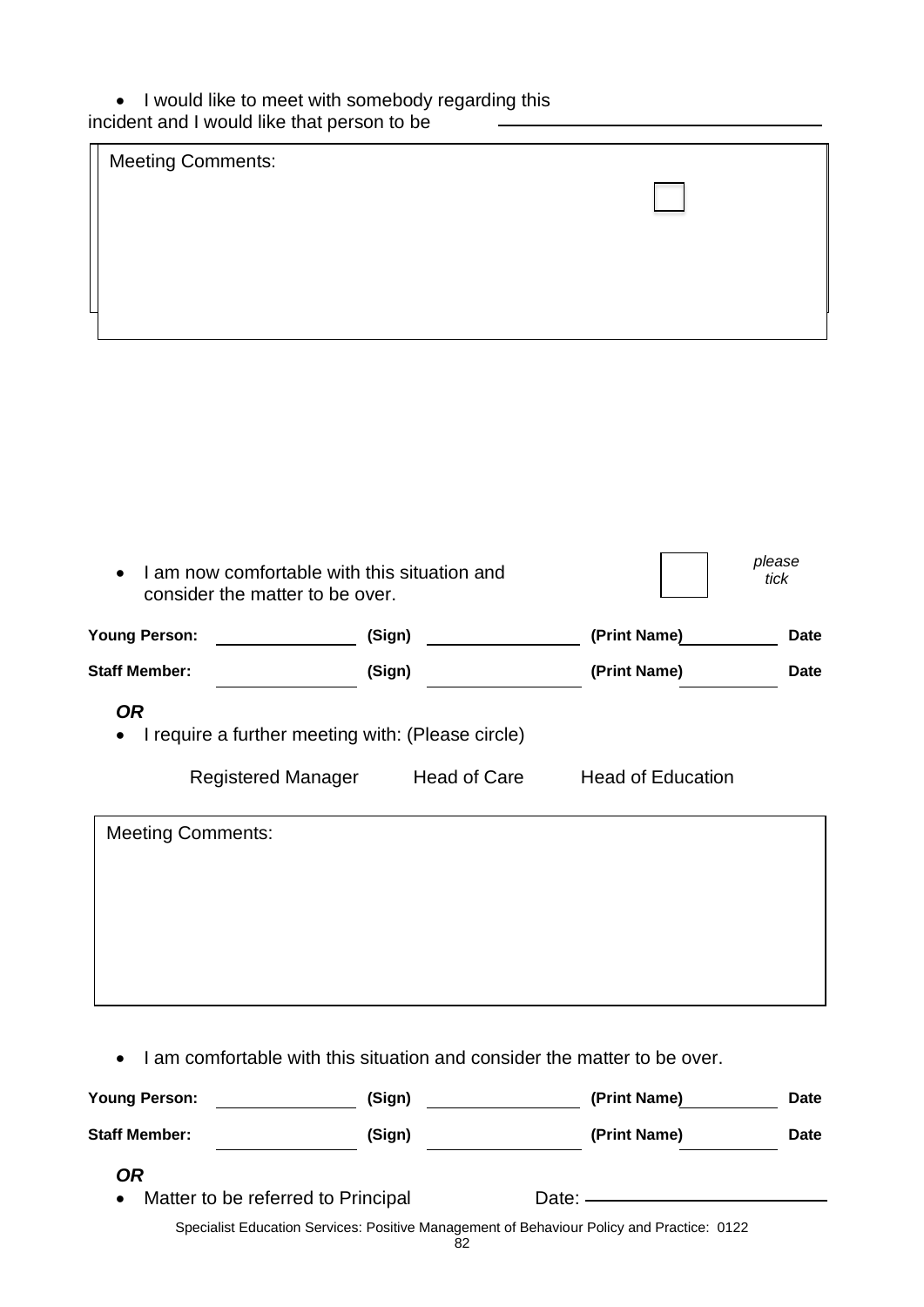- I would like to meet with somebody regarding this incident and I would like that person to be ____________________

Meeting Comments:

☐

- I am now comfortable with this situation and consider the matter to be over. ☐ *please tick*

| **Young Person:** | | **(Sign)** | | **(Print Name)** | | **Date** |
|---|---|---|---|---|---|---|
| **Staff Member:** | | **(Sign)** | | **(Print Name)** | | **Date** |

***OR***

- I require a further meeting with: (Please circle)

  Registered Manager     Head of Care     Head of Education

Meeting Comments:

- I am comfortable with this situation and consider the matter to be over.

| **Young Person:** | | **(Sign)** | | **(Print Name)** | | **Date** |
|---|---|---|---|---|---|---|
| **Staff Member:** | | **(Sign)** | | **(Print Name)** | | **Date** |

***OR***

- Matter to be referred to Principal     Date: ____________________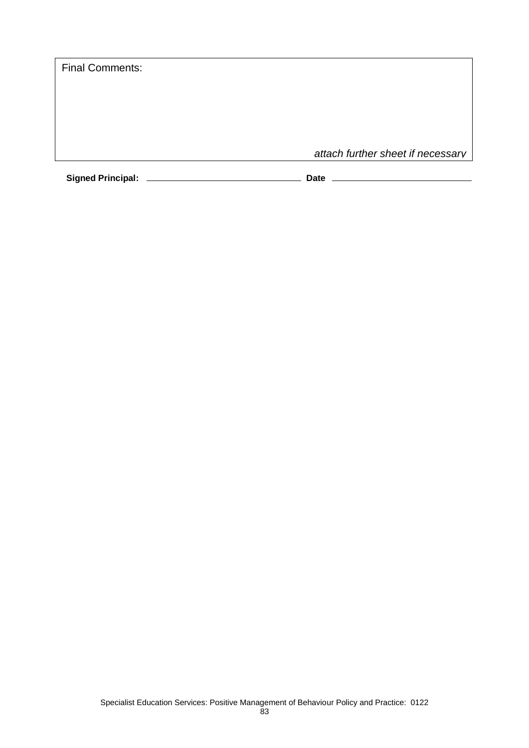| Final Comments: |
|---|
| |
| *attach further sheet if necessary* |

**Signed Principal:** ______________________________ **Date** ____________________________